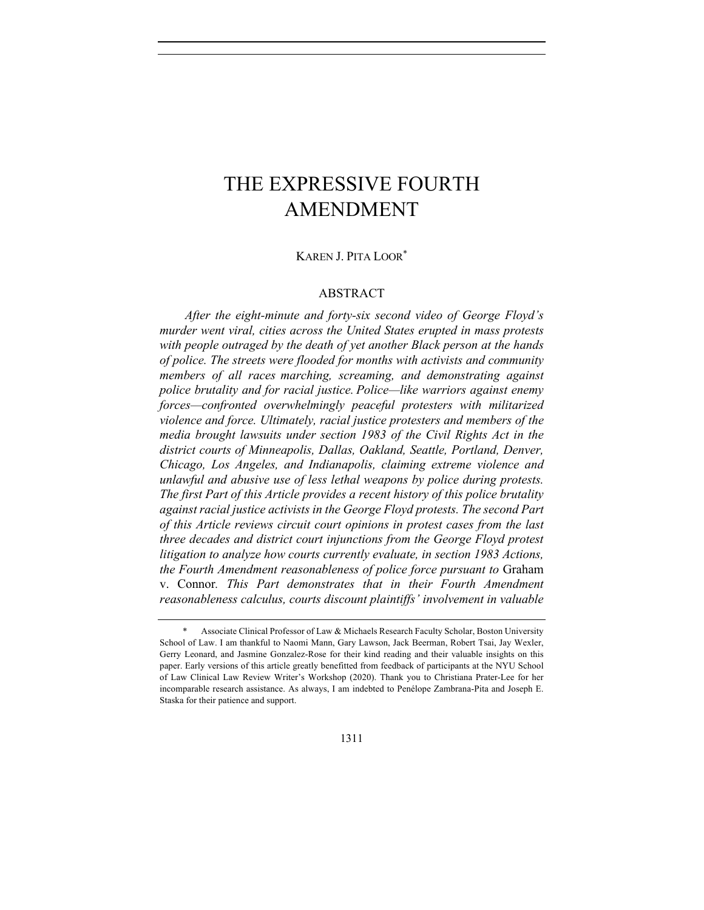# THE EXPRESSIVE FOURTH AMENDMENT

KAREN J. PITA LOOR*

## ABSTRACT

*After the eight-minute and forty-six second video of George Floyd's murder went viral, cities across the United States erupted in mass protests with people outraged by the death of yet another Black person at the hands of police. The streets were flooded for months with activists and community members of all races marching, screaming, and demonstrating against police brutality and for racial justice. Police—like warriors against enemy forces—confronted overwhelmingly peaceful protesters with militarized violence and force. Ultimately, racial justice protesters and members of the media brought lawsuits under section 1983 of the Civil Rights Act in the district courts of Minneapolis, Dallas, Oakland, Seattle, Portland, Denver, Chicago, Los Angeles, and Indianapolis, claiming extreme violence and unlawful and abusive use of less lethal weapons by police during protests. The first Part of this Article provides a recent history of this police brutality against racial justice activists in the George Floyd protests. The second Part of this Article reviews circuit court opinions in protest cases from the last three decades and district court injunctions from the George Floyd protest litigation to analyze how courts currently evaluate, in section 1983 Actions, the Fourth Amendment reasonableness of police force pursuant to* Graham v. Connor. *This Part demonstrates that in their Fourth Amendment reasonableness calculus, courts discount plaintiffs' involvement in valuable*

---

\* Associate Clinical Professor of Law & Michaels Research Faculty Scholar, Boston University School of Law. I am thankful to Naomi Mann, Gary Lawson, Jack Beerman, Robert Tsai, Jay Wexler, Gerry Leonard, and Jasmine Gonzalez-Rose for their kind reading and their valuable insights on this paper. Early versions of this article greatly benefitted from feedback of participants at the NYU School of Law Clinical Law Review Writer's Workshop (2020). Thank you to Christiana Prater-Lee for her incomparable research assistance. As always, I am indebted to Penélope Zambrana-Pita and Joseph E. Staska for their patience and support.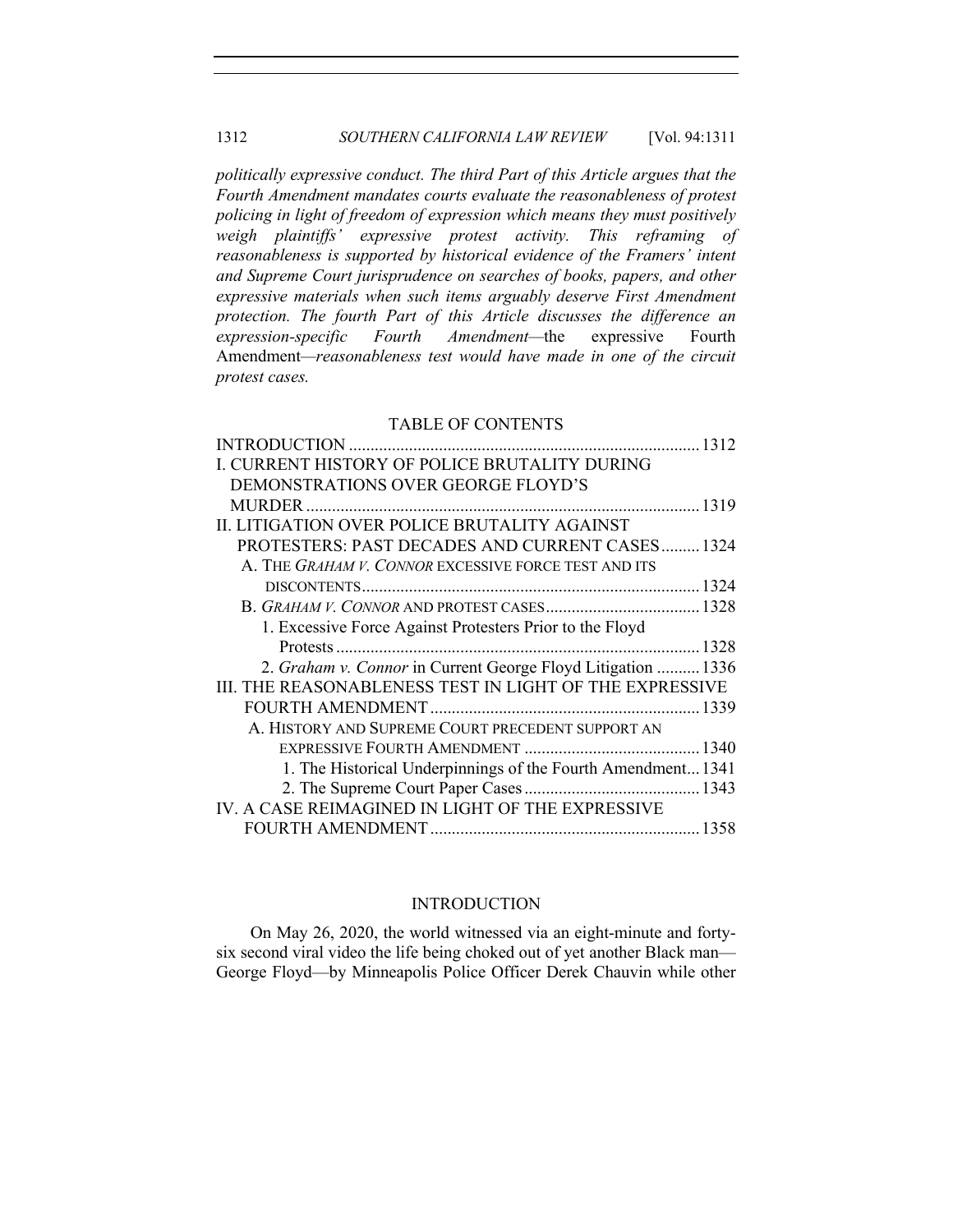*politically expressive conduct. The third Part of this Article argues that the Fourth Amendment mandates courts evaluate the reasonableness of protest policing in light of freedom of expression which means they must positively weigh plaintiffs' expressive protest activity. This reframing of reasonableness is supported by historical evidence of the Framers' intent and Supreme Court jurisprudence on searches of books, papers, and other expressive materials when such items arguably deserve First Amendment protection. The fourth Part of this Article discusses the difference an expression-specific Fourth Amendment*—the expressive Fourth Amendment—*reasonableness test would have made in one of the circuit protest cases.*

TABLE OF CONTENTS

INTRODUCTION .......... 1312
I. CURRENT HISTORY OF POLICE BRUTALITY DURING DEMONSTRATIONS OVER GEORGE FLOYD'S MURDER .......... 1319
II. LITIGATION OVER POLICE BRUTALITY AGAINST PROTESTERS: PAST DECADES AND CURRENT CASES .......... 1324
  A. THE *GRAHAM V. CONNOR* EXCESSIVE FORCE TEST AND ITS DISCONTENTS .......... 1324
  B. *GRAHAM V. CONNOR* AND PROTEST CASES .......... 1328
    1. Excessive Force Against Protesters Prior to the Floyd Protests .......... 1328
    2. *Graham v. Connor* in Current George Floyd Litigation .......... 1336
III. THE REASONABLENESS TEST IN LIGHT OF THE EXPRESSIVE FOURTH AMENDMENT .......... 1339
  A. HISTORY AND SUPREME COURT PRECEDENT SUPPORT AN EXPRESSIVE FOURTH AMENDMENT .......... 1340
    1. The Historical Underpinnings of the Fourth Amendment .......... 1341
    2. The Supreme Court Paper Cases .......... 1343
IV. A CASE REIMAGINED IN LIGHT OF THE EXPRESSIVE FOURTH AMENDMENT .......... 1358

## INTRODUCTION

On May 26, 2020, the world witnessed via an eight-minute and forty-six second viral video the life being choked out of yet another Black man—George Floyd—by Minneapolis Police Officer Derek Chauvin while other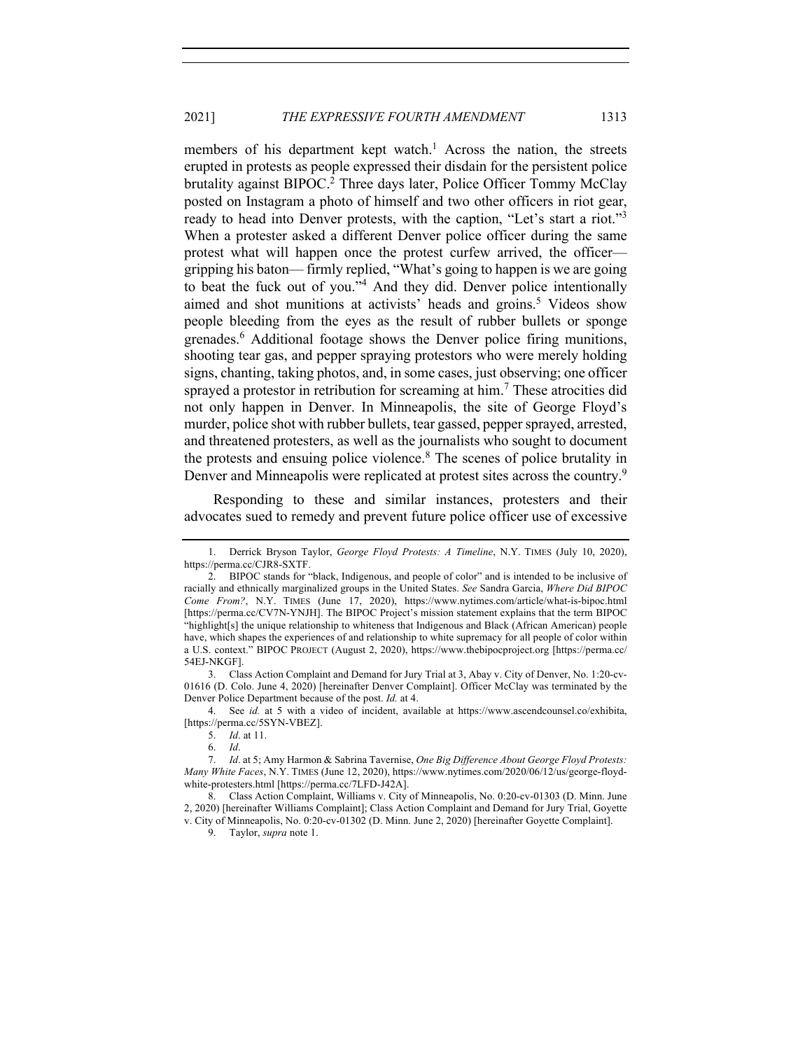members of his department kept watch.[1] Across the nation, the streets erupted in protests as people expressed their disdain for the persistent police brutality against BIPOC.[2] Three days later, Police Officer Tommy McClay posted on Instagram a photo of himself and two other officers in riot gear, ready to head into Denver protests, with the caption, "Let's start a riot."[3] When a protester asked a different Denver police officer during the same protest what will happen once the protest curfew arrived, the officer—gripping his baton— firmly replied, "What's going to happen is we are going to beat the fuck out of you."[4] And they did. Denver police intentionally aimed and shot munitions at activists' heads and groins.[5] Videos show people bleeding from the eyes as the result of rubber bullets or sponge grenades.[6] Additional footage shows the Denver police firing munitions, shooting tear gas, and pepper spraying protestors who were merely holding signs, chanting, taking photos, and, in some cases, just observing; one officer sprayed a protestor in retribution for screaming at him.[7] These atrocities did not only happen in Denver. In Minneapolis, the site of George Floyd's murder, police shot with rubber bullets, tear gassed, pepper sprayed, arrested, and threatened protesters, as well as the journalists who sought to document the protests and ensuing police violence.[8] The scenes of police brutality in Denver and Minneapolis were replicated at protest sites across the country.[9]

Responding to these and similar instances, protesters and their advocates sued to remedy and prevent future police officer use of excessive

1. Derrick Bryson Taylor, *George Floyd Protests: A Timeline*, N.Y. TIMES (July 10, 2020), https://perma.cc/CJR8-SXTF.

2. BIPOC stands for "black, Indigenous, and people of color" and is intended to be inclusive of racially and ethnically marginalized groups in the United States. *See* Sandra Garcia, *Where Did BIPOC Come From?*, N.Y. TIMES (June 17, 2020), https://www.nytimes.com/article/what-is-bipoc.html [https://perma.cc/CV7N-YNJH]. The BIPOC Project's mission statement explains that the term BIPOC "highlight[s] the unique relationship to whiteness that Indigenous and Black (African American) people have, which shapes the experiences of and relationship to white supremacy for all people of color within a U.S. context." BIPOC PROJECT (August 2, 2020), https://www.thebipocproject.org [https://perma.cc/54EJ-NKGF].

3. Class Action Complaint and Demand for Jury Trial at 3, Abay v. City of Denver, No. 1:20-cv-01616 (D. Colo. June 4, 2020) [hereinafter Denver Complaint]. Officer McClay was terminated by the Denver Police Department because of the post. *Id.* at 4.

4. See *id.* at 5 with a video of incident, available at https://www.ascendcounsel.co/exhibita, [https://perma.cc/5SYN-VBEZ].

5. *Id*. at 11.

6. *Id*.

7. *Id*. at 5; Amy Harmon & Sabrina Tavernise, *One Big Difference About George Floyd Protests: Many White Faces*, N.Y. TIMES (June 12, 2020), https://www.nytimes.com/2020/06/12/us/george-floyd-white-protesters.html [https://perma.cc/7LFD-J42A].

8. Class Action Complaint, Williams v. City of Minneapolis, No. 0:20-cv-01303 (D. Minn. June 2, 2020) [hereinafter Williams Complaint]; Class Action Complaint and Demand for Jury Trial, Goyette v. City of Minneapolis, No. 0:20-cv-01302 (D. Minn. June 2, 2020) [hereinafter Goyette Complaint].

9. Taylor, *supra* note 1.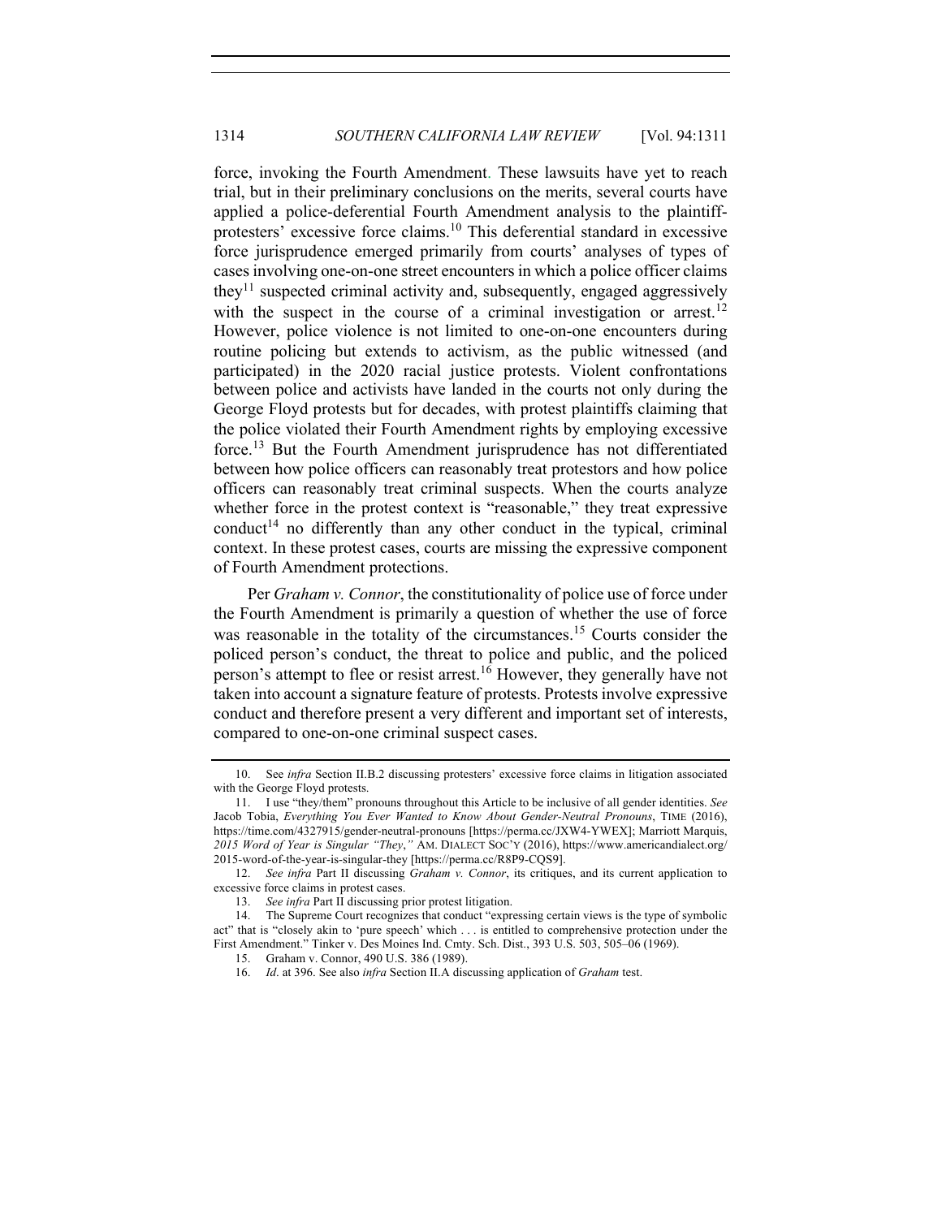force, invoking the Fourth Amendment. These lawsuits have yet to reach trial, but in their preliminary conclusions on the merits, several courts have applied a police-deferential Fourth Amendment analysis to the plaintiff-protesters' excessive force claims.[10] This deferential standard in excessive force jurisprudence emerged primarily from courts' analyses of types of cases involving one-on-one street encounters in which a police officer claims they[11] suspected criminal activity and, subsequently, engaged aggressively with the suspect in the course of a criminal investigation or arrest.[12] However, police violence is not limited to one-on-one encounters during routine policing but extends to activism, as the public witnessed (and participated) in the 2020 racial justice protests. Violent confrontations between police and activists have landed in the courts not only during the George Floyd protests but for decades, with protest plaintiffs claiming that the police violated their Fourth Amendment rights by employing excessive force.[13] But the Fourth Amendment jurisprudence has not differentiated between how police officers can reasonably treat protestors and how police officers can reasonably treat criminal suspects. When the courts analyze whether force in the protest context is "reasonable," they treat expressive conduct[14] no differently than any other conduct in the typical, criminal context. In these protest cases, courts are missing the expressive component of Fourth Amendment protections.

Per *Graham v. Connor*, the constitutionality of police use of force under the Fourth Amendment is primarily a question of whether the use of force was reasonable in the totality of the circumstances.[15] Courts consider the policed person's conduct, the threat to police and public, and the policed person's attempt to flee or resist arrest.[16] However, they generally have not taken into account a signature feature of protests. Protests involve expressive conduct and therefore present a very different and important set of interests, compared to one-on-one criminal suspect cases.

---

10. See *infra* Section II.B.2 discussing protesters' excessive force claims in litigation associated with the George Floyd protests.

11. I use "they/them" pronouns throughout this Article to be inclusive of all gender identities. *See* Jacob Tobia, *Everything You Ever Wanted to Know About Gender-Neutral Pronouns*, TIME (2016), https://time.com/4327915/gender-neutral-pronouns [https://perma.cc/JXW4-YWEX]; Marriott Marquis, *2015 Word of Year is Singular "They*,*"* AM. DIALECT SOC'Y (2016), https://www.americandialect.org/2015-word-of-the-year-is-singular-they [https://perma.cc/R8P9-CQS9].

12. *See infra* Part II discussing *Graham v. Connor*, its critiques, and its current application to excessive force claims in protest cases.

13. *See infra* Part II discussing prior protest litigation.

14. The Supreme Court recognizes that conduct "expressing certain views is the type of symbolic act" that is "closely akin to 'pure speech' which . . . is entitled to comprehensive protection under the First Amendment." Tinker v. Des Moines Ind. Cmty. Sch. Dist., 393 U.S. 503, 505–06 (1969).

15. Graham v. Connor, 490 U.S. 386 (1989).

16. *Id*. at 396. See also *infra* Section II.A discussing application of *Graham* test.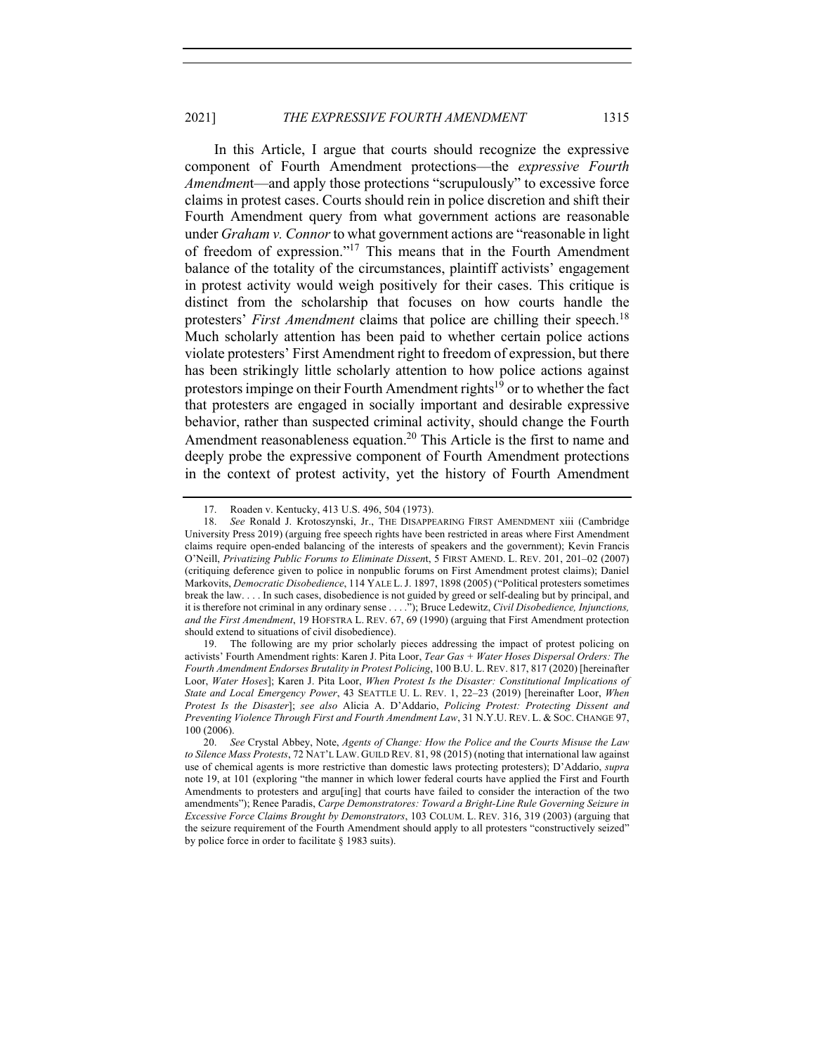In this Article, I argue that courts should recognize the expressive component of Fourth Amendment protections—the *expressive Fourth Amendment*—and apply those protections "scrupulously" to excessive force claims in protest cases. Courts should rein in police discretion and shift their Fourth Amendment query from what government actions are reasonable under *Graham v. Connor* to what government actions are "reasonable in light of freedom of expression."[17] This means that in the Fourth Amendment balance of the totality of the circumstances, plaintiff activists' engagement in protest activity would weigh positively for their cases. This critique is distinct from the scholarship that focuses on how courts handle the protesters' *First Amendment* claims that police are chilling their speech.[18] Much scholarly attention has been paid to whether certain police actions violate protesters' First Amendment right to freedom of expression, but there has been strikingly little scholarly attention to how police actions against protestors impinge on their Fourth Amendment rights[19] or to whether the fact that protesters are engaged in socially important and desirable expressive behavior, rather than suspected criminal activity, should change the Fourth Amendment reasonableness equation.[20] This Article is the first to name and deeply probe the expressive component of Fourth Amendment protections in the context of protest activity, yet the history of Fourth Amendment

---

17. Roaden v. Kentucky, 413 U.S. 496, 504 (1973).

18. *See* Ronald J. Krotoszynski, Jr., THE DISAPPEARING FIRST AMENDMENT xiii (Cambridge University Press 2019) (arguing free speech rights have been restricted in areas where First Amendment claims require open-ended balancing of the interests of speakers and the government); Kevin Francis O'Neill, *Privatizing Public Forums to Eliminate Dissent*, 5 FIRST AMEND. L. REV. 201, 201–02 (2007) (critiquing deference given to police in nonpublic forums on First Amendment protest claims); Daniel Markovits, *Democratic Disobedience*, 114 YALE L. J. 1897, 1898 (2005) ("Political protesters sometimes break the law. . . . In such cases, disobedience is not guided by greed or self-dealing but by principal, and it is therefore not criminal in any ordinary sense . . . ."); Bruce Ledewitz, *Civil Disobedience, Injunctions, and the First Amendment*, 19 HOFSTRA L. REV. 67, 69 (1990) (arguing that First Amendment protection should extend to situations of civil disobedience).

19. The following are my prior scholarly pieces addressing the impact of protest policing on activists' Fourth Amendment rights: Karen J. Pita Loor, *Tear Gas + Water Hoses Dispersal Orders: The Fourth Amendment Endorses Brutality in Protest Policing*, 100 B.U. L. REV. 817, 817 (2020) [hereinafter Loor, *Water Hoses*]; Karen J. Pita Loor, *When Protest Is the Disaster: Constitutional Implications of State and Local Emergency Power*, 43 SEATTLE U. L. REV. 1, 22–23 (2019) [hereinafter Loor, *When Protest Is the Disaster*]; *see also* Alicia A. D'Addario, *Policing Protest: Protecting Dissent and Preventing Violence Through First and Fourth Amendment Law*, 31 N.Y.U. REV. L. & SOC. CHANGE 97, 100 (2006).

20. *See* Crystal Abbey, Note, *Agents of Change: How the Police and the Courts Misuse the Law to Silence Mass Protests*, 72 NAT'L LAW. GUILD REV. 81, 98 (2015) (noting that international law against use of chemical agents is more restrictive than domestic laws protecting protesters); D'Addario, *supra* note 19, at 101 (exploring "the manner in which lower federal courts have applied the First and Fourth Amendments to protesters and argu[ing] that courts have failed to consider the interaction of the two amendments"); Renee Paradis, *Carpe Demonstratores: Toward a Bright-Line Rule Governing Seizure in Excessive Force Claims Brought by Demonstrators*, 103 COLUM. L. REV. 316, 319 (2003) (arguing that the seizure requirement of the Fourth Amendment should apply to all protesters "constructively seized" by police force in order to facilitate § 1983 suits).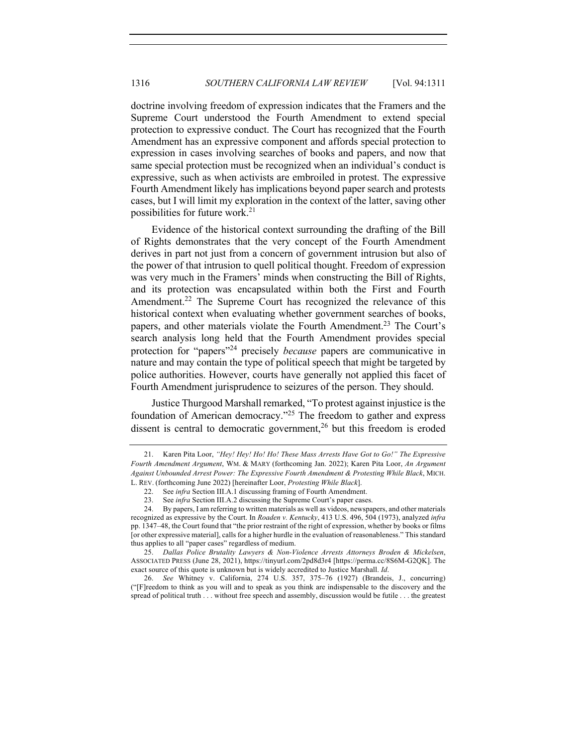doctrine involving freedom of expression indicates that the Framers and the Supreme Court understood the Fourth Amendment to extend special protection to expressive conduct. The Court has recognized that the Fourth Amendment has an expressive component and affords special protection to expression in cases involving searches of books and papers, and now that same special protection must be recognized when an individual's conduct is expressive, such as when activists are embroiled in protest. The expressive Fourth Amendment likely has implications beyond paper search and protests cases, but I will limit my exploration in the context of the latter, saving other possibilities for future work.[21]

Evidence of the historical context surrounding the drafting of the Bill of Rights demonstrates that the very concept of the Fourth Amendment derives in part not just from a concern of government intrusion but also of the power of that intrusion to quell political thought. Freedom of expression was very much in the Framers' minds when constructing the Bill of Rights, and its protection was encapsulated within both the First and Fourth Amendment.[22] The Supreme Court has recognized the relevance of this historical context when evaluating whether government searches of books, papers, and other materials violate the Fourth Amendment.[23] The Court's search analysis long held that the Fourth Amendment provides special protection for "papers"[24] precisely *because* papers are communicative in nature and may contain the type of political speech that might be targeted by police authorities. However, courts have generally not applied this facet of Fourth Amendment jurisprudence to seizures of the person. They should.

Justice Thurgood Marshall remarked, "To protest against injustice is the foundation of American democracy."[25] The freedom to gather and express dissent is central to democratic government,[26] but this freedom is eroded

---

21. Karen Pita Loor, *"Hey! Hey! Ho! Ho! These Mass Arrests Have Got to Go!" The Expressive Fourth Amendment Argument*, WM. & MARY (forthcoming Jan. 2022); Karen Pita Loor, *An Argument Against Unbounded Arrest Power: The Expressive Fourth Amendment & Protesting While Black*, MICH. L. REV. (forthcoming June 2022) [hereinafter Loor, *Protesting While Black*].

22. See *infra* Section III.A.1 discussing framing of Fourth Amendment.

23. See *infra* Section III.A.2 discussing the Supreme Court's paper cases.

24. By papers, I am referring to written materials as well as videos, newspapers, and other materials recognized as expressive by the Court. In *Roaden v. Kentucky*, 413 U.S. 496, 504 (1973), analyzed *infra* pp. 1347–48, the Court found that "the prior restraint of the right of expression, whether by books or films [or other expressive material], calls for a higher hurdle in the evaluation of reasonableness." This standard thus applies to all "paper cases" regardless of medium.

25. *Dallas Police Brutality Lawyers & Non-Violence Arrests Attorneys Broden & Mickelsen*, ASSOCIATED PRESS (June 28, 2021), https://tinyurl.com/2pd8d3r4 [https://perma.cc/8S6M-G2QK]. The exact source of this quote is unknown but is widely accredited to Justice Marshall. *Id*.

26. *See* Whitney v. California, 274 U.S. 357, 375–76 (1927) (Brandeis, J., concurring) ("[F]reedom to think as you will and to speak as you think are indispensable to the discovery and the spread of political truth . . . without free speech and assembly, discussion would be futile . . . the greatest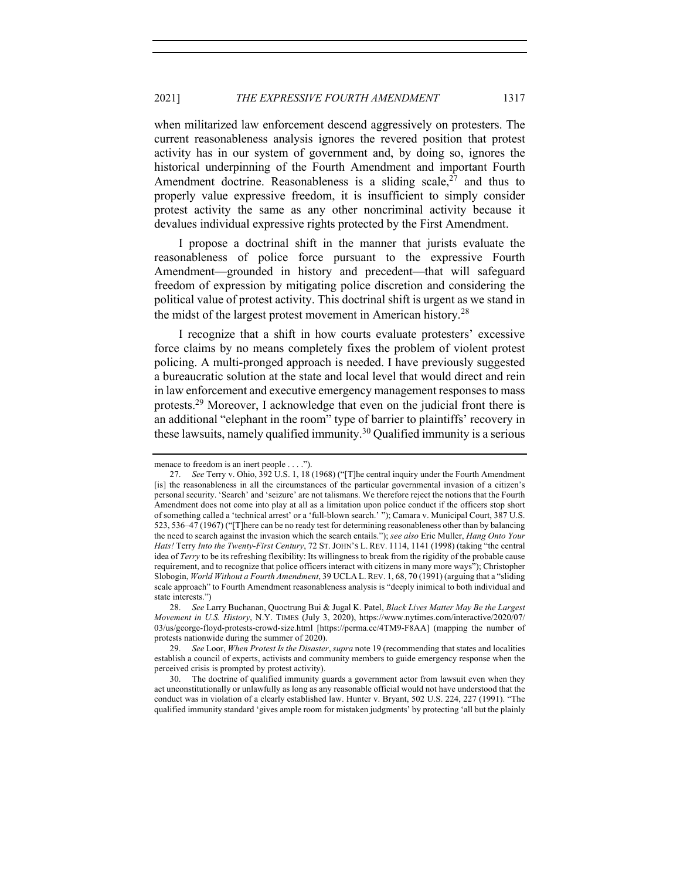when militarized law enforcement descend aggressively on protesters. The current reasonableness analysis ignores the revered position that protest activity has in our system of government and, by doing so, ignores the historical underpinning of the Fourth Amendment and important Fourth Amendment doctrine. Reasonableness is a sliding scale,[27] and thus to properly value expressive freedom, it is insufficient to simply consider protest activity the same as any other noncriminal activity because it devalues individual expressive rights protected by the First Amendment.

I propose a doctrinal shift in the manner that jurists evaluate the reasonableness of police force pursuant to the expressive Fourth Amendment—grounded in history and precedent—that will safeguard freedom of expression by mitigating police discretion and considering the political value of protest activity. This doctrinal shift is urgent as we stand in the midst of the largest protest movement in American history.[28]

I recognize that a shift in how courts evaluate protesters' excessive force claims by no means completely fixes the problem of violent protest policing. A multi-pronged approach is needed. I have previously suggested a bureaucratic solution at the state and local level that would direct and rein in law enforcement and executive emergency management responses to mass protests.[29] Moreover, I acknowledge that even on the judicial front there is an additional "elephant in the room" type of barrier to plaintiffs' recovery in these lawsuits, namely qualified immunity.[30] Qualified immunity is a serious

---

menace to freedom is an inert people . . . .").

27. *See* Terry v. Ohio, 392 U.S. 1, 18 (1968) ("[T]he central inquiry under the Fourth Amendment [is] the reasonableness in all the circumstances of the particular governmental invasion of a citizen's personal security. 'Search' and 'seizure' are not talismans. We therefore reject the notions that the Fourth Amendment does not come into play at all as a limitation upon police conduct if the officers stop short of something called a 'technical arrest' or a 'full-blown search.' "); Camara v. Municipal Court, 387 U.S. 523, 536–47 (1967) ("[T]here can be no ready test for determining reasonableness other than by balancing the need to search against the invasion which the search entails."); *see also* Eric Muller, *Hang Onto Your Hats!* Terry *Into the Twenty-First Century*, 72 ST. JOHN'S L. REV. 1114, 1141 (1998) (taking "the central idea of *Terry* to be its refreshing flexibility: Its willingness to break from the rigidity of the probable cause requirement, and to recognize that police officers interact with citizens in many more ways"); Christopher Slobogin, *World Without a Fourth Amendment*, 39 UCLA L. REV. 1, 68, 70 (1991) (arguing that a "sliding scale approach" to Fourth Amendment reasonableness analysis is "deeply inimical to both individual and state interests.")

28. *See* Larry Buchanan, Quoctrung Bui & Jugal K. Patel, *Black Lives Matter May Be the Largest Movement in U.S. History*, N.Y. TIMES (July 3, 2020), https://www.nytimes.com/interactive/2020/07/03/us/george-floyd-protests-crowd-size.html [https://perma.cc/4TM9-F8AA] (mapping the number of protests nationwide during the summer of 2020).

29. *See* Loor, *When Protest Is the Disaster*, *supra* note 19 (recommending that states and localities establish a council of experts, activists and community members to guide emergency response when the perceived crisis is prompted by protest activity).

30. The doctrine of qualified immunity guards a government actor from lawsuit even when they act unconstitutionally or unlawfully as long as any reasonable official would not have understood that the conduct was in violation of a clearly established law. Hunter v. Bryant, 502 U.S. 224, 227 (1991). "The qualified immunity standard 'gives ample room for mistaken judgments' by protecting 'all but the plainly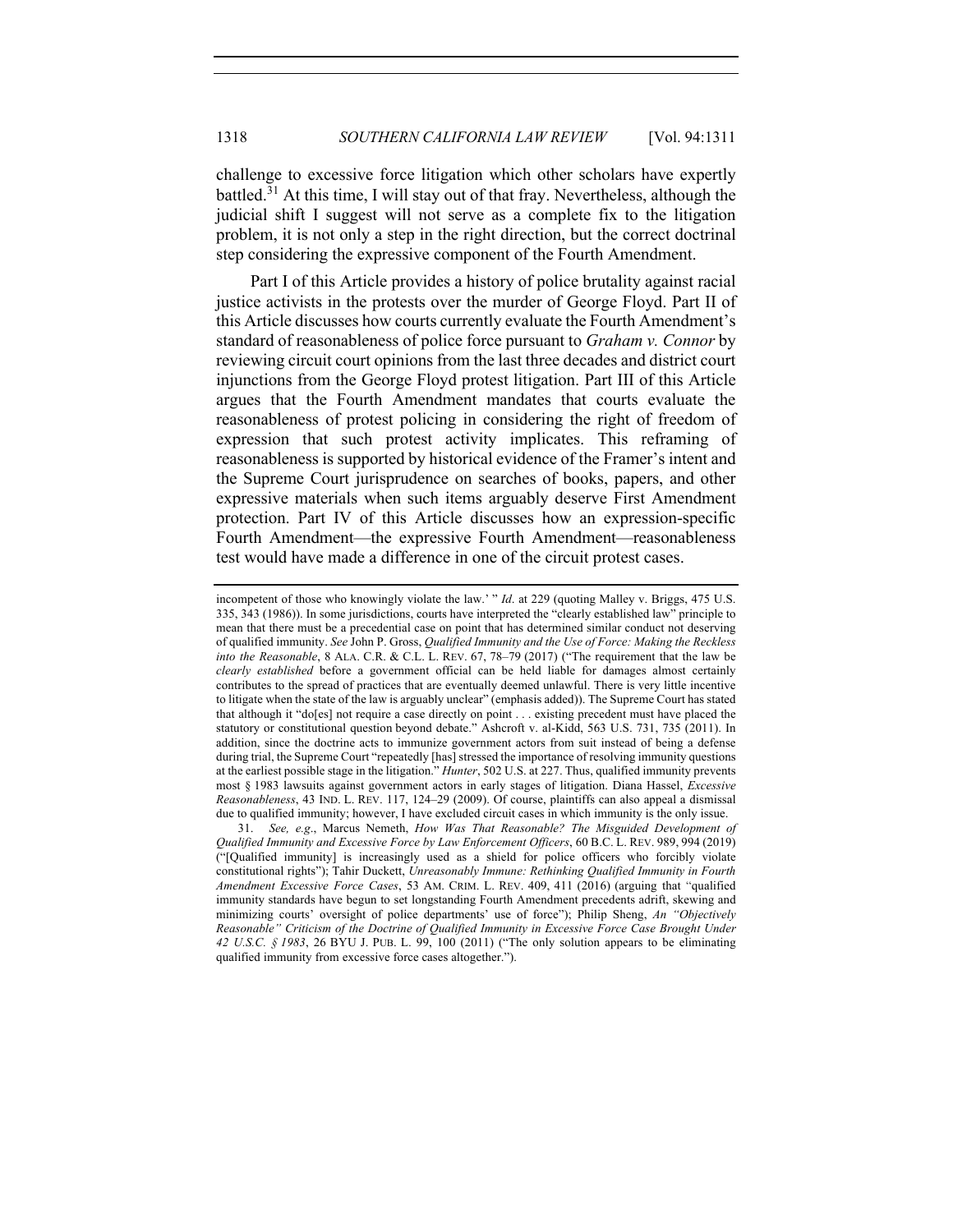challenge to excessive force litigation which other scholars have expertly battled.[31] At this time, I will stay out of that fray. Nevertheless, although the judicial shift I suggest will not serve as a complete fix to the litigation problem, it is not only a step in the right direction, but the correct doctrinal step considering the expressive component of the Fourth Amendment.

Part I of this Article provides a history of police brutality against racial justice activists in the protests over the murder of George Floyd. Part II of this Article discusses how courts currently evaluate the Fourth Amendment's standard of reasonableness of police force pursuant to *Graham v. Connor* by reviewing circuit court opinions from the last three decades and district court injunctions from the George Floyd protest litigation. Part III of this Article argues that the Fourth Amendment mandates that courts evaluate the reasonableness of protest policing in considering the right of freedom of expression that such protest activity implicates. This reframing of reasonableness is supported by historical evidence of the Framer's intent and the Supreme Court jurisprudence on searches of books, papers, and other expressive materials when such items arguably deserve First Amendment protection. Part IV of this Article discusses how an expression-specific Fourth Amendment—the expressive Fourth Amendment—reasonableness test would have made a difference in one of the circuit protest cases.

---

incompetent of those who knowingly violate the law.' " *Id*. at 229 (quoting Malley v. Briggs, 475 U.S. 335, 343 (1986)). In some jurisdictions, courts have interpreted the "clearly established law" principle to mean that there must be a precedential case on point that has determined similar conduct not deserving of qualified immunity. *See* John P. Gross, *Qualified Immunity and the Use of Force: Making the Reckless into the Reasonable*, 8 ALA. C.R. & C.L. L. REV. 67, 78–79 (2017) ("The requirement that the law be *clearly established* before a government official can be held liable for damages almost certainly contributes to the spread of practices that are eventually deemed unlawful. There is very little incentive to litigate when the state of the law is arguably unclear" (emphasis added)). The Supreme Court has stated that although it "do[es] not require a case directly on point . . . existing precedent must have placed the statutory or constitutional question beyond debate." Ashcroft v. al-Kidd, 563 U.S. 731, 735 (2011). In addition, since the doctrine acts to immunize government actors from suit instead of being a defense during trial, the Supreme Court "repeatedly [has] stressed the importance of resolving immunity questions at the earliest possible stage in the litigation." *Hunter*, 502 U.S. at 227. Thus, qualified immunity prevents most § 1983 lawsuits against government actors in early stages of litigation. Diana Hassel, *Excessive Reasonableness*, 43 IND. L. REV. 117, 124–29 (2009). Of course, plaintiffs can also appeal a dismissal due to qualified immunity; however, I have excluded circuit cases in which immunity is the only issue.

31. *See, e.g*., Marcus Nemeth, *How Was That Reasonable? The Misguided Development of Qualified Immunity and Excessive Force by Law Enforcement Officers*, 60 B.C. L. REV. 989, 994 (2019) ("[Qualified immunity] is increasingly used as a shield for police officers who forcibly violate constitutional rights"); Tahir Duckett, *Unreasonably Immune: Rethinking Qualified Immunity in Fourth Amendment Excessive Force Cases*, 53 AM. CRIM. L. REV. 409, 411 (2016) (arguing that "qualified immunity standards have begun to set longstanding Fourth Amendment precedents adrift, skewing and minimizing courts' oversight of police departments' use of force"); Philip Sheng, *An "Objectively Reasonable" Criticism of the Doctrine of Qualified Immunity in Excessive Force Case Brought Under 42 U.S.C. § 1983*, 26 BYU J. PUB. L. 99, 100 (2011) ("The only solution appears to be eliminating qualified immunity from excessive force cases altogether.").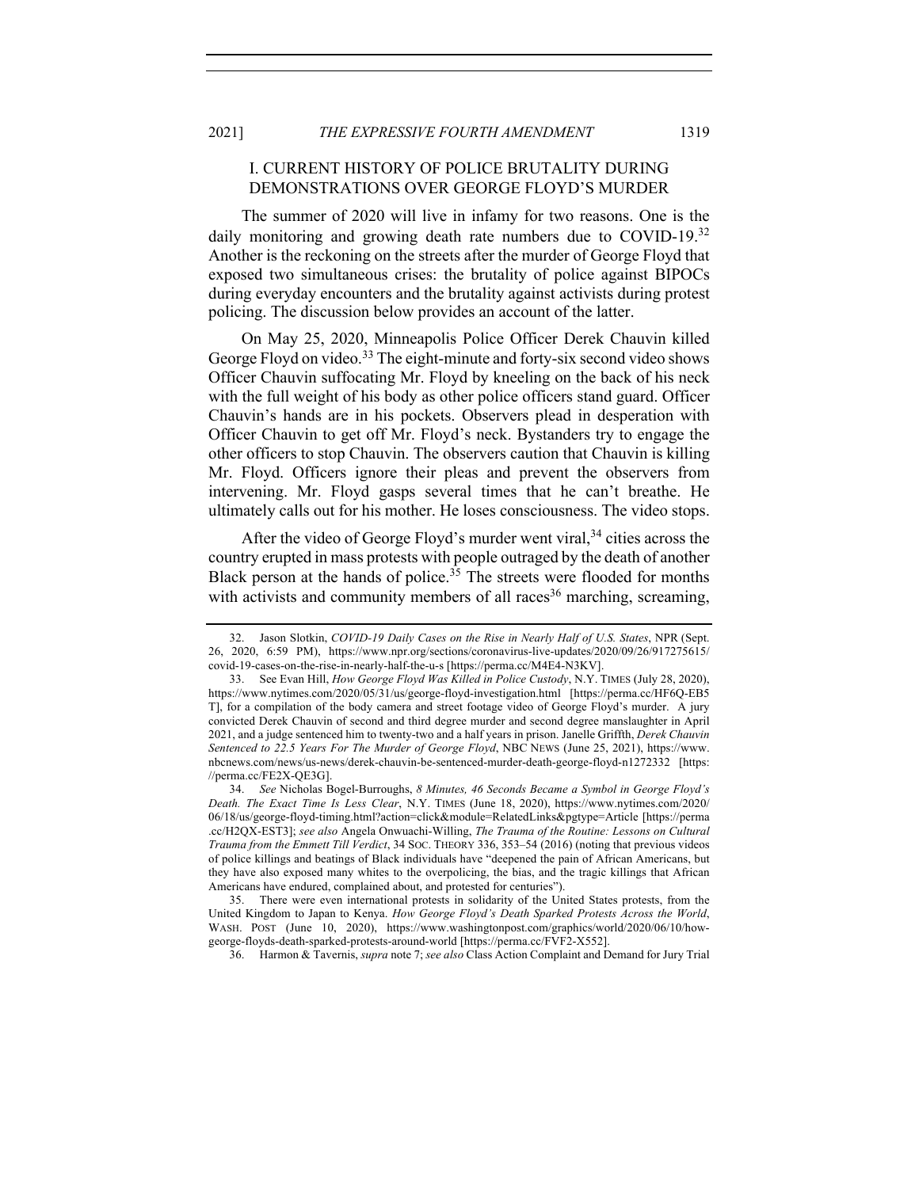## I. CURRENT HISTORY OF POLICE BRUTALITY DURING DEMONSTRATIONS OVER GEORGE FLOYD'S MURDER

The summer of 2020 will live in infamy for two reasons. One is the daily monitoring and growing death rate numbers due to COVID-19.[32] Another is the reckoning on the streets after the murder of George Floyd that exposed two simultaneous crises: the brutality of police against BIPOCs during everyday encounters and the brutality against activists during protest policing. The discussion below provides an account of the latter.

On May 25, 2020, Minneapolis Police Officer Derek Chauvin killed George Floyd on video.[33] The eight-minute and forty-six second video shows Officer Chauvin suffocating Mr. Floyd by kneeling on the back of his neck with the full weight of his body as other police officers stand guard. Officer Chauvin's hands are in his pockets. Observers plead in desperation with Officer Chauvin to get off Mr. Floyd's neck. Bystanders try to engage the other officers to stop Chauvin. The observers caution that Chauvin is killing Mr. Floyd. Officers ignore their pleas and prevent the observers from intervening. Mr. Floyd gasps several times that he can't breathe. He ultimately calls out for his mother. He loses consciousness. The video stops.

After the video of George Floyd's murder went viral,[34] cities across the country erupted in mass protests with people outraged by the death of another Black person at the hands of police.[35] The streets were flooded for months with activists and community members of all races[36] marching, screaming,

---

32. Jason Slotkin, *COVID-19 Daily Cases on the Rise in Nearly Half of U.S. States*, NPR (Sept. 26, 2020, 6:59 PM), https://www.npr.org/sections/coronavirus-live-updates/2020/09/26/917275615/covid-19-cases-on-the-rise-in-nearly-half-the-u-s [https://perma.cc/M4E4-N3KV].

33. See Evan Hill, *How George Floyd Was Killed in Police Custody*, N.Y. TIMES (July 28, 2020), https://www.nytimes.com/2020/05/31/us/george-floyd-investigation.html [https://perma.cc/HF6Q-EB5T], for a compilation of the body camera and street footage video of George Floyd's murder. A jury convicted Derek Chauvin of second and third degree murder and second degree manslaughter in April 2021, and a judge sentenced him to twenty-two and a half years in prison. Janelle Griffth, *Derek Chauvin Sentenced to 22.5 Years For The Murder of George Floyd*, NBC NEWS (June 25, 2021), https://www.nbcnews.com/news/us-news/derek-chauvin-be-sentenced-murder-death-george-floyd-n1272332 [https://perma.cc/FE2X-QE3G].

34. *See* Nicholas Bogel-Burroughs, *8 Minutes, 46 Seconds Became a Symbol in George Floyd's Death. The Exact Time Is Less Clear*, N.Y. TIMES (June 18, 2020), https://www.nytimes.com/2020/06/18/us/george-floyd-timing.html?action=click&module=RelatedLinks&pgtype=Article [https://perma.cc/H2QX-EST3]; *see also* Angela Onwuachi-Willing, *The Trauma of the Routine: Lessons on Cultural Trauma from the Emmett Till Verdict*, 34 SOC. THEORY 336, 353–54 (2016) (noting that previous videos of police killings and beatings of Black individuals have "deepened the pain of African Americans, but they have also exposed many whites to the overpolicing, the bias, and the tragic killings that African Americans have endured, complained about, and protested for centuries").

35. There were even international protests in solidarity of the United States protests, from the United Kingdom to Japan to Kenya. *How George Floyd's Death Sparked Protests Across the World*, WASH. POST (June 10, 2020), https://www.washingtonpost.com/graphics/world/2020/06/10/how-george-floyds-death-sparked-protests-around-world [https://perma.cc/FVF2-X552].

36. Harmon & Tavernis, *supra* note 7; *see also* Class Action Complaint and Demand for Jury Trial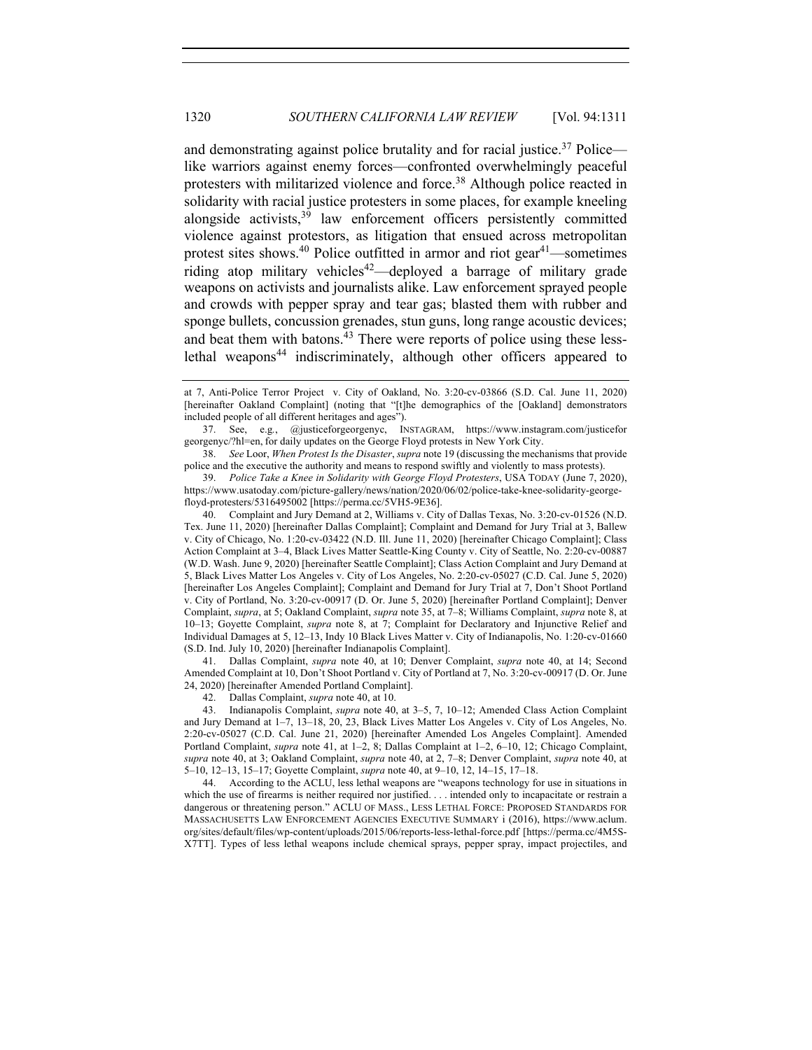and demonstrating against police brutality and for racial justice.[37] Police—like warriors against enemy forces—confronted overwhelmingly peaceful protesters with militarized violence and force.[38] Although police reacted in solidarity with racial justice protesters in some places, for example kneeling alongside activists,[39] law enforcement officers persistently committed violence against protestors, as litigation that ensued across metropolitan protest sites shows.[40] Police outfitted in armor and riot gear[41]—sometimes riding atop military vehicles[42]—deployed a barrage of military grade weapons on activists and journalists alike. Law enforcement sprayed people and crowds with pepper spray and tear gas; blasted them with rubber and sponge bullets, concussion grenades, stun guns, long range acoustic devices; and beat them with batons.[43] There were reports of police using these less-lethal weapons[44] indiscriminately, although other officers appeared to

at 7, Anti-Police Terror Project v. City of Oakland, No. 3:20-cv-03866 (S.D. Cal. June 11, 2020) [hereinafter Oakland Complaint] (noting that "[t]he demographics of the [Oakland] demonstrators included people of all different heritages and ages").

37. See, e.g., @justiceforgeorgenyc, INSTAGRAM, https://www.instagram.com/justiceforgeorgenyc/?hl=en, for daily updates on the George Floyd protests in New York City.

38. *See* Loor, *When Protest Is the Disaster*, *supra* note 19 (discussing the mechanisms that provide police and the executive the authority and means to respond swiftly and violently to mass protests).

39. *Police Take a Knee in Solidarity with George Floyd Protesters*, USA TODAY (June 7, 2020), https://www.usatoday.com/picture-gallery/news/nation/2020/06/02/police-take-knee-solidarity-george-floyd-protesters/5316495002 [https://perma.cc/5VH5-9E36].

40. Complaint and Jury Demand at 2, Williams v. City of Dallas Texas, No. 3:20-cv-01526 (N.D. Tex. June 11, 2020) [hereinafter Dallas Complaint]; Complaint and Demand for Jury Trial at 3, Ballew v. City of Chicago, No. 1:20-cv-03422 (N.D. Ill. June 11, 2020) [hereinafter Chicago Complaint]; Class Action Complaint at 3–4, Black Lives Matter Seattle-King County v. City of Seattle, No. 2:20-cv-00887 (W.D. Wash. June 9, 2020) [hereinafter Seattle Complaint]; Class Action Complaint and Jury Demand at 5, Black Lives Matter Los Angeles v. City of Los Angeles, No. 2:20-cv-05027 (C.D. Cal. June 5, 2020) [hereinafter Los Angeles Complaint]; Complaint and Demand for Jury Trial at 7, Don't Shoot Portland v. City of Portland, No. 3:20-cv-00917 (D. Or. June 5, 2020) [hereinafter Portland Complaint]; Denver Complaint, *supra*, at 5; Oakland Complaint, *supra* note 35, at 7–8; Williams Complaint, *supra* note 8, at 10–13; Goyette Complaint, *supra* note 8, at 7; Complaint for Declaratory and Injunctive Relief and Individual Damages at 5, 12–13, Indy 10 Black Lives Matter v. City of Indianapolis, No. 1:20-cv-01660 (S.D. Ind. July 10, 2020) [hereinafter Indianapolis Complaint].

41. Dallas Complaint, *supra* note 40, at 10; Denver Complaint, *supra* note 40, at 14; Second Amended Complaint at 10, Don't Shoot Portland v. City of Portland at 7, No. 3:20-cv-00917 (D. Or. June 24, 2020) [hereinafter Amended Portland Complaint].

42. Dallas Complaint, *supra* note 40, at 10.

43. Indianapolis Complaint, *supra* note 40, at 3–5, 7, 10–12; Amended Class Action Complaint and Jury Demand at 1–7, 13–18, 20, 23, Black Lives Matter Los Angeles v. City of Los Angeles, No. 2:20-cv-05027 (C.D. Cal. June 21, 2020) [hereinafter Amended Los Angeles Complaint]. Amended Portland Complaint, *supra* note 41, at 1–2, 8; Dallas Complaint at 1–2, 6–10, 12; Chicago Complaint, *supra* note 40, at 3; Oakland Complaint, *supra* note 40, at 2, 7–8; Denver Complaint, *supra* note 40, at 5–10, 12–13, 15–17; Goyette Complaint, *supra* note 40, at 9–10, 12, 14–15, 17–18.

44. According to the ACLU, less lethal weapons are "weapons technology for use in situations in which the use of firearms is neither required nor justified. . . . intended only to incapacitate or restrain a dangerous or threatening person." ACLU OF MASS., LESS LETHAL FORCE: PROPOSED STANDARDS FOR MASSACHUSETTS LAW ENFORCEMENT AGENCIES EXECUTIVE SUMMARY i (2016), https://www.aclum.org/sites/default/files/wp-content/uploads/2015/06/reports-less-lethal-force.pdf [https://perma.cc/4M5S-X7TT]. Types of less lethal weapons include chemical sprays, pepper spray, impact projectiles, and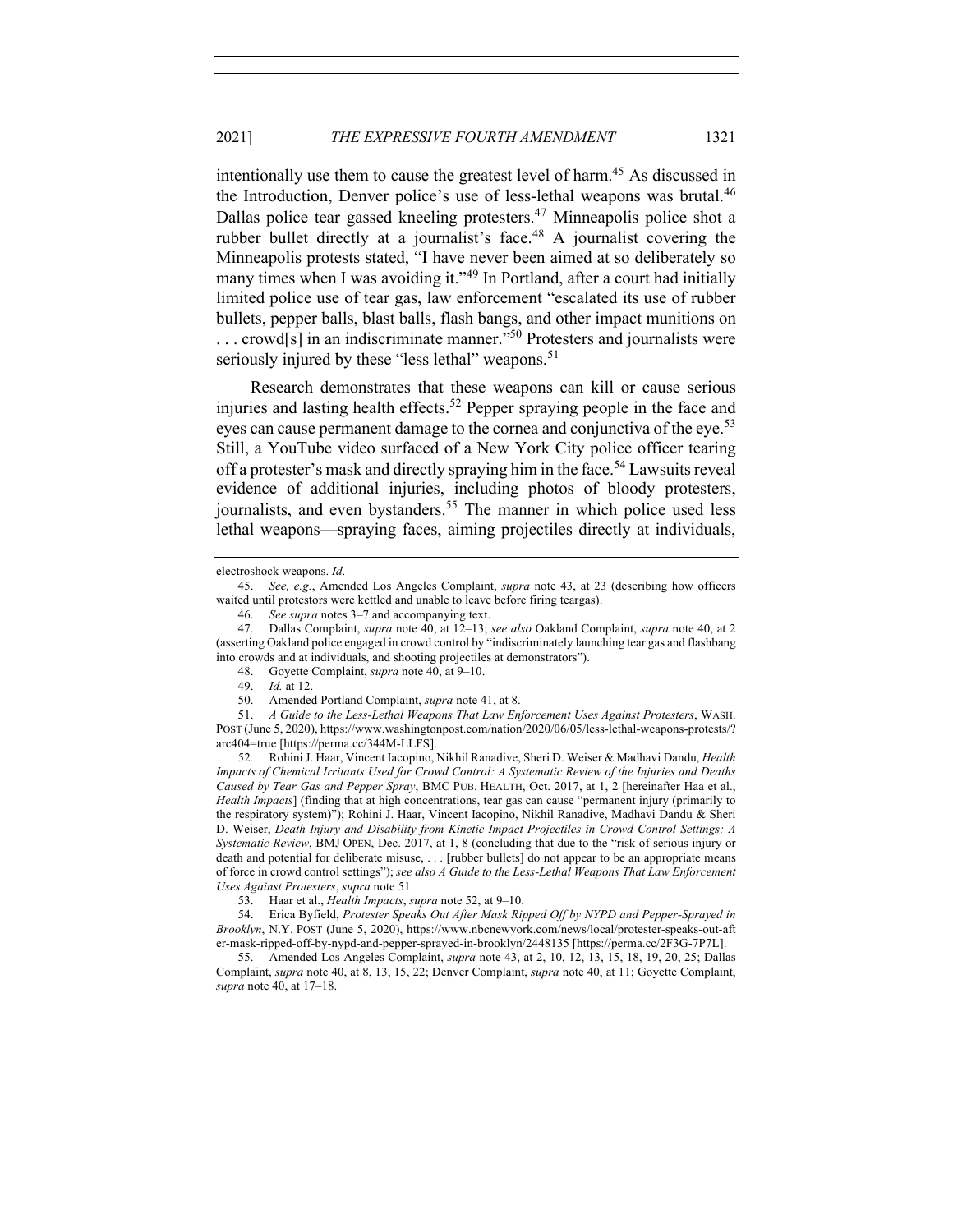intentionally use them to cause the greatest level of harm.[45] As discussed in the Introduction, Denver police's use of less-lethal weapons was brutal.[46] Dallas police tear gassed kneeling protesters.[47] Minneapolis police shot a rubber bullet directly at a journalist's face.[48] A journalist covering the Minneapolis protests stated, "I have never been aimed at so deliberately so many times when I was avoiding it."[49] In Portland, after a court had initially limited police use of tear gas, law enforcement "escalated its use of rubber bullets, pepper balls, blast balls, flash bangs, and other impact munitions on . . . crowd[s] in an indiscriminate manner."[50] Protesters and journalists were seriously injured by these "less lethal" weapons.[51]

Research demonstrates that these weapons can kill or cause serious injuries and lasting health effects.[52] Pepper spraying people in the face and eyes can cause permanent damage to the cornea and conjunctiva of the eye.[53] Still, a YouTube video surfaced of a New York City police officer tearing off a protester's mask and directly spraying him in the face.[54] Lawsuits reveal evidence of additional injuries, including photos of bloody protesters, journalists, and even bystanders.[55] The manner in which police used less lethal weapons—spraying faces, aiming projectiles directly at individuals,

---

electroshock weapons. *Id*.

45. *See, e.g.*, Amended Los Angeles Complaint, *supra* note 43, at 23 (describing how officers waited until protestors were kettled and unable to leave before firing teargas).

46. *See supra* notes 3–7 and accompanying text.

47. Dallas Complaint, *supra* note 40, at 12–13; *see also* Oakland Complaint, *supra* note 40, at 2 (asserting Oakland police engaged in crowd control by "indiscriminately launching tear gas and flashbang into crowds and at individuals, and shooting projectiles at demonstrators").

48. Goyette Complaint, *supra* note 40, at 9–10.

49. *Id.* at 12.

50. Amended Portland Complaint, *supra* note 41, at 8.

51. *A Guide to the Less-Lethal Weapons That Law Enforcement Uses Against Protesters*, WASH. POST (June 5, 2020), https://www.washingtonpost.com/nation/2020/06/05/less-lethal-weapons-protests/?arc404=true [https://perma.cc/344M-LLFS].

52. Rohini J. Haar, Vincent Iacopino, Nikhil Ranadive, Sheri D. Weiser & Madhavi Dandu, *Health Impacts of Chemical Irritants Used for Crowd Control: A Systematic Review of the Injuries and Deaths Caused by Tear Gas and Pepper Spray*, BMC PUB. HEALTH, Oct. 2017, at 1, 2 [hereinafter Haa et al., *Health Impacts*] (finding that at high concentrations, tear gas can cause "permanent injury (primarily to the respiratory system)"); Rohini J. Haar, Vincent Iacopino, Nikhil Ranadive, Madhavi Dandu & Sheri D. Weiser, *Death Injury and Disability from Kinetic Impact Projectiles in Crowd Control Settings: A Systematic Review*, BMJ OPEN, Dec. 2017, at 1, 8 (concluding that due to the "risk of serious injury or death and potential for deliberate misuse, . . . [rubber bullets] do not appear to be an appropriate means of force in crowd control settings"); *see also A Guide to the Less-Lethal Weapons That Law Enforcement Uses Against Protesters*, *supra* note 51.

53. Haar et al., *Health Impacts*, *supra* note 52, at 9–10.

54. Erica Byfield, *Protester Speaks Out After Mask Ripped Off by NYPD and Pepper-Sprayed in Brooklyn*, N.Y. POST (June 5, 2020), https://www.nbcnewyork.com/news/local/protester-speaks-out-after-mask-ripped-off-by-nypd-and-pepper-sprayed-in-brooklyn/2448135 [https://perma.cc/2F3G-7P7L].

55. Amended Los Angeles Complaint, *supra* note 43, at 2, 10, 12, 13, 15, 18, 19, 20, 25; Dallas Complaint, *supra* note 40, at 8, 13, 15, 22; Denver Complaint, *supra* note 40, at 11; Goyette Complaint, *supra* note 40, at 17–18.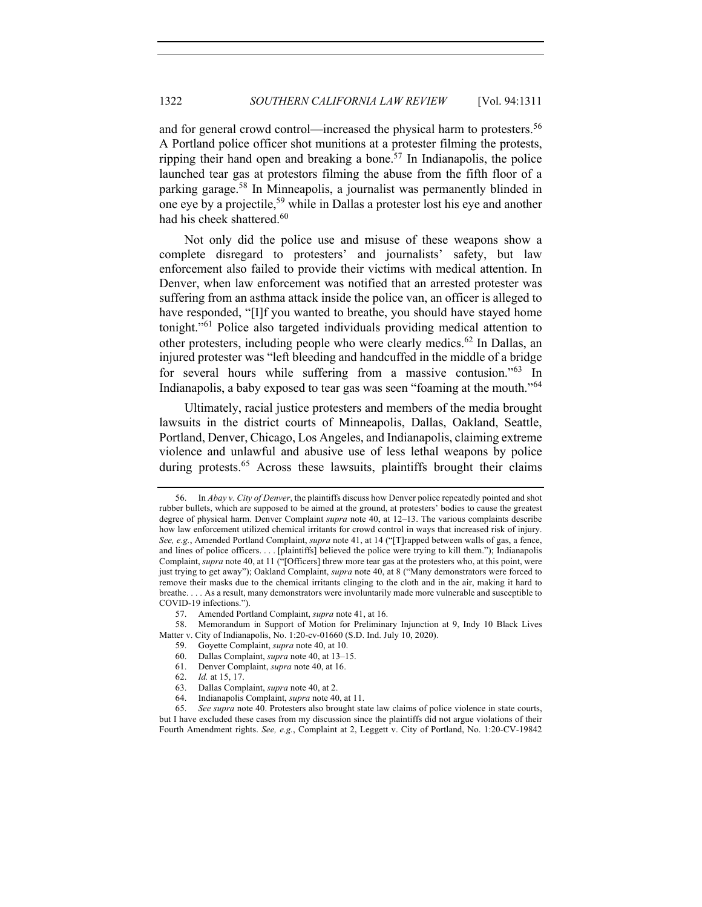and for general crowd control—increased the physical harm to protesters.[56] A Portland police officer shot munitions at a protester filming the protests, ripping their hand open and breaking a bone.[57] In Indianapolis, the police launched tear gas at protestors filming the abuse from the fifth floor of a parking garage.[58] In Minneapolis, a journalist was permanently blinded in one eye by a projectile,[59] while in Dallas a protester lost his eye and another had his cheek shattered.[60]

Not only did the police use and misuse of these weapons show a complete disregard to protesters' and journalists' safety, but law enforcement also failed to provide their victims with medical attention. In Denver, when law enforcement was notified that an arrested protester was suffering from an asthma attack inside the police van, an officer is alleged to have responded, "[I]f you wanted to breathe, you should have stayed home tonight."[61] Police also targeted individuals providing medical attention to other protesters, including people who were clearly medics.[62] In Dallas, an injured protester was "left bleeding and handcuffed in the middle of a bridge for several hours while suffering from a massive contusion."[63] In Indianapolis, a baby exposed to tear gas was seen "foaming at the mouth."[64]

Ultimately, racial justice protesters and members of the media brought lawsuits in the district courts of Minneapolis, Dallas, Oakland, Seattle, Portland, Denver, Chicago, Los Angeles, and Indianapolis, claiming extreme violence and unlawful and abusive use of less lethal weapons by police during protests.[65] Across these lawsuits, plaintiffs brought their claims

---

56. In *Abay v. City of Denver*, the plaintiffs discuss how Denver police repeatedly pointed and shot rubber bullets, which are supposed to be aimed at the ground, at protesters' bodies to cause the greatest degree of physical harm. Denver Complaint *supra* note 40, at 12–13. The various complaints describe how law enforcement utilized chemical irritants for crowd control in ways that increased risk of injury. *See, e.g.*, Amended Portland Complaint, *supra* note 41, at 14 ("[T]rapped between walls of gas, a fence, and lines of police officers. . . . [plaintiffs] believed the police were trying to kill them."); Indianapolis Complaint, *supra* note 40, at 11 ("[Officers] threw more tear gas at the protesters who, at this point, were just trying to get away"); Oakland Complaint, *supra* note 40, at 8 ("Many demonstrators were forced to remove their masks due to the chemical irritants clinging to the cloth and in the air, making it hard to breathe. . . . As a result, many demonstrators were involuntarily made more vulnerable and susceptible to COVID-19 infections.").

57. Amended Portland Complaint, *supra* note 41, at 16.

58. Memorandum in Support of Motion for Preliminary Injunction at 9, Indy 10 Black Lives Matter v. City of Indianapolis, No. 1:20-cv-01660 (S.D. Ind. July 10, 2020).

59. Goyette Complaint, *supra* note 40, at 10.

60. Dallas Complaint, *supra* note 40, at 13–15.

61. Denver Complaint, *supra* note 40, at 16.

62. *Id.* at 15, 17.

63. Dallas Complaint, *supra* note 40, at 2.

64. Indianapolis Complaint, *supra* note 40, at 11.

65. *See supra* note 40. Protesters also brought state law claims of police violence in state courts, but I have excluded these cases from my discussion since the plaintiffs did not argue violations of their Fourth Amendment rights. *See, e.g.*, Complaint at 2, Leggett v. City of Portland, No. 1:20-CV-19842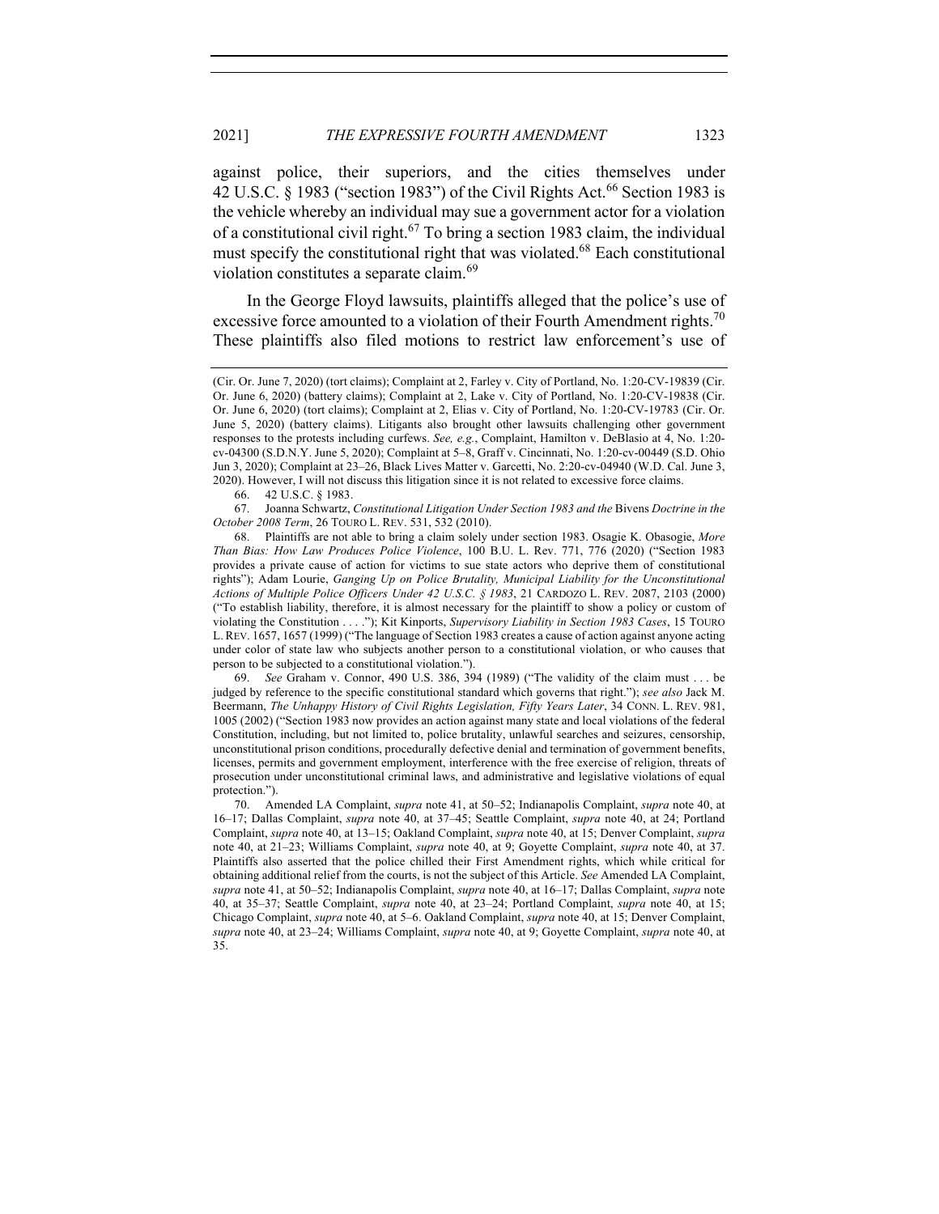against police, their superiors, and the cities themselves under 42 U.S.C. § 1983 ("section 1983") of the Civil Rights Act.[66] Section 1983 is the vehicle whereby an individual may sue a government actor for a violation of a constitutional civil right.[67] To bring a section 1983 claim, the individual must specify the constitutional right that was violated.[68] Each constitutional violation constitutes a separate claim.[69]

In the George Floyd lawsuits, plaintiffs alleged that the police's use of excessive force amounted to a violation of their Fourth Amendment rights.[70] These plaintiffs also filed motions to restrict law enforcement's use of

---

(Cir. Or. June 7, 2020) (tort claims); Complaint at 2, Farley v. City of Portland, No. 1:20-CV-19839 (Cir. Or. June 6, 2020) (battery claims); Complaint at 2, Lake v. City of Portland, No. 1:20-CV-19838 (Cir. Or. June 6, 2020) (tort claims); Complaint at 2, Elias v. City of Portland, No. 1:20-CV-19783 (Cir. Or. June 5, 2020) (battery claims). Litigants also brought other lawsuits challenging other government responses to the protests including curfews. *See, e.g.*, Complaint, Hamilton v. DeBlasio at 4, No. 1:20-cv-04300 (S.D.N.Y. June 5, 2020); Complaint at 5–8, Graff v. Cincinnati, No. 1:20-cv-00449 (S.D. Ohio Jun 3, 2020); Complaint at 23–26, Black Lives Matter v. Garcetti, No. 2:20-cv-04940 (W.D. Cal. June 3, 2020). However, I will not discuss this litigation since it is not related to excessive force claims.

66. 42 U.S.C. § 1983.

67. Joanna Schwartz, *Constitutional Litigation Under Section 1983 and the* Bivens *Doctrine in the October 2008 Term*, 26 TOURO L. REV. 531, 532 (2010).

68. Plaintiffs are not able to bring a claim solely under section 1983. Osagie K. Obasogie, *More Than Bias: How Law Produces Police Violence*, 100 B.U. L. Rev. 771, 776 (2020) ("Section 1983 provides a private cause of action for victims to sue state actors who deprive them of constitutional rights"); Adam Lourie, *Ganging Up on Police Brutality, Municipal Liability for the Unconstitutional Actions of Multiple Police Officers Under 42 U.S.C. § 1983*, 21 CARDOZO L. REV. 2087, 2103 (2000) ("To establish liability, therefore, it is almost necessary for the plaintiff to show a policy or custom of violating the Constitution . . . ."); Kit Kinports, *Supervisory Liability in Section 1983 Cases*, 15 TOURO L. REV. 1657, 1657 (1999) ("The language of Section 1983 creates a cause of action against anyone acting under color of state law who subjects another person to a constitutional violation, or who causes that person to be subjected to a constitutional violation.").

69. *See* Graham v. Connor, 490 U.S. 386, 394 (1989) ("The validity of the claim must . . . be judged by reference to the specific constitutional standard which governs that right."); *see also* Jack M. Beermann, *The Unhappy History of Civil Rights Legislation, Fifty Years Later*, 34 CONN. L. REV. 981, 1005 (2002) ("Section 1983 now provides an action against many state and local violations of the federal Constitution, including, but not limited to, police brutality, unlawful searches and seizures, censorship, unconstitutional prison conditions, procedurally defective denial and termination of government benefits, licenses, permits and government employment, interference with the free exercise of religion, threats of prosecution under unconstitutional criminal laws, and administrative and legislative violations of equal protection.").

70. Amended LA Complaint, *supra* note 41, at 50–52; Indianapolis Complaint, *supra* note 40, at 16–17; Dallas Complaint, *supra* note 40, at 37–45; Seattle Complaint, *supra* note 40, at 24; Portland Complaint, *supra* note 40, at 13–15; Oakland Complaint, *supra* note 40, at 15; Denver Complaint, *supra* note 40, at 21–23; Williams Complaint, *supra* note 40, at 9; Goyette Complaint, *supra* note 40, at 37. Plaintiffs also asserted that the police chilled their First Amendment rights, which while critical for obtaining additional relief from the courts, is not the subject of this Article. *See* Amended LA Complaint, *supra* note 41, at 50–52; Indianapolis Complaint, *supra* note 40, at 16–17; Dallas Complaint, *supra* note 40, at 35–37; Seattle Complaint, *supra* note 40, at 23–24; Portland Complaint, *supra* note 40, at 15; Chicago Complaint, *supra* note 40, at 5–6. Oakland Complaint, *supra* note 40, at 15; Denver Complaint, *supra* note 40, at 23–24; Williams Complaint, *supra* note 40, at 9; Goyette Complaint, *supra* note 40, at 35.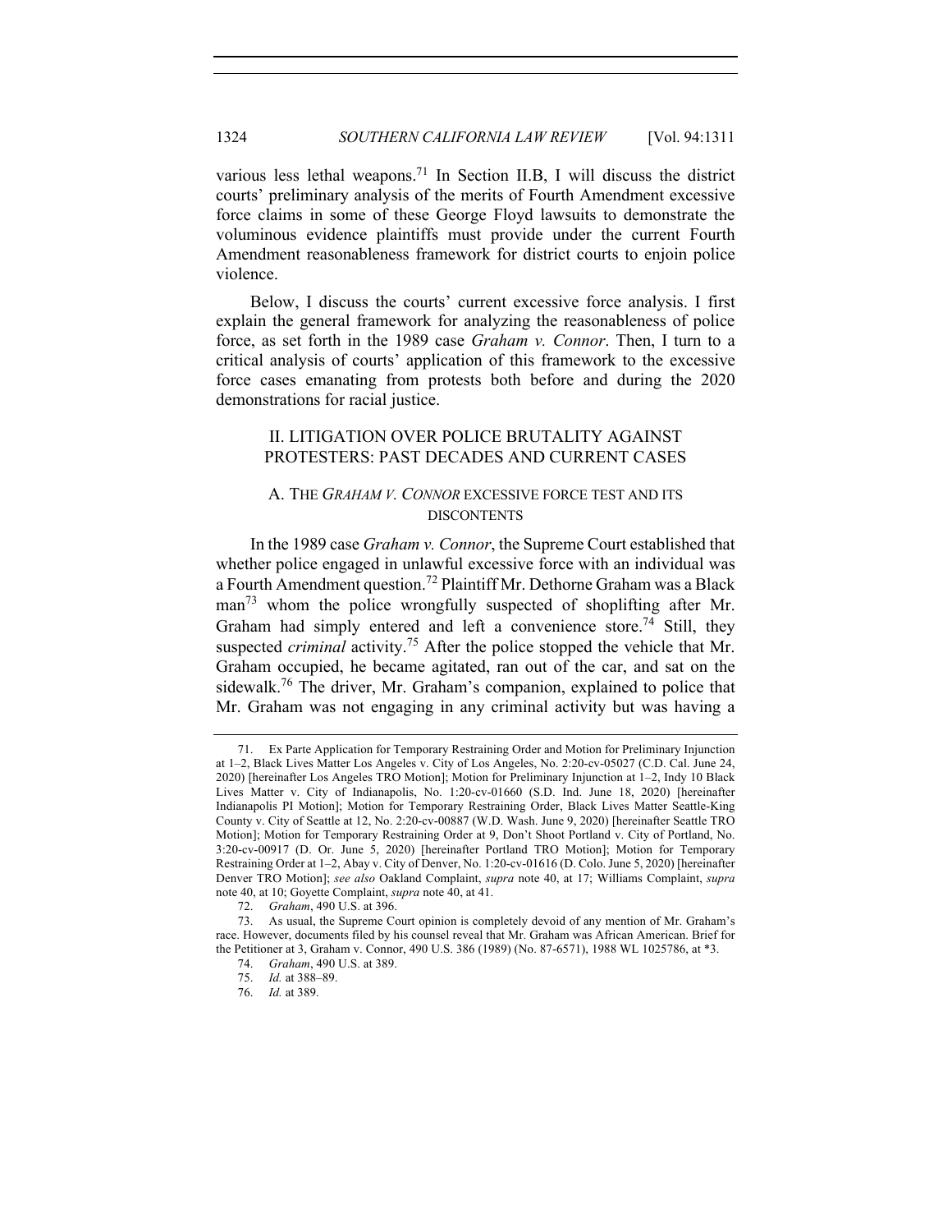various less lethal weapons.[71] In Section II.B, I will discuss the district courts' preliminary analysis of the merits of Fourth Amendment excessive force claims in some of these George Floyd lawsuits to demonstrate the voluminous evidence plaintiffs must provide under the current Fourth Amendment reasonableness framework for district courts to enjoin police violence.

Below, I discuss the courts' current excessive force analysis. I first explain the general framework for analyzing the reasonableness of police force, as set forth in the 1989 case *Graham v. Connor*. Then, I turn to a critical analysis of courts' application of this framework to the excessive force cases emanating from protests both before and during the 2020 demonstrations for racial justice.

## II. LITIGATION OVER POLICE BRUTALITY AGAINST PROTESTERS: PAST DECADES AND CURRENT CASES

### A. THE *GRAHAM V. CONNOR* EXCESSIVE FORCE TEST AND ITS DISCONTENTS

In the 1989 case *Graham v. Connor*, the Supreme Court established that whether police engaged in unlawful excessive force with an individual was a Fourth Amendment question.[72] Plaintiff Mr. Dethorne Graham was a Black man[73] whom the police wrongfully suspected of shoplifting after Mr. Graham had simply entered and left a convenience store.[74] Still, they suspected *criminal* activity.[75] After the police stopped the vehicle that Mr. Graham occupied, he became agitated, ran out of the car, and sat on the sidewalk.[76] The driver, Mr. Graham's companion, explained to police that Mr. Graham was not engaging in any criminal activity but was having a

---

71. Ex Parte Application for Temporary Restraining Order and Motion for Preliminary Injunction at 1–2, Black Lives Matter Los Angeles v. City of Los Angeles, No. 2:20-cv-05027 (C.D. Cal. June 24, 2020) [hereinafter Los Angeles TRO Motion]; Motion for Preliminary Injunction at 1–2, Indy 10 Black Lives Matter v. City of Indianapolis, No. 1:20-cv-01660 (S.D. Ind. June 18, 2020) [hereinafter Indianapolis PI Motion]; Motion for Temporary Restraining Order, Black Lives Matter Seattle-King County v. City of Seattle at 12, No. 2:20-cv-00887 (W.D. Wash. June 9, 2020) [hereinafter Seattle TRO Motion]; Motion for Temporary Restraining Order at 9, Don't Shoot Portland v. City of Portland, No. 3:20-cv-00917 (D. Or. June 5, 2020) [hereinafter Portland TRO Motion]; Motion for Temporary Restraining Order at 1–2, Abay v. City of Denver, No. 1:20-cv-01616 (D. Colo. June 5, 2020) [hereinafter Denver TRO Motion]; *see also* Oakland Complaint, *supra* note 40, at 17; Williams Complaint, *supra* note 40, at 10; Goyette Complaint, *supra* note 40, at 41.

72. *Graham*, 490 U.S. at 396.

73. As usual, the Supreme Court opinion is completely devoid of any mention of Mr. Graham's race. However, documents filed by his counsel reveal that Mr. Graham was African American. Brief for the Petitioner at 3, Graham v. Connor, 490 U.S. 386 (1989) (No. 87-6571), 1988 WL 1025786, at *3.

74. *Graham*, 490 U.S. at 389.

75. *Id.* at 388–89.

76. *Id.* at 389.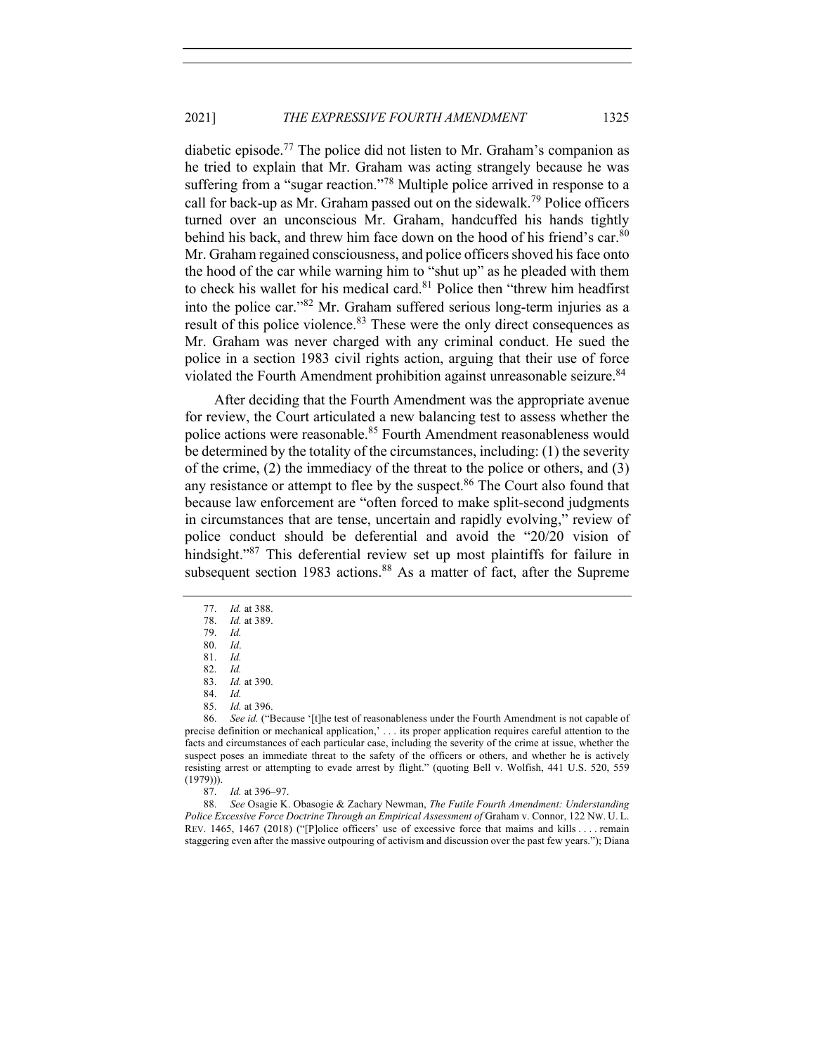diabetic episode.[77] The police did not listen to Mr. Graham's companion as he tried to explain that Mr. Graham was acting strangely because he was suffering from a "sugar reaction."[78] Multiple police arrived in response to a call for back-up as Mr. Graham passed out on the sidewalk.[79] Police officers turned over an unconscious Mr. Graham, handcuffed his hands tightly behind his back, and threw him face down on the hood of his friend's car.[80] Mr. Graham regained consciousness, and police officers shoved his face onto the hood of the car while warning him to "shut up" as he pleaded with them to check his wallet for his medical card.[81] Police then "threw him headfirst into the police car."[82] Mr. Graham suffered serious long-term injuries as a result of this police violence.[83] These were the only direct consequences as Mr. Graham was never charged with any criminal conduct. He sued the police in a section 1983 civil rights action, arguing that their use of force violated the Fourth Amendment prohibition against unreasonable seizure.[84]

After deciding that the Fourth Amendment was the appropriate avenue for review, the Court articulated a new balancing test to assess whether the police actions were reasonable.[85] Fourth Amendment reasonableness would be determined by the totality of the circumstances, including: (1) the severity of the crime, (2) the immediacy of the threat to the police or others, and (3) any resistance or attempt to flee by the suspect.[86] The Court also found that because law enforcement are "often forced to make split-second judgments in circumstances that are tense, uncertain and rapidly evolving," review of police conduct should be deferential and avoid the "20/20 vision of hindsight."[87] This deferential review set up most plaintiffs for failure in subsequent section 1983 actions.[88] As a matter of fact, after the Supreme

---

77. *Id.* at 388.
78. *Id.* at 389.
79. *Id.*
80. *Id*.
81. *Id.*
82. *Id.*
83. *Id.* at 390.
84. *Id.*
85. *Id.* at 396.
86. *See id.* ("Because '[t]he test of reasonableness under the Fourth Amendment is not capable of precise definition or mechanical application,' . . . its proper application requires careful attention to the facts and circumstances of each particular case, including the severity of the crime at issue, whether the suspect poses an immediate threat to the safety of the officers or others, and whether he is actively resisting arrest or attempting to evade arrest by flight." (quoting Bell v. Wolfish, 441 U.S. 520, 559 (1979))).
87. *Id.* at 396–97.
88. *See* Osagie K. Obasogie & Zachary Newman, *The Futile Fourth Amendment: Understanding Police Excessive Force Doctrine Through an Empirical Assessment of* Graham v. Connor, 122 NW. U. L. REV. 1465, 1467 (2018) ("[P]olice officers' use of excessive force that maims and kills . . . . remain staggering even after the massive outpouring of activism and discussion over the past few years."); Diana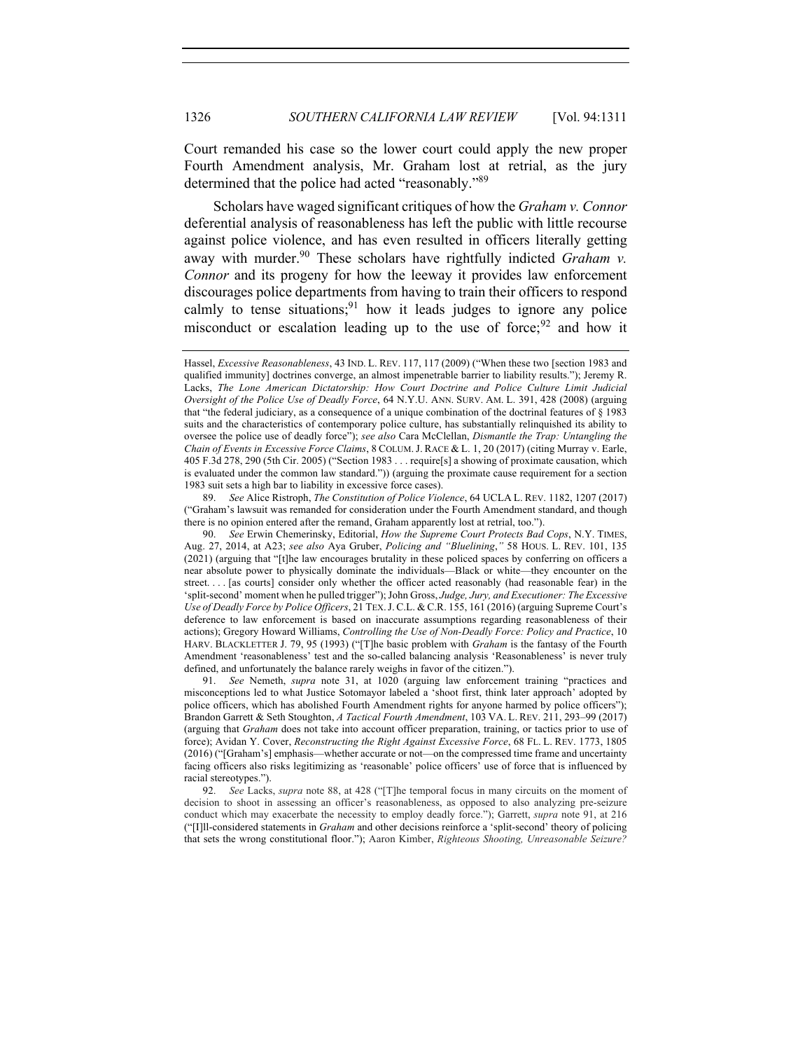Court remanded his case so the lower court could apply the new proper Fourth Amendment analysis, Mr. Graham lost at retrial, as the jury determined that the police had acted "reasonably."[89]

Scholars have waged significant critiques of how the *Graham v. Connor* deferential analysis of reasonableness has left the public with little recourse against police violence, and has even resulted in officers literally getting away with murder.[90] These scholars have rightfully indicted *Graham v. Connor* and its progeny for how the leeway it provides law enforcement discourages police departments from having to train their officers to respond calmly to tense situations;[91] how it leads judges to ignore any police misconduct or escalation leading up to the use of force;[92] and how it

---

Hassel, *Excessive Reasonableness*, 43 IND. L. REV. 117, 117 (2009) ("When these two [section 1983 and qualified immunity] doctrines converge, an almost impenetrable barrier to liability results."); Jeremy R. Lacks, *The Lone American Dictatorship: How Court Doctrine and Police Culture Limit Judicial Oversight of the Police Use of Deadly Force*, 64 N.Y.U. ANN. SURV. AM. L. 391, 428 (2008) (arguing that "the federal judiciary, as a consequence of a unique combination of the doctrinal features of § 1983 suits and the characteristics of contemporary police culture, has substantially relinquished its ability to oversee the police use of deadly force"); *see also* Cara McClellan, *Dismantle the Trap: Untangling the Chain of Events in Excessive Force Claims*, 8 COLUM. J. RACE & L. 1, 20 (2017) (citing Murray v. Earle, 405 F.3d 278, 290 (5th Cir. 2005) ("Section 1983 . . . require[s] a showing of proximate causation, which is evaluated under the common law standard.")) (arguing the proximate cause requirement for a section 1983 suit sets a high bar to liability in excessive force cases).

89. *See* Alice Ristroph, *The Constitution of Police Violence*, 64 UCLA L. REV. 1182, 1207 (2017) ("Graham's lawsuit was remanded for consideration under the Fourth Amendment standard, and though there is no opinion entered after the remand, Graham apparently lost at retrial, too.").

90. *See* Erwin Chemerinsky, Editorial, *How the Supreme Court Protects Bad Cops*, N.Y. TIMES, Aug. 27, 2014, at A23; *see also* Aya Gruber, *Policing and "Bluelining*,*"* 58 HOUS. L. REV. 101, 135 (2021) (arguing that "[t]he law encourages brutality in these policed spaces by conferring on officers a near absolute power to physically dominate the individuals—Black or white—they encounter on the street. . . . [as courts] consider only whether the officer acted reasonably (had reasonable fear) in the 'split-second' moment when he pulled trigger"); John Gross, *Judge, Jury, and Executioner: The Excessive Use of Deadly Force by Police Officers*, 21 TEX. J. C.L. & C.R. 155, 161 (2016) (arguing Supreme Court's deference to law enforcement is based on inaccurate assumptions regarding reasonableness of their actions); Gregory Howard Williams, *Controlling the Use of Non-Deadly Force: Policy and Practice*, 10 HARV. BLACKLETTER J. 79, 95 (1993) ("[T]he basic problem with *Graham* is the fantasy of the Fourth Amendment 'reasonableness' test and the so-called balancing analysis 'Reasonableness' is never truly defined, and unfortunately the balance rarely weighs in favor of the citizen.").

91. *See* Nemeth, *supra* note 31, at 1020 (arguing law enforcement training "practices and misconceptions led to what Justice Sotomayor labeled a 'shoot first, think later approach' adopted by police officers, which has abolished Fourth Amendment rights for anyone harmed by police officers"); Brandon Garrett & Seth Stoughton, *A Tactical Fourth Amendment*, 103 VA. L. REV. 211, 293–99 (2017) (arguing that *Graham* does not take into account officer preparation, training, or tactics prior to use of force); Avidan Y. Cover, *Reconstructing the Right Against Excessive Force*, 68 FL. L. REV. 1773, 1805 (2016) ("[Graham's] emphasis—whether accurate or not—on the compressed time frame and uncertainty facing officers also risks legitimizing as 'reasonable' police officers' use of force that is influenced by racial stereotypes.").

92. *See* Lacks, *supra* note 88, at 428 ("[T]he temporal focus in many circuits on the moment of decision to shoot in assessing an officer's reasonableness, as opposed to also analyzing pre-seizure conduct which may exacerbate the necessity to employ deadly force."); Garrett, *supra* note 91, at 216 ("[I]ll-considered statements in *Graham* and other decisions reinforce a 'split-second' theory of policing that sets the wrong constitutional floor."); Aaron Kimber, *Righteous Shooting, Unreasonable Seizure?*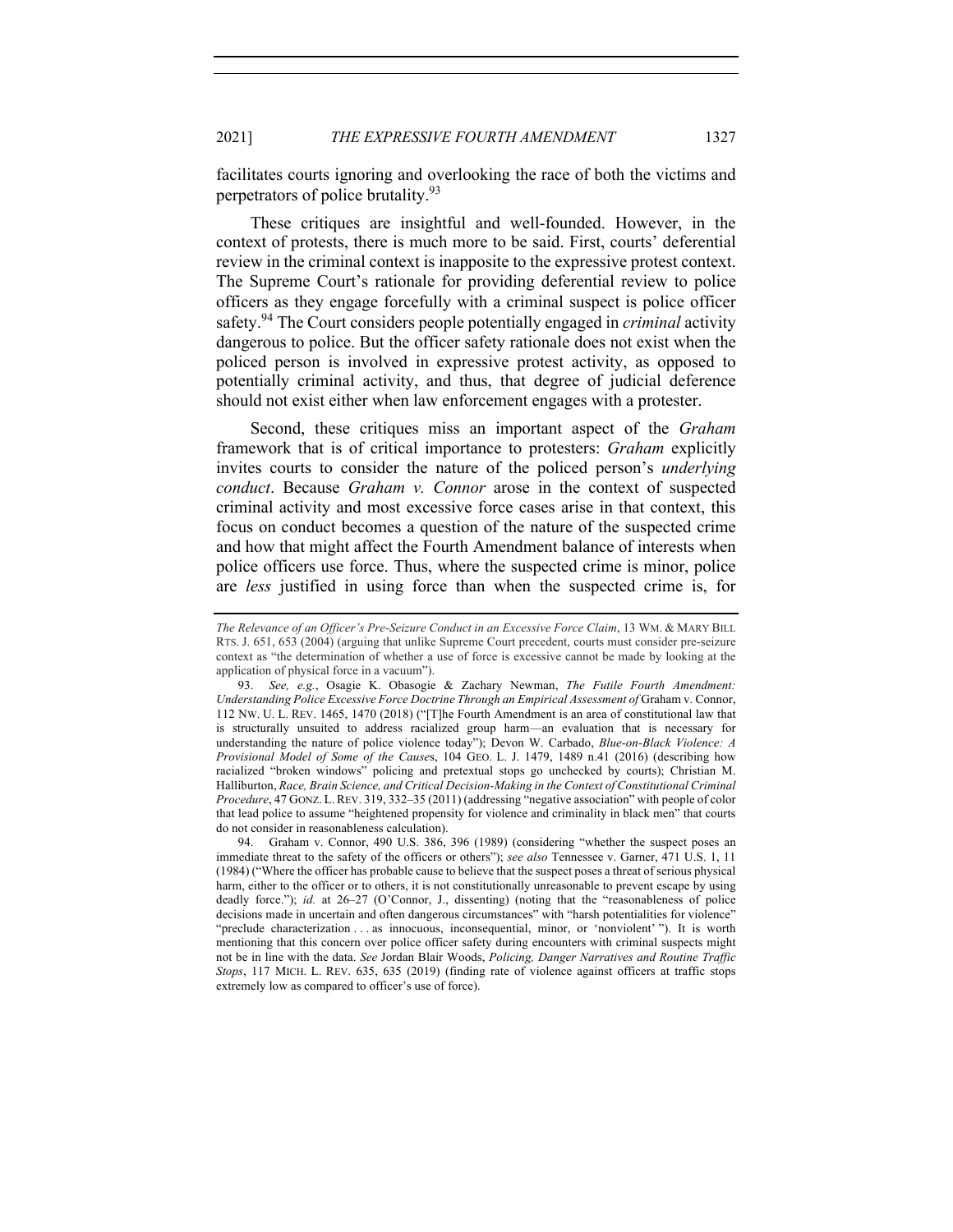facilitates courts ignoring and overlooking the race of both the victims and perpetrators of police brutality.[93]

These critiques are insightful and well-founded. However, in the context of protests, there is much more to be said. First, courts' deferential review in the criminal context is inapposite to the expressive protest context. The Supreme Court's rationale for providing deferential review to police officers as they engage forcefully with a criminal suspect is police officer safety.[94] The Court considers people potentially engaged in *criminal* activity dangerous to police. But the officer safety rationale does not exist when the policed person is involved in expressive protest activity, as opposed to potentially criminal activity, and thus, that degree of judicial deference should not exist either when law enforcement engages with a protester.

Second, these critiques miss an important aspect of the *Graham* framework that is of critical importance to protesters: *Graham* explicitly invites courts to consider the nature of the policed person's *underlying conduct*. Because *Graham v. Connor* arose in the context of suspected criminal activity and most excessive force cases arise in that context, this focus on conduct becomes a question of the nature of the suspected crime and how that might affect the Fourth Amendment balance of interests when police officers use force. Thus, where the suspected crime is minor, police are *less* justified in using force than when the suspected crime is, for

---

*The Relevance of an Officer's Pre-Seizure Conduct in an Excessive Force Claim*, 13 WM. & MARY BILL RTS. J. 651, 653 (2004) (arguing that unlike Supreme Court precedent, courts must consider pre-seizure context as "the determination of whether a use of force is excessive cannot be made by looking at the application of physical force in a vacuum").

93. *See, e.g.*, Osagie K. Obasogie & Zachary Newman, *The Futile Fourth Amendment: Understanding Police Excessive Force Doctrine Through an Empirical Assessment of* Graham v. Connor, 112 NW. U. L. REV. 1465, 1470 (2018) ("[T]he Fourth Amendment is an area of constitutional law that is structurally unsuited to address racialized group harm—an evaluation that is necessary for understanding the nature of police violence today"); Devon W. Carbado, *Blue-on-Black Violence: A Provisional Model of Some of the Causes*, 104 GEO. L. J. 1479, 1489 n.41 (2016) (describing how racialized "broken windows" policing and pretextual stops go unchecked by courts); Christian M. Halliburton, *Race, Brain Science, and Critical Decision-Making in the Context of Constitutional Criminal Procedure*, 47 GONZ. L. REV. 319, 332–35 (2011) (addressing "negative association" with people of color that lead police to assume "heightened propensity for violence and criminality in black men" that courts do not consider in reasonableness calculation).

94. Graham v. Connor, 490 U.S. 386, 396 (1989) (considering "whether the suspect poses an immediate threat to the safety of the officers or others"); *see also* Tennessee v. Garner, 471 U.S. 1, 11 (1984) ("Where the officer has probable cause to believe that the suspect poses a threat of serious physical harm, either to the officer or to others, it is not constitutionally unreasonable to prevent escape by using deadly force."); *id.* at 26–27 (O'Connor, J., dissenting) (noting that the "reasonableness of police decisions made in uncertain and often dangerous circumstances" with "harsh potentialities for violence" "preclude characterization . . . as innocuous, inconsequential, minor, or 'nonviolent' "). It is worth mentioning that this concern over police officer safety during encounters with criminal suspects might not be in line with the data. *See* Jordan Blair Woods, *Policing, Danger Narratives and Routine Traffic Stops*, 117 MICH. L. REV. 635, 635 (2019) (finding rate of violence against officers at traffic stops extremely low as compared to officer's use of force).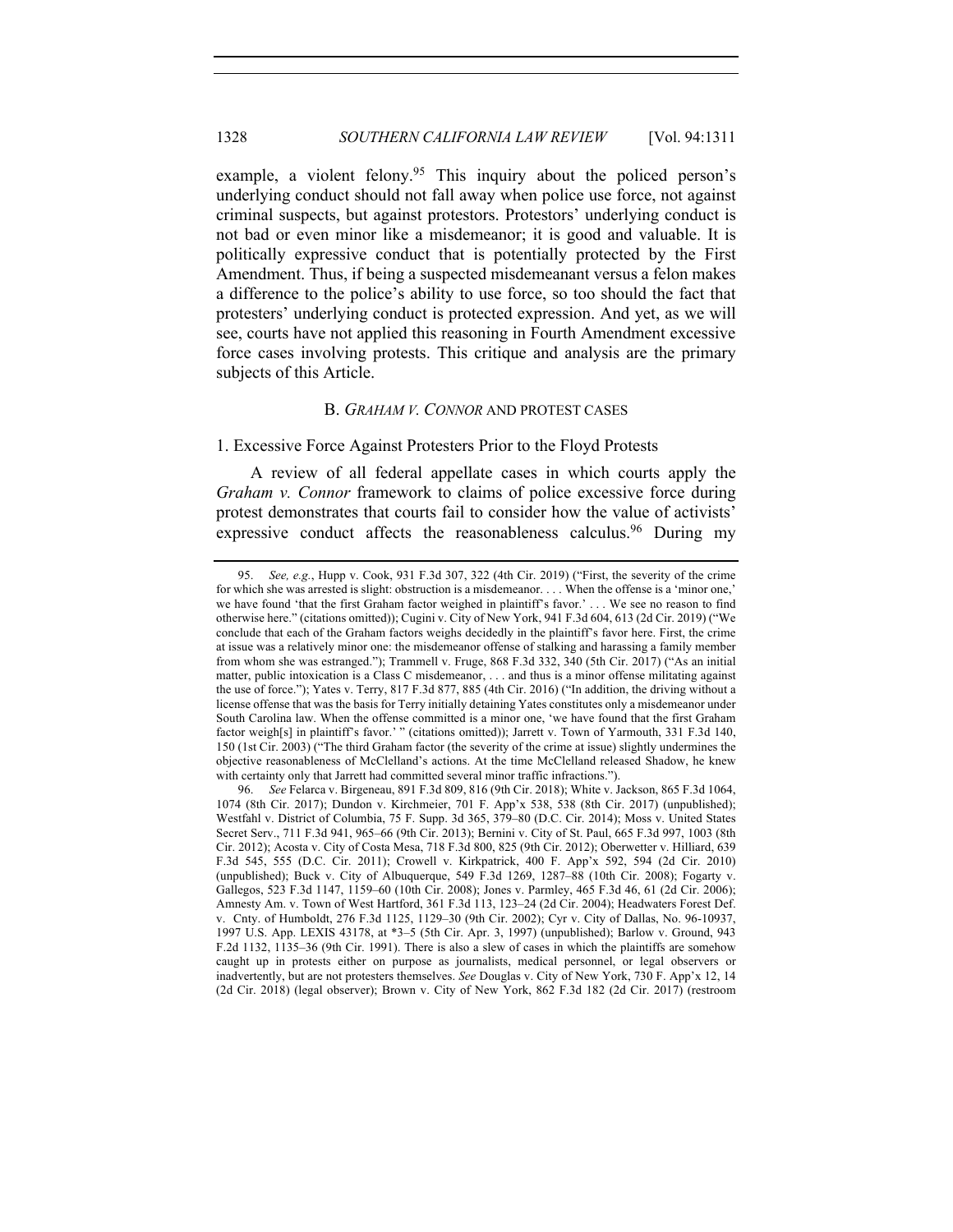example, a violent felony.[95] This inquiry about the policed person's underlying conduct should not fall away when police use force, not against criminal suspects, but against protestors. Protestors' underlying conduct is not bad or even minor like a misdemeanor; it is good and valuable. It is politically expressive conduct that is potentially protected by the First Amendment. Thus, if being a suspected misdemeanant versus a felon makes a difference to the police's ability to use force, so too should the fact that protesters' underlying conduct is protected expression. And yet, as we will see, courts have not applied this reasoning in Fourth Amendment excessive force cases involving protests. This critique and analysis are the primary subjects of this Article.

### B. *GRAHAM V. CONNOR* AND PROTEST CASES

#### 1. Excessive Force Against Protesters Prior to the Floyd Protests

A review of all federal appellate cases in which courts apply the *Graham v. Connor* framework to claims of police excessive force during protest demonstrates that courts fail to consider how the value of activists' expressive conduct affects the reasonableness calculus.[96] During my

---

95. *See, e.g.*, Hupp v. Cook, 931 F.3d 307, 322 (4th Cir. 2019) ("First, the severity of the crime for which she was arrested is slight: obstruction is a misdemeanor. . . . When the offense is a 'minor one,' we have found 'that the first Graham factor weighed in plaintiff's favor.' . . . We see no reason to find otherwise here." (citations omitted)); Cugini v. City of New York, 941 F.3d 604, 613 (2d Cir. 2019) ("We conclude that each of the Graham factors weighs decidedly in the plaintiff's favor here. First, the crime at issue was a relatively minor one: the misdemeanor offense of stalking and harassing a family member from whom she was estranged."); Trammell v. Fruge, 868 F.3d 332, 340 (5th Cir. 2017) ("As an initial matter, public intoxication is a Class C misdemeanor, . . . and thus is a minor offense militating against the use of force."); Yates v. Terry, 817 F.3d 877, 885 (4th Cir. 2016) ("In addition, the driving without a license offense that was the basis for Terry initially detaining Yates constitutes only a misdemeanor under South Carolina law. When the offense committed is a minor one, 'we have found that the first Graham factor weigh[s] in plaintiff's favor.' " (citations omitted)); Jarrett v. Town of Yarmouth, 331 F.3d 140, 150 (1st Cir. 2003) ("The third Graham factor (the severity of the crime at issue) slightly undermines the objective reasonableness of McClelland's actions. At the time McClelland released Shadow, he knew with certainty only that Jarrett had committed several minor traffic infractions.").

96. *See* Felarca v. Birgeneau, 891 F.3d 809, 816 (9th Cir. 2018); White v. Jackson, 865 F.3d 1064, 1074 (8th Cir. 2017); Dundon v. Kirchmeier, 701 F. App'x 538, 538 (8th Cir. 2017) (unpublished); Westfahl v. District of Columbia, 75 F. Supp. 3d 365, 379–80 (D.C. Cir. 2014); Moss v. United States Secret Serv., 711 F.3d 941, 965–66 (9th Cir. 2013); Bernini v. City of St. Paul, 665 F.3d 997, 1003 (8th Cir. 2012); Acosta v. City of Costa Mesa, 718 F.3d 800, 825 (9th Cir. 2012); Oberwetter v. Hilliard, 639 F.3d 545, 555 (D.C. Cir. 2011); Crowell v. Kirkpatrick, 400 F. App'x 592, 594 (2d Cir. 2010) (unpublished); Buck v. City of Albuquerque, 549 F.3d 1269, 1287–88 (10th Cir. 2008); Fogarty v. Gallegos, 523 F.3d 1147, 1159–60 (10th Cir. 2008); Jones v. Parmley, 465 F.3d 46, 61 (2d Cir. 2006); Amnesty Am. v. Town of West Hartford, 361 F.3d 113, 123–24 (2d Cir. 2004); Headwaters Forest Def. v. Cnty. of Humboldt, 276 F.3d 1125, 1129–30 (9th Cir. 2002); Cyr v. City of Dallas, No. 96-10937, 1997 U.S. App. LEXIS 43178, at *3–5 (5th Cir. Apr. 3, 1997) (unpublished); Barlow v. Ground, 943 F.2d 1132, 1135–36 (9th Cir. 1991). There is also a slew of cases in which the plaintiffs are somehow caught up in protests either on purpose as journalists, medical personnel, or legal observers or inadvertently, but are not protesters themselves. *See* Douglas v. City of New York, 730 F. App'x 12, 14 (2d Cir. 2018) (legal observer); Brown v. City of New York, 862 F.3d 182 (2d Cir. 2017) (restroom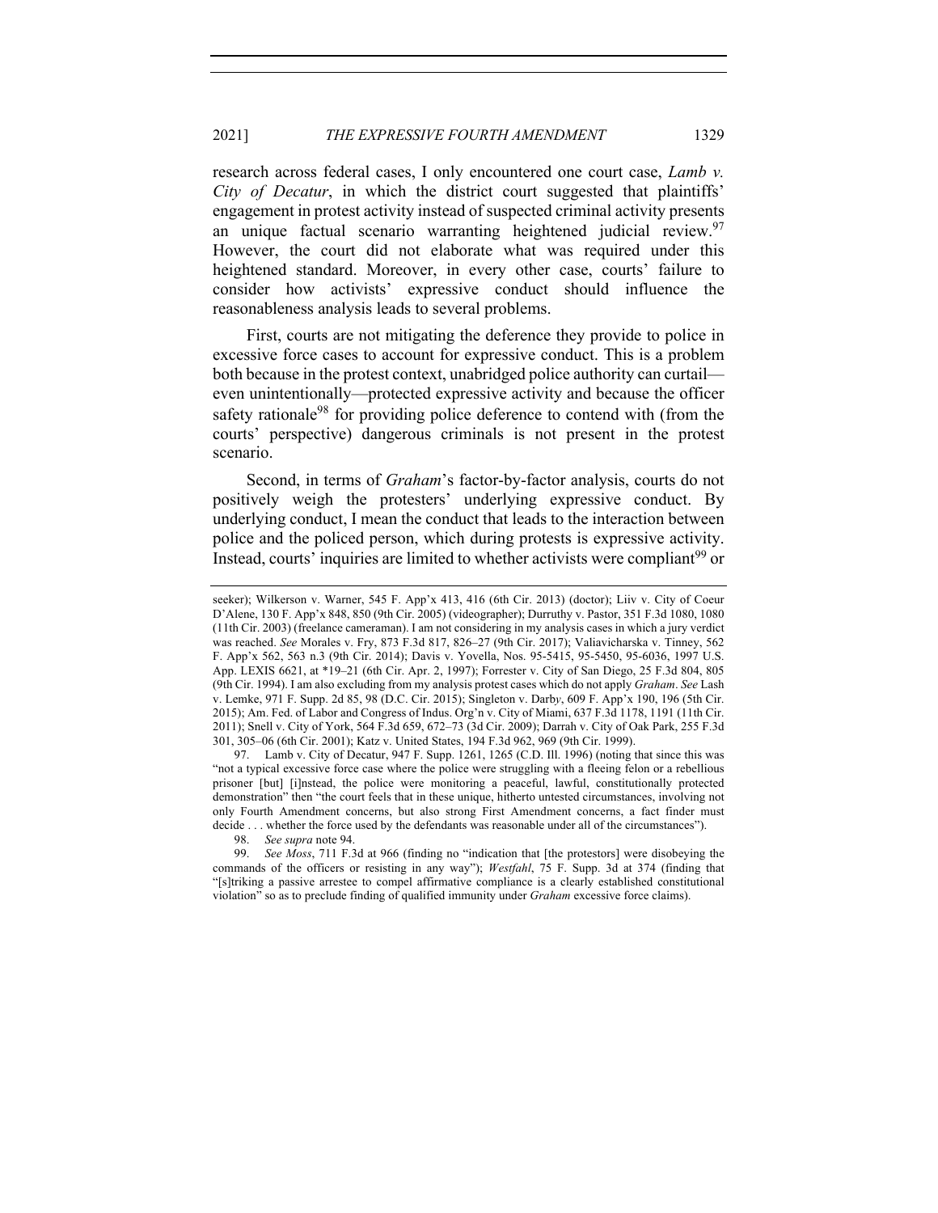research across federal cases, I only encountered one court case, *Lamb v. City of Decatur*, in which the district court suggested that plaintiffs' engagement in protest activity instead of suspected criminal activity presents an unique factual scenario warranting heightened judicial review.[97] However, the court did not elaborate what was required under this heightened standard. Moreover, in every other case, courts' failure to consider how activists' expressive conduct should influence the reasonableness analysis leads to several problems.

First, courts are not mitigating the deference they provide to police in excessive force cases to account for expressive conduct. This is a problem both because in the protest context, unabridged police authority can curtail—even unintentionally—protected expressive activity and because the officer safety rationale[98] for providing police deference to contend with (from the courts' perspective) dangerous criminals is not present in the protest scenario.

Second, in terms of *Graham*'s factor-by-factor analysis, courts do not positively weigh the protesters' underlying expressive conduct. By underlying conduct, I mean the conduct that leads to the interaction between police and the policed person, which during protests is expressive activity. Instead, courts' inquiries are limited to whether activists were compliant[99] or

---

seeker); Wilkerson v. Warner, 545 F. App'x 413, 416 (6th Cir. 2013) (doctor); Liiv v. City of Coeur D'Alene, 130 F. App'x 848, 850 (9th Cir. 2005) (videographer); Durruthy v. Pastor, 351 F.3d 1080, 1080 (11th Cir. 2003) (freelance cameraman). I am not considering in my analysis cases in which a jury verdict was reached. *See* Morales v. Fry, 873 F.3d 817, 826–27 (9th Cir. 2017); Valiavicharska v. Tinney, 562 F. App'x 562, 563 n.3 (9th Cir. 2014); Davis v. Yovella, Nos. 95-5415, 95-5450, 95-6036, 1997 U.S. App. LEXIS 6621, at *19–21 (6th Cir. Apr. 2, 1997); Forrester v. City of San Diego, 25 F.3d 804, 805 (9th Cir. 1994). I am also excluding from my analysis protest cases which do not apply *Graham*. *See* Lash v. Lemke, 971 F. Supp. 2d 85, 98 (D.C. Cir. 2015); Singleton v. Darby, 609 F. App'x 190, 196 (5th Cir. 2015); Am. Fed. of Labor and Congress of Indus. Org'n v. City of Miami, 637 F.3d 1178, 1191 (11th Cir. 2011); Snell v. City of York, 564 F.3d 659, 672–73 (3d Cir. 2009); Darrah v. City of Oak Park, 255 F.3d 301, 305–06 (6th Cir. 2001); Katz v. United States, 194 F.3d 962, 969 (9th Cir. 1999).

97. Lamb v. City of Decatur, 947 F. Supp. 1261, 1265 (C.D. Ill. 1996) (noting that since this was "not a typical excessive force case where the police were struggling with a fleeing felon or a rebellious prisoner [but] [i]nstead, the police were monitoring a peaceful, lawful, constitutionally protected demonstration" then "the court feels that in these unique, hitherto untested circumstances, involving not only Fourth Amendment concerns, but also strong First Amendment concerns, a fact finder must decide . . . whether the force used by the defendants was reasonable under all of the circumstances").

98. *See supra* note 94.

99. *See Moss*, 711 F.3d at 966 (finding no "indication that [the protestors] were disobeying the commands of the officers or resisting in any way"); *Westfahl*, 75 F. Supp. 3d at 374 (finding that "[s]triking a passive arrestee to compel affirmative compliance is a clearly established constitutional violation" so as to preclude finding of qualified immunity under *Graham* excessive force claims).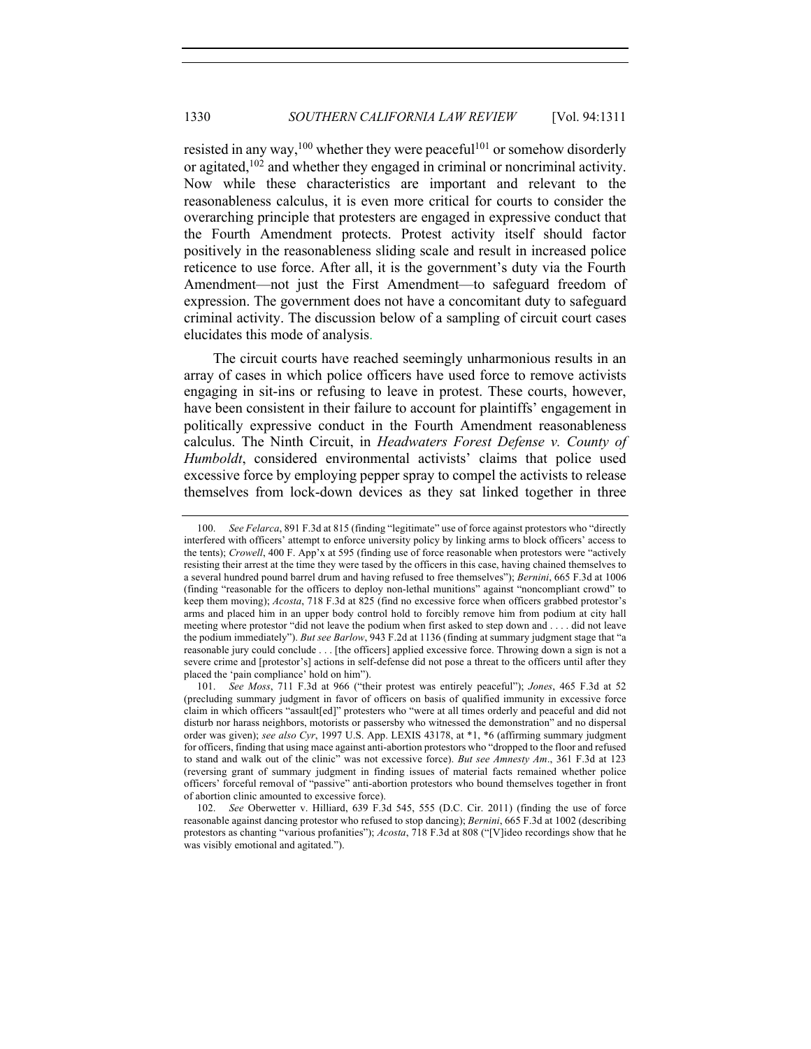resisted in any way,[100] whether they were peaceful[101] or somehow disorderly or agitated,[102] and whether they engaged in criminal or noncriminal activity. Now while these characteristics are important and relevant to the reasonableness calculus, it is even more critical for courts to consider the overarching principle that protesters are engaged in expressive conduct that the Fourth Amendment protects. Protest activity itself should factor positively in the reasonableness sliding scale and result in increased police reticence to use force. After all, it is the government's duty via the Fourth Amendment—not just the First Amendment—to safeguard freedom of expression. The government does not have a concomitant duty to safeguard criminal activity. The discussion below of a sampling of circuit court cases elucidates this mode of analysis.

The circuit courts have reached seemingly unharmonious results in an array of cases in which police officers have used force to remove activists engaging in sit-ins or refusing to leave in protest. These courts, however, have been consistent in their failure to account for plaintiffs' engagement in politically expressive conduct in the Fourth Amendment reasonableness calculus. The Ninth Circuit, in *Headwaters Forest Defense v. County of Humboldt*, considered environmental activists' claims that police used excessive force by employing pepper spray to compel the activists to release themselves from lock-down devices as they sat linked together in three

100. *See Felarca*, 891 F.3d at 815 (finding "legitimate" use of force against protestors who "directly interfered with officers' attempt to enforce university policy by linking arms to block officers' access to the tents); *Crowell*, 400 F. App'x at 595 (finding use of force reasonable when protestors were "actively resisting their arrest at the time they were tased by the officers in this case, having chained themselves to a several hundred pound barrel drum and having refused to free themselves"); *Bernini*, 665 F.3d at 1006 (finding "reasonable for the officers to deploy non-lethal munitions" against "noncompliant crowd" to keep them moving); *Acosta*, 718 F.3d at 825 (find no excessive force when officers grabbed protestor's arms and placed him in an upper body control hold to forcibly remove him from podium at city hall meeting where protestor "did not leave the podium when first asked to step down and . . . . did not leave the podium immediately"). *But see Barlow*, 943 F.2d at 1136 (finding at summary judgment stage that "a reasonable jury could conclude . . . [the officers] applied excessive force. Throwing down a sign is not a severe crime and [protestor's] actions in self-defense did not pose a threat to the officers until after they placed the 'pain compliance' hold on him").

101. *See Moss*, 711 F.3d at 966 ("their protest was entirely peaceful"); *Jones*, 465 F.3d at 52 (precluding summary judgment in favor of officers on basis of qualified immunity in excessive force claim in which officers "assault[ed]" protesters who "were at all times orderly and peaceful and did not disturb nor harass neighbors, motorists or passersby who witnessed the demonstration" and no dispersal order was given); *see also Cyr*, 1997 U.S. App. LEXIS 43178, at \*1, \*6 (affirming summary judgment for officers, finding that using mace against anti-abortion protestors who "dropped to the floor and refused to stand and walk out of the clinic" was not excessive force). *But see Amnesty Am*., 361 F.3d at 123 (reversing grant of summary judgment in finding issues of material facts remained whether police officers' forceful removal of "passive" anti-abortion protestors who bound themselves together in front of abortion clinic amounted to excessive force).

102. *See* Oberwetter v. Hilliard, 639 F.3d 545, 555 (D.C. Cir. 2011) (finding the use of force reasonable against dancing protestor who refused to stop dancing); *Bernini*, 665 F.3d at 1002 (describing protestors as chanting "various profanities"); *Acosta*, 718 F.3d at 808 ("[V]ideo recordings show that he was visibly emotional and agitated.").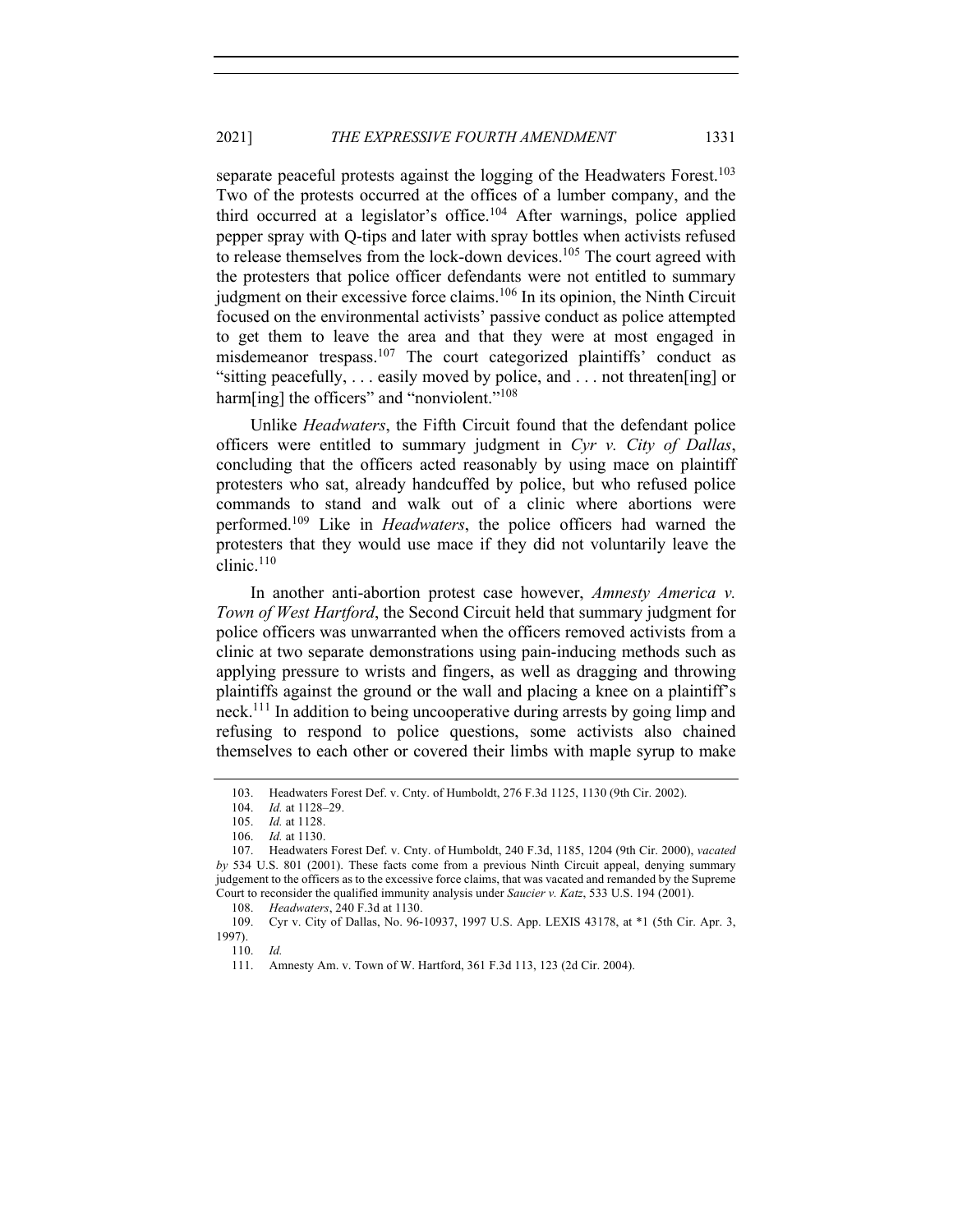separate peaceful protests against the logging of the Headwaters Forest.[103] Two of the protests occurred at the offices of a lumber company, and the third occurred at a legislator's office.[104] After warnings, police applied pepper spray with Q-tips and later with spray bottles when activists refused to release themselves from the lock-down devices.[105] The court agreed with the protesters that police officer defendants were not entitled to summary judgment on their excessive force claims.[106] In its opinion, the Ninth Circuit focused on the environmental activists' passive conduct as police attempted to get them to leave the area and that they were at most engaged in misdemeanor trespass.[107] The court categorized plaintiffs' conduct as "sitting peacefully, . . . easily moved by police, and . . . not threaten[ing] or harm[ing] the officers" and "nonviolent."[108]

Unlike *Headwaters*, the Fifth Circuit found that the defendant police officers were entitled to summary judgment in *Cyr v. City of Dallas*, concluding that the officers acted reasonably by using mace on plaintiff protesters who sat, already handcuffed by police, but who refused police commands to stand and walk out of a clinic where abortions were performed.[109] Like in *Headwaters*, the police officers had warned the protesters that they would use mace if they did not voluntarily leave the clinic.[110]

In another anti-abortion protest case however, *Amnesty America v. Town of West Hartford*, the Second Circuit held that summary judgment for police officers was unwarranted when the officers removed activists from a clinic at two separate demonstrations using pain-inducing methods such as applying pressure to wrists and fingers, as well as dragging and throwing plaintiffs against the ground or the wall and placing a knee on a plaintiff's neck.[111] In addition to being uncooperative during arrests by going limp and refusing to respond to police questions, some activists also chained themselves to each other or covered their limbs with maple syrup to make

---

103. Headwaters Forest Def. v. Cnty. of Humboldt, 276 F.3d 1125, 1130 (9th Cir. 2002).

104. *Id.* at 1128–29.

105. *Id.* at 1128.

106. *Id.* at 1130.

107. Headwaters Forest Def. v. Cnty. of Humboldt, 240 F.3d, 1185, 1204 (9th Cir. 2000), *vacated by* 534 U.S. 801 (2001). These facts come from a previous Ninth Circuit appeal, denying summary judgement to the officers as to the excessive force claims, that was vacated and remanded by the Supreme Court to reconsider the qualified immunity analysis under *Saucier v. Katz*, 533 U.S. 194 (2001).

108. *Headwaters*, 240 F.3d at 1130.

109. Cyr v. City of Dallas, No. 96-10937, 1997 U.S. App. LEXIS 43178, at *1 (5th Cir. Apr. 3, 1997).

110. *Id.*

111. Amnesty Am. v. Town of W. Hartford, 361 F.3d 113, 123 (2d Cir. 2004).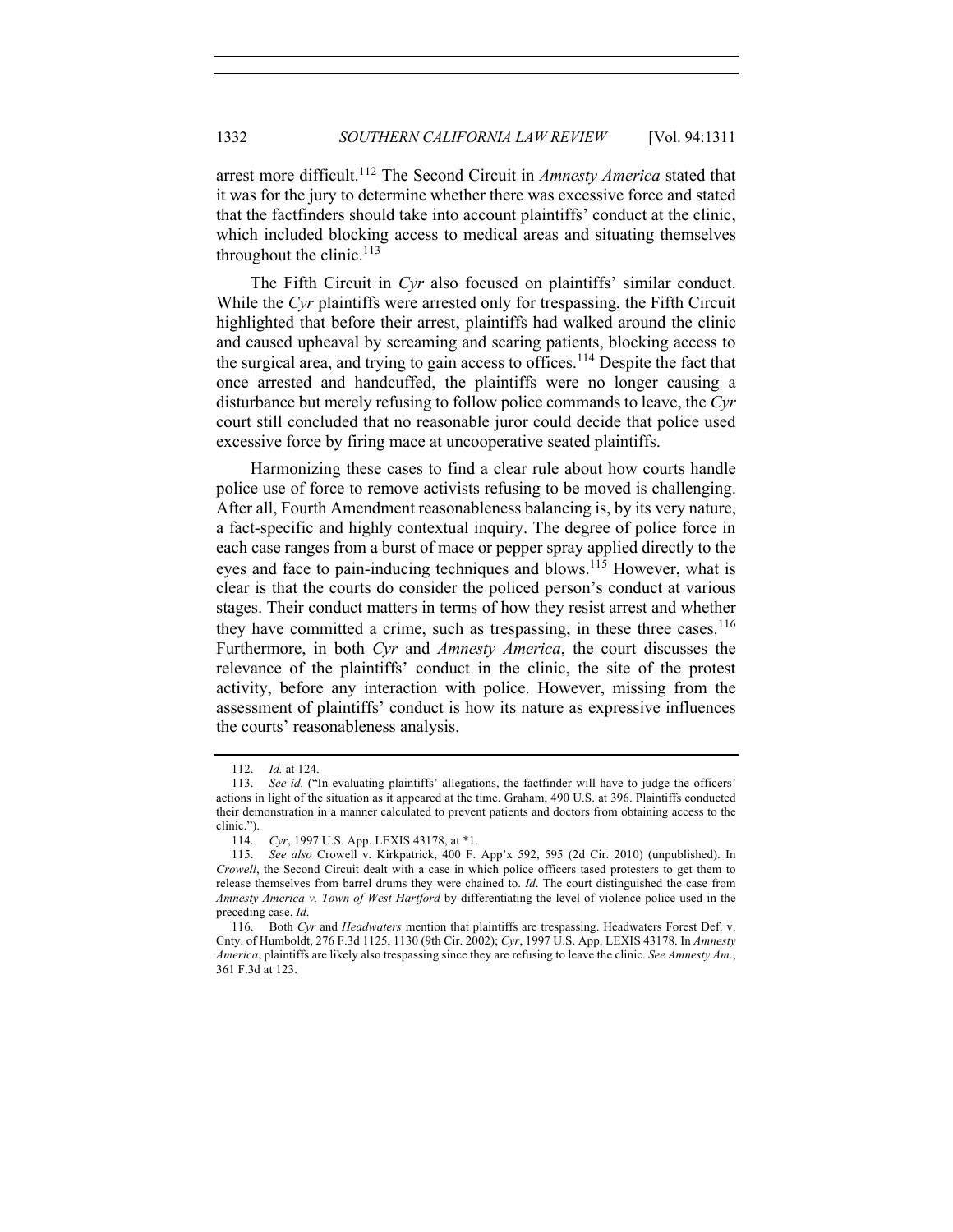arrest more difficult.[112] The Second Circuit in *Amnesty America* stated that it was for the jury to determine whether there was excessive force and stated that the factfinders should take into account plaintiffs' conduct at the clinic, which included blocking access to medical areas and situating themselves throughout the clinic.[113]

The Fifth Circuit in *Cyr* also focused on plaintiffs' similar conduct. While the *Cyr* plaintiffs were arrested only for trespassing, the Fifth Circuit highlighted that before their arrest, plaintiffs had walked around the clinic and caused upheaval by screaming and scaring patients, blocking access to the surgical area, and trying to gain access to offices.[114] Despite the fact that once arrested and handcuffed, the plaintiffs were no longer causing a disturbance but merely refusing to follow police commands to leave, the *Cyr* court still concluded that no reasonable juror could decide that police used excessive force by firing mace at uncooperative seated plaintiffs.

Harmonizing these cases to find a clear rule about how courts handle police use of force to remove activists refusing to be moved is challenging. After all, Fourth Amendment reasonableness balancing is, by its very nature, a fact-specific and highly contextual inquiry. The degree of police force in each case ranges from a burst of mace or pepper spray applied directly to the eyes and face to pain-inducing techniques and blows.[115] However, what is clear is that the courts do consider the policed person's conduct at various stages. Their conduct matters in terms of how they resist arrest and whether they have committed a crime, such as trespassing, in these three cases.[116] Furthermore, in both *Cyr* and *Amnesty America*, the court discusses the relevance of the plaintiffs' conduct in the clinic, the site of the protest activity, before any interaction with police. However, missing from the assessment of plaintiffs' conduct is how its nature as expressive influences the courts' reasonableness analysis.

---

112. *Id.* at 124.

113. *See id.* ("In evaluating plaintiffs' allegations, the factfinder will have to judge the officers' actions in light of the situation as it appeared at the time. Graham, 490 U.S. at 396. Plaintiffs conducted their demonstration in a manner calculated to prevent patients and doctors from obtaining access to the clinic.").

114. *Cyr*, 1997 U.S. App. LEXIS 43178, at *1.

115. *See also* Crowell v. Kirkpatrick, 400 F. App'x 592, 595 (2d Cir. 2010) (unpublished). In *Crowell*, the Second Circuit dealt with a case in which police officers tased protesters to get them to release themselves from barrel drums they were chained to. *Id*. The court distinguished the case from *Amnesty America v. Town of West Hartford* by differentiating the level of violence police used in the preceding case. *Id*.

116. Both *Cyr* and *Headwaters* mention that plaintiffs are trespassing. Headwaters Forest Def. v. Cnty. of Humboldt, 276 F.3d 1125, 1130 (9th Cir. 2002); *Cyr*, 1997 U.S. App. LEXIS 43178. In *Amnesty America*, plaintiffs are likely also trespassing since they are refusing to leave the clinic. *See Amnesty Am*., 361 F.3d at 123.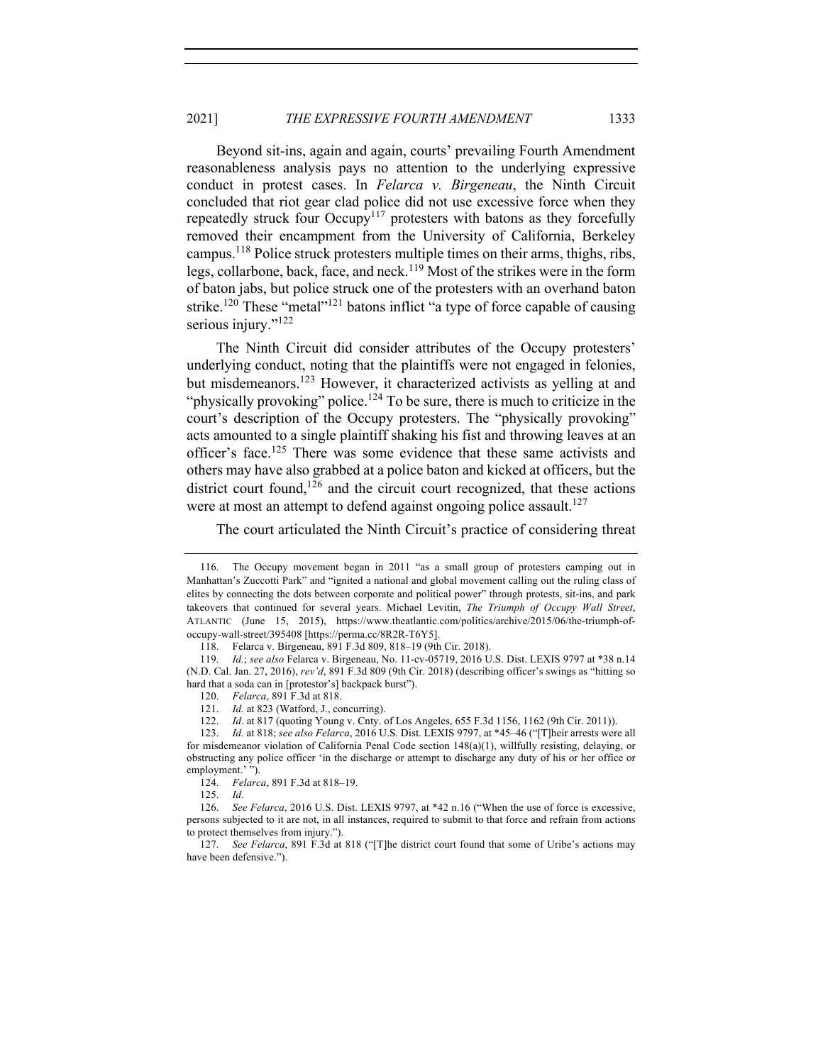Beyond sit-ins, again and again, courts' prevailing Fourth Amendment reasonableness analysis pays no attention to the underlying expressive conduct in protest cases. In *Felarca v. Birgeneau*, the Ninth Circuit concluded that riot gear clad police did not use excessive force when they repeatedly struck four Occupy[117] protesters with batons as they forcefully removed their encampment from the University of California, Berkeley campus.[118] Police struck protesters multiple times on their arms, thighs, ribs, legs, collarbone, back, face, and neck.[119] Most of the strikes were in the form of baton jabs, but police struck one of the protesters with an overhand baton strike.[120] These "metal"[121] batons inflict "a type of force capable of causing serious injury."[122]

The Ninth Circuit did consider attributes of the Occupy protesters' underlying conduct, noting that the plaintiffs were not engaged in felonies, but misdemeanors.[123] However, it characterized activists as yelling at and "physically provoking" police.[124] To be sure, there is much to criticize in the court's description of the Occupy protesters. The "physically provoking" acts amounted to a single plaintiff shaking his fist and throwing leaves at an officer's face.[125] There was some evidence that these same activists and others may have also grabbed at a police baton and kicked at officers, but the district court found,[126] and the circuit court recognized, that these actions were at most an attempt to defend against ongoing police assault.[127]

The court articulated the Ninth Circuit's practice of considering threat

---

116. The Occupy movement began in 2011 "as a small group of protesters camping out in Manhattan's Zuccotti Park" and "ignited a national and global movement calling out the ruling class of elites by connecting the dots between corporate and political power" through protests, sit-ins, and park takeovers that continued for several years. Michael Levitin, *The Triumph of Occupy Wall Street*, ATLANTIC (June 15, 2015), https://www.theatlantic.com/politics/archive/2015/06/the-triumph-of-occupy-wall-street/395408 [https://perma.cc/8R2R-T6Y5].

118. Felarca v. Birgeneau, 891 F.3d 809, 818–19 (9th Cir. 2018).

119. *Id.*; *see also* Felarca v. Birgeneau, No. 11-cv-05719, 2016 U.S. Dist. LEXIS 9797 at *38 n.14 (N.D. Cal. Jan. 27, 2016), *rev'd*, 891 F.3d 809 (9th Cir. 2018) (describing officer's swings as "hitting so hard that a soda can in [protestor's] backpack burst").

120. *Felarca*, 891 F.3d at 818.

121. *Id.* at 823 (Watford, J., concurring).

122. *Id.* at 817 (quoting Young v. Cnty. of Los Angeles, 655 F.3d 1156, 1162 (9th Cir. 2011)).

123. *Id.* at 818; *see also Felarca*, 2016 U.S. Dist. LEXIS 9797, at *45–46 ("[T]heir arrests were all for misdemeanor violation of California Penal Code section 148(a)(1), willfully resisting, delaying, or obstructing any police officer 'in the discharge or attempt to discharge any duty of his or her office or employment.' ").

124. *Felarca*, 891 F.3d at 818–19.

125. *Id*.

126. *See Felarca*, 2016 U.S. Dist. LEXIS 9797, at *42 n.16 ("When the use of force is excessive, persons subjected to it are not, in all instances, required to submit to that force and refrain from actions to protect themselves from injury.").

127. *See Felarca*, 891 F.3d at 818 ("[T]he district court found that some of Uribe's actions may have been defensive.").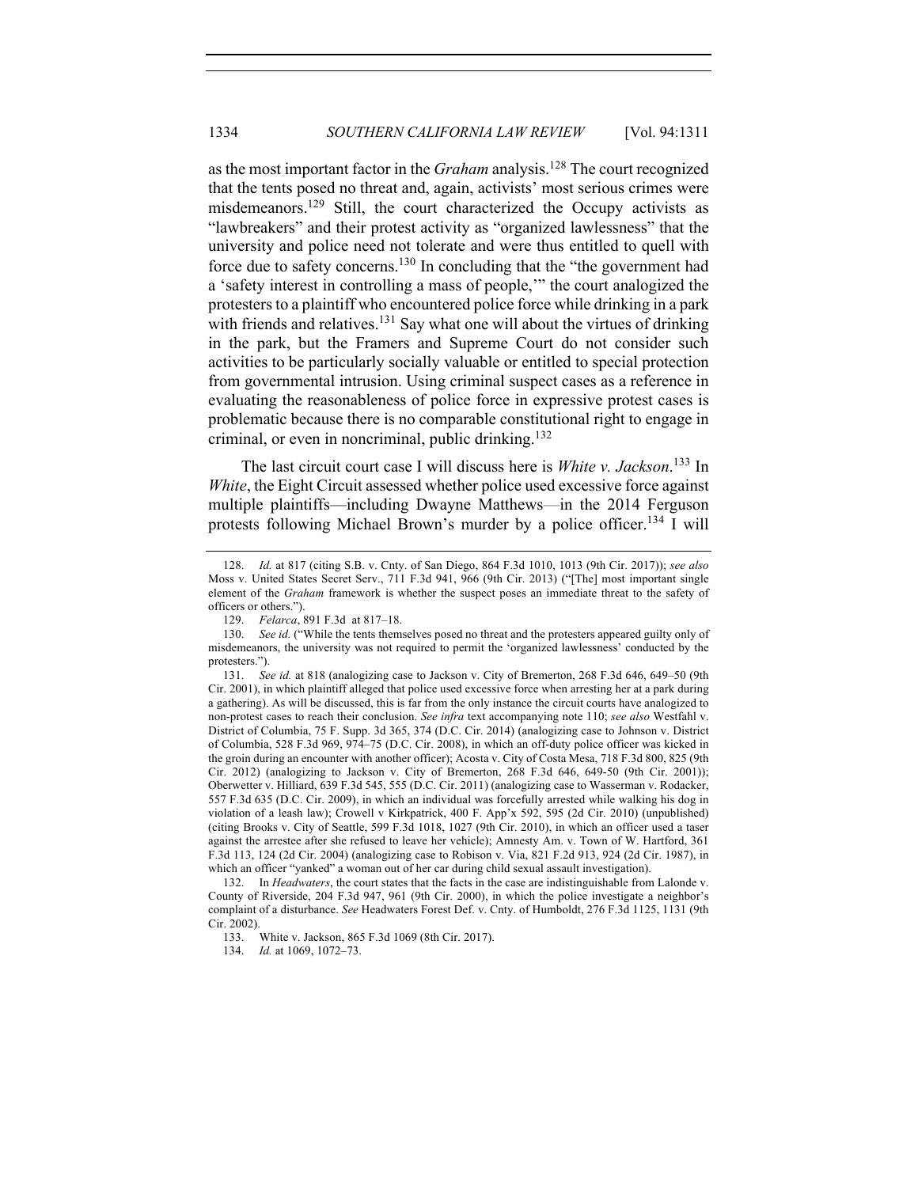as the most important factor in the *Graham* analysis.[128] The court recognized that the tents posed no threat and, again, activists' most serious crimes were misdemeanors.[129] Still, the court characterized the Occupy activists as "lawbreakers" and their protest activity as "organized lawlessness" that the university and police need not tolerate and were thus entitled to quell with force due to safety concerns.[130] In concluding that the "the government had a 'safety interest in controlling a mass of people,'" the court analogized the protesters to a plaintiff who encountered police force while drinking in a park with friends and relatives.[131] Say what one will about the virtues of drinking in the park, but the Framers and Supreme Court do not consider such activities to be particularly socially valuable or entitled to special protection from governmental intrusion. Using criminal suspect cases as a reference in evaluating the reasonableness of police force in expressive protest cases is problematic because there is no comparable constitutional right to engage in criminal, or even in noncriminal, public drinking.[132]

The last circuit court case I will discuss here is *White v. Jackson*.[133] In *White*, the Eight Circuit assessed whether police used excessive force against multiple plaintiffs—including Dwayne Matthews—in the 2014 Ferguson protests following Michael Brown's murder by a police officer.[134] I will

---

128. *Id.* at 817 (citing S.B. v. Cnty. of San Diego, 864 F.3d 1010, 1013 (9th Cir. 2017)); *see also* Moss v. United States Secret Serv., 711 F.3d 941, 966 (9th Cir. 2013) ("[The] most important single element of the *Graham* framework is whether the suspect poses an immediate threat to the safety of officers or others.").

129. *Felarca*, 891 F.3d at 817–18.

130. *See id.* ("While the tents themselves posed no threat and the protesters appeared guilty only of misdemeanors, the university was not required to permit the 'organized lawlessness' conducted by the protesters.").

131. *See id.* at 818 (analogizing case to Jackson v. City of Bremerton, 268 F.3d 646, 649–50 (9th Cir. 2001), in which plaintiff alleged that police used excessive force when arresting her at a park during a gathering). As will be discussed, this is far from the only instance the circuit courts have analogized to non-protest cases to reach their conclusion. *See infra* text accompanying note 110; *see also* Westfahl v. District of Columbia, 75 F. Supp. 3d 365, 374 (D.C. Cir. 2014) (analogizing case to Johnson v. District of Columbia, 528 F.3d 969, 974–75 (D.C. Cir. 2008), in which an off-duty police officer was kicked in the groin during an encounter with another officer); Acosta v. City of Costa Mesa, 718 F.3d 800, 825 (9th Cir. 2012) (analogizing to Jackson v. City of Bremerton, 268 F.3d 646, 649-50 (9th Cir. 2001)); Oberwetter v. Hilliard, 639 F.3d 545, 555 (D.C. Cir. 2011) (analogizing case to Wasserman v. Rodacker, 557 F.3d 635 (D.C. Cir. 2009), in which an individual was forcefully arrested while walking his dog in violation of a leash law); Crowell v Kirkpatrick, 400 F. App'x 592, 595 (2d Cir. 2010) (unpublished) (citing Brooks v. City of Seattle, 599 F.3d 1018, 1027 (9th Cir. 2010), in which an officer used a taser against the arrestee after she refused to leave her vehicle); Amnesty Am. v. Town of W. Hartford, 361 F.3d 113, 124 (2d Cir. 2004) (analogizing case to Robison v. Via, 821 F.2d 913, 924 (2d Cir. 1987), in which an officer "yanked" a woman out of her car during child sexual assault investigation).

132. In *Headwaters*, the court states that the facts in the case are indistinguishable from Lalonde v. County of Riverside, 204 F.3d 947, 961 (9th Cir. 2000), in which the police investigate a neighbor's complaint of a disturbance. *See* Headwaters Forest Def. v. Cnty. of Humboldt, 276 F.3d 1125, 1131 (9th Cir. 2002).

133. White v. Jackson, 865 F.3d 1069 (8th Cir. 2017).

134. *Id.* at 1069, 1072–73.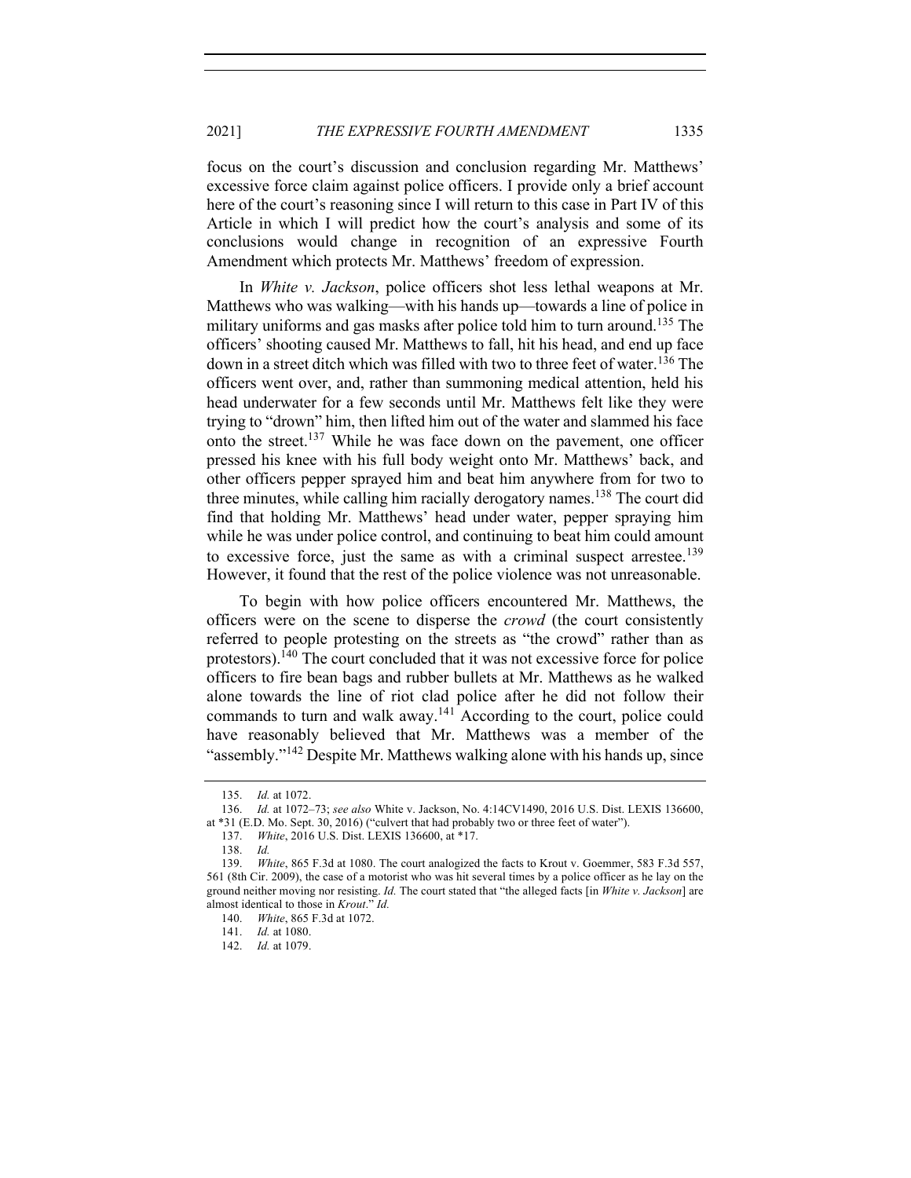focus on the court's discussion and conclusion regarding Mr. Matthews' excessive force claim against police officers. I provide only a brief account here of the court's reasoning since I will return to this case in Part IV of this Article in which I will predict how the court's analysis and some of its conclusions would change in recognition of an expressive Fourth Amendment which protects Mr. Matthews' freedom of expression.

In *White v. Jackson*, police officers shot less lethal weapons at Mr. Matthews who was walking—with his hands up—towards a line of police in military uniforms and gas masks after police told him to turn around.[135] The officers' shooting caused Mr. Matthews to fall, hit his head, and end up face down in a street ditch which was filled with two to three feet of water.[136] The officers went over, and, rather than summoning medical attention, held his head underwater for a few seconds until Mr. Matthews felt like they were trying to "drown" him, then lifted him out of the water and slammed his face onto the street.[137] While he was face down on the pavement, one officer pressed his knee with his full body weight onto Mr. Matthews' back, and other officers pepper sprayed him and beat him anywhere from for two to three minutes, while calling him racially derogatory names.[138] The court did find that holding Mr. Matthews' head under water, pepper spraying him while he was under police control, and continuing to beat him could amount to excessive force, just the same as with a criminal suspect arrestee.[139] However, it found that the rest of the police violence was not unreasonable.

To begin with how police officers encountered Mr. Matthews, the officers were on the scene to disperse the *crowd* (the court consistently referred to people protesting on the streets as "the crowd" rather than as protestors).[140] The court concluded that it was not excessive force for police officers to fire bean bags and rubber bullets at Mr. Matthews as he walked alone towards the line of riot clad police after he did not follow their commands to turn and walk away.[141] According to the court, police could have reasonably believed that Mr. Matthews was a member of the "assembly."[142] Despite Mr. Matthews walking alone with his hands up, since

---

135. *Id.* at 1072.

136. *Id.* at 1072–73; *see also* White v. Jackson, No. 4:14CV1490, 2016 U.S. Dist. LEXIS 136600, at *31 (E.D. Mo. Sept. 30, 2016) ("culvert that had probably two or three feet of water").

137. *White*, 2016 U.S. Dist. LEXIS 136600, at *17.

138. *Id.*

139. *White*, 865 F.3d at 1080. The court analogized the facts to Krout v. Goemmer, 583 F.3d 557, 561 (8th Cir. 2009), the case of a motorist who was hit several times by a police officer as he lay on the ground neither moving nor resisting. *Id.* The court stated that "the alleged facts [in *White v. Jackson*] are almost identical to those in *Krout*." *Id.*

140. *White*, 865 F.3d at 1072.

141. *Id.* at 1080.

142. *Id.* at 1079.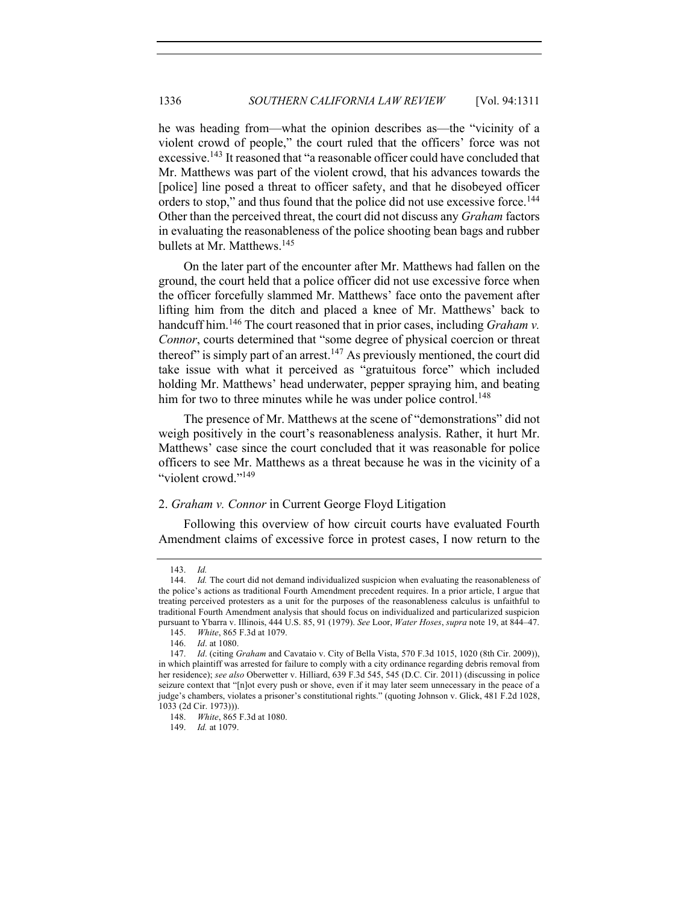he was heading from—what the opinion describes as—the "vicinity of a violent crowd of people," the court ruled that the officers' force was not excessive.[143] It reasoned that "a reasonable officer could have concluded that Mr. Matthews was part of the violent crowd, that his advances towards the [police] line posed a threat to officer safety, and that he disobeyed officer orders to stop," and thus found that the police did not use excessive force.[144] Other than the perceived threat, the court did not discuss any *Graham* factors in evaluating the reasonableness of the police shooting bean bags and rubber bullets at Mr. Matthews.[145]

On the later part of the encounter after Mr. Matthews had fallen on the ground, the court held that a police officer did not use excessive force when the officer forcefully slammed Mr. Matthews' face onto the pavement after lifting him from the ditch and placed a knee of Mr. Matthews' back to handcuff him.[146] The court reasoned that in prior cases, including *Graham v. Connor*, courts determined that "some degree of physical coercion or threat thereof" is simply part of an arrest.[147] As previously mentioned, the court did take issue with what it perceived as "gratuitous force" which included holding Mr. Matthews' head underwater, pepper spraying him, and beating him for two to three minutes while he was under police control.[148]

The presence of Mr. Matthews at the scene of "demonstrations" did not weigh positively in the court's reasonableness analysis. Rather, it hurt Mr. Matthews' case since the court concluded that it was reasonable for police officers to see Mr. Matthews as a threat because he was in the vicinity of a "violent crowd."[149]

### 2. *Graham v. Connor* in Current George Floyd Litigation

Following this overview of how circuit courts have evaluated Fourth Amendment claims of excessive force in protest cases, I now return to the

---

143. *Id.*

144. *Id.* The court did not demand individualized suspicion when evaluating the reasonableness of the police's actions as traditional Fourth Amendment precedent requires. In a prior article, I argue that treating perceived protesters as a unit for the purposes of the reasonableness calculus is unfaithful to traditional Fourth Amendment analysis that should focus on individualized and particularized suspicion pursuant to Ybarra v. Illinois, 444 U.S. 85, 91 (1979). *See* Loor, *Water Hoses*, *supra* note 19, at 844–47.

145. *White*, 865 F.3d at 1079.

146. *Id*. at 1080.

147. *Id*. (citing *Graham* and Cavataio v. City of Bella Vista, 570 F.3d 1015, 1020 (8th Cir. 2009)), in which plaintiff was arrested for failure to comply with a city ordinance regarding debris removal from her residence); *see also* Oberwetter v. Hilliard, 639 F.3d 545, 545 (D.C. Cir. 2011) (discussing in police seizure context that "[n]ot every push or shove, even if it may later seem unnecessary in the peace of a judge's chambers, violates a prisoner's constitutional rights." (quoting Johnson v. Glick, 481 F.2d 1028, 1033 (2d Cir. 1973))).

148. *White*, 865 F.3d at 1080.

149. *Id.* at 1079.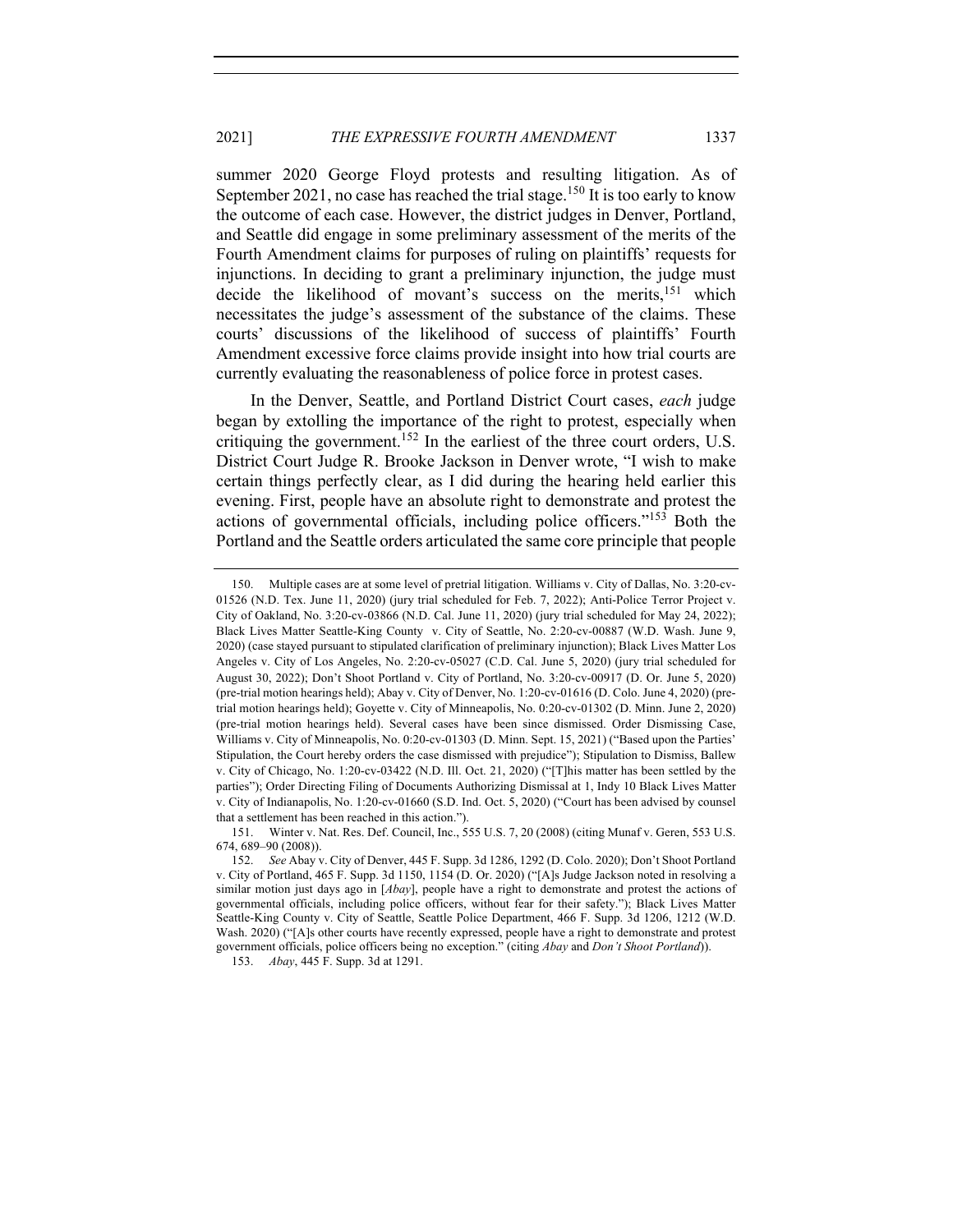summer 2020 George Floyd protests and resulting litigation. As of September 2021, no case has reached the trial stage.[150] It is too early to know the outcome of each case. However, the district judges in Denver, Portland, and Seattle did engage in some preliminary assessment of the merits of the Fourth Amendment claims for purposes of ruling on plaintiffs' requests for injunctions. In deciding to grant a preliminary injunction, the judge must decide the likelihood of movant's success on the merits,[151] which necessitates the judge's assessment of the substance of the claims. These courts' discussions of the likelihood of success of plaintiffs' Fourth Amendment excessive force claims provide insight into how trial courts are currently evaluating the reasonableness of police force in protest cases.

In the Denver, Seattle, and Portland District Court cases, *each* judge began by extolling the importance of the right to protest, especially when critiquing the government.[152] In the earliest of the three court orders, U.S. District Court Judge R. Brooke Jackson in Denver wrote, "I wish to make certain things perfectly clear, as I did during the hearing held earlier this evening. First, people have an absolute right to demonstrate and protest the actions of governmental officials, including police officers."[153] Both the Portland and the Seattle orders articulated the same core principle that people

---

150. Multiple cases are at some level of pretrial litigation. Williams v. City of Dallas, No. 3:20-cv-01526 (N.D. Tex. June 11, 2020) (jury trial scheduled for Feb. 7, 2022); Anti-Police Terror Project v. City of Oakland, No. 3:20-cv-03866 (N.D. Cal. June 11, 2020) (jury trial scheduled for May 24, 2022); Black Lives Matter Seattle-King County v. City of Seattle, No. 2:20-cv-00887 (W.D. Wash. June 9, 2020) (case stayed pursuant to stipulated clarification of preliminary injunction); Black Lives Matter Los Angeles v. City of Los Angeles, No. 2:20-cv-05027 (C.D. Cal. June 5, 2020) (jury trial scheduled for August 30, 2022); Don't Shoot Portland v. City of Portland, No. 3:20-cv-00917 (D. Or. June 5, 2020) (pre-trial motion hearings held); Abay v. City of Denver, No. 1:20-cv-01616 (D. Colo. June 4, 2020) (pre-trial motion hearings held); Goyette v. City of Minneapolis, No. 0:20-cv-01302 (D. Minn. June 2, 2020) (pre-trial motion hearings held). Several cases have been since dismissed. Order Dismissing Case, Williams v. City of Minneapolis, No. 0:20-cv-01303 (D. Minn. Sept. 15, 2021) ("Based upon the Parties' Stipulation, the Court hereby orders the case dismissed with prejudice"); Stipulation to Dismiss, Ballew v. City of Chicago, No. 1:20-cv-03422 (N.D. Ill. Oct. 21, 2020) ("[T]his matter has been settled by the parties"); Order Directing Filing of Documents Authorizing Dismissal at 1, Indy 10 Black Lives Matter v. City of Indianapolis, No. 1:20-cv-01660 (S.D. Ind. Oct. 5, 2020) ("Court has been advised by counsel that a settlement has been reached in this action.").

151. Winter v. Nat. Res. Def. Council, Inc., 555 U.S. 7, 20 (2008) (citing Munaf v. Geren, 553 U.S. 674, 689–90 (2008)).

152. *See* Abay v. City of Denver, 445 F. Supp. 3d 1286, 1292 (D. Colo. 2020); Don't Shoot Portland v. City of Portland, 465 F. Supp. 3d 1150, 1154 (D. Or. 2020) ("[A]s Judge Jackson noted in resolving a similar motion just days ago in [*Abay*], people have a right to demonstrate and protest the actions of governmental officials, including police officers, without fear for their safety."); Black Lives Matter Seattle-King County v. City of Seattle, Seattle Police Department, 466 F. Supp. 3d 1206, 1212 (W.D. Wash. 2020) ("[A]s other courts have recently expressed, people have a right to demonstrate and protest government officials, police officers being no exception." (citing *Abay* and *Don't Shoot Portland*)).

153. *Abay*, 445 F. Supp. 3d at 1291.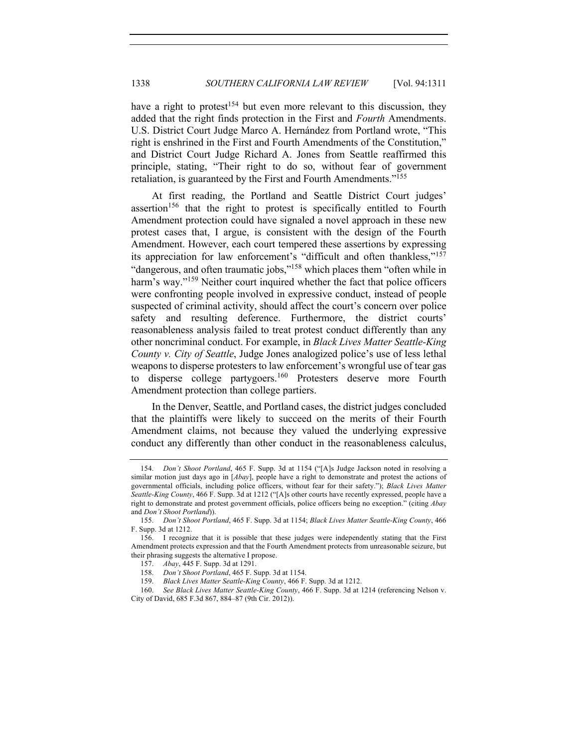have a right to protest[154] but even more relevant to this discussion, they added that the right finds protection in the First and *Fourth* Amendments. U.S. District Court Judge Marco A. Hernández from Portland wrote, "This right is enshrined in the First and Fourth Amendments of the Constitution," and District Court Judge Richard A. Jones from Seattle reaffirmed this principle, stating, "Their right to do so, without fear of government retaliation, is guaranteed by the First and Fourth Amendments."[155]

At first reading, the Portland and Seattle District Court judges' assertion[156] that the right to protest is specifically entitled to Fourth Amendment protection could have signaled a novel approach in these new protest cases that, I argue, is consistent with the design of the Fourth Amendment. However, each court tempered these assertions by expressing its appreciation for law enforcement's "difficult and often thankless,"[157] "dangerous, and often traumatic jobs,"[158] which places them "often while in harm's way."[159] Neither court inquired whether the fact that police officers were confronting people involved in expressive conduct, instead of people suspected of criminal activity, should affect the court's concern over police safety and resulting deference. Furthermore, the district courts' reasonableness analysis failed to treat protest conduct differently than any other noncriminal conduct. For example, in *Black Lives Matter Seattle-King County v. City of Seattle*, Judge Jones analogized police's use of less lethal weapons to disperse protesters to law enforcement's wrongful use of tear gas to disperse college partygoers.[160] Protesters deserve more Fourth Amendment protection than college partiers.

In the Denver, Seattle, and Portland cases, the district judges concluded that the plaintiffs were likely to succeed on the merits of their Fourth Amendment claims, not because they valued the underlying expressive conduct any differently than other conduct in the reasonableness calculus,

---

154. *Don't Shoot Portland*, 465 F. Supp. 3d at 1154 ("[A]s Judge Jackson noted in resolving a similar motion just days ago in [*Abay*], people have a right to demonstrate and protest the actions of governmental officials, including police officers, without fear for their safety."); *Black Lives Matter Seattle-King County*, 466 F. Supp. 3d at 1212 ("[A]s other courts have recently expressed, people have a right to demonstrate and protest government officials, police officers being no exception." (citing *Abay* and *Don't Shoot Portland*)).

155. *Don't Shoot Portland*, 465 F. Supp. 3d at 1154; *Black Lives Matter Seattle-King County*, 466 F. Supp. 3d at 1212.

156. I recognize that it is possible that these judges were independently stating that the First Amendment protects expression and that the Fourth Amendment protects from unreasonable seizure, but their phrasing suggests the alternative I propose.

157. *Abay*, 445 F. Supp. 3d at 1291.

158. *Don't Shoot Portland*, 465 F. Supp. 3d at 1154.

159. *Black Lives Matter Seattle-King County*, 466 F. Supp. 3d at 1212.

160. *See Black Lives Matter Seattle-King County*, 466 F. Supp. 3d at 1214 (referencing Nelson v. City of David, 685 F.3d 867, 884–87 (9th Cir. 2012)).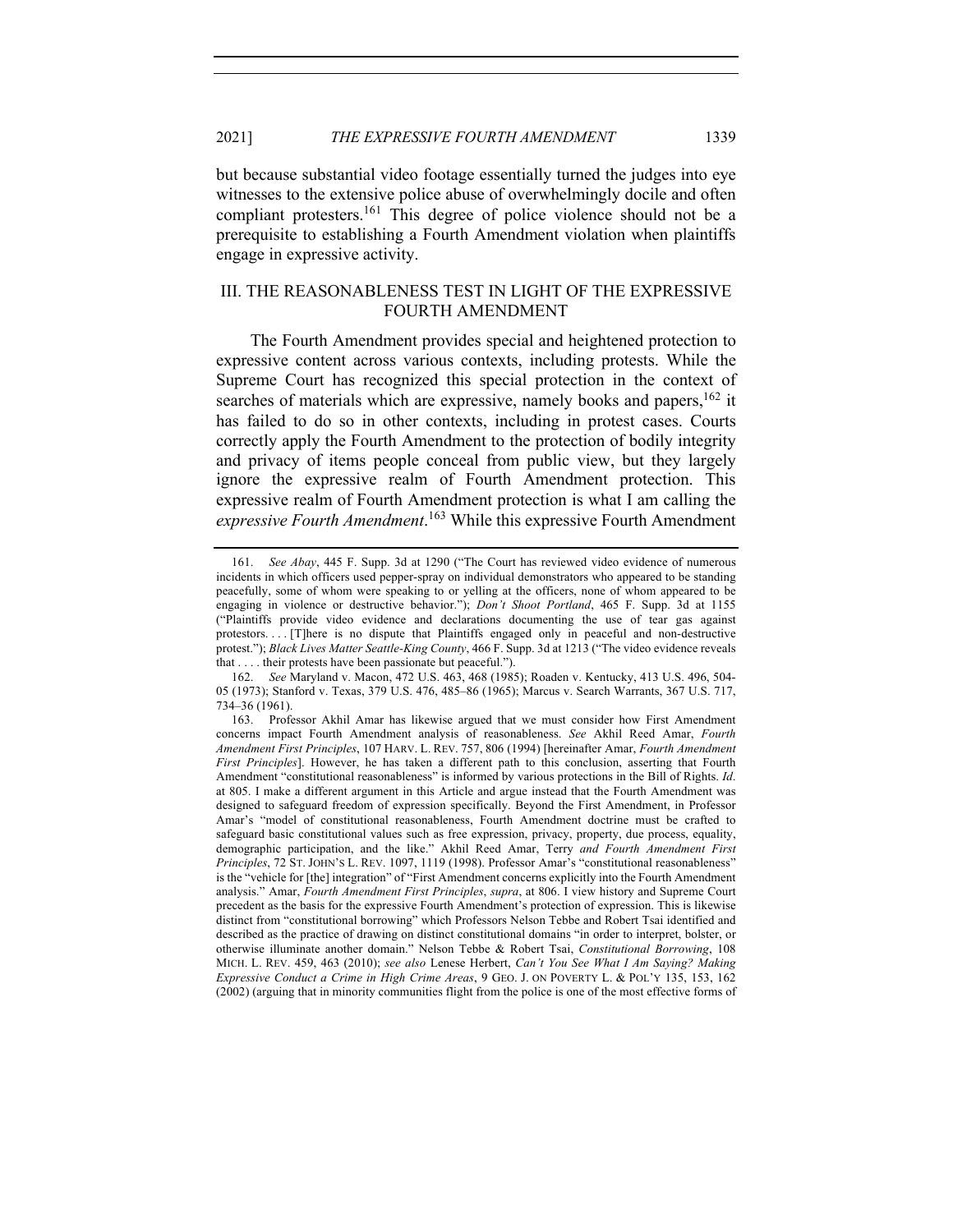but because substantial video footage essentially turned the judges into eye witnesses to the extensive police abuse of overwhelmingly docile and often compliant protesters.[161] This degree of police violence should not be a prerequisite to establishing a Fourth Amendment violation when plaintiffs engage in expressive activity.

## III. THE REASONABLENESS TEST IN LIGHT OF THE EXPRESSIVE FOURTH AMENDMENT

The Fourth Amendment provides special and heightened protection to expressive content across various contexts, including protests. While the Supreme Court has recognized this special protection in the context of searches of materials which are expressive, namely books and papers,[162] it has failed to do so in other contexts, including in protest cases. Courts correctly apply the Fourth Amendment to the protection of bodily integrity and privacy of items people conceal from public view, but they largely ignore the expressive realm of Fourth Amendment protection. This expressive realm of Fourth Amendment protection is what I am calling the *expressive Fourth Amendment*.[163] While this expressive Fourth Amendment

---

161. *See Abay*, 445 F. Supp. 3d at 1290 ("The Court has reviewed video evidence of numerous incidents in which officers used pepper-spray on individual demonstrators who appeared to be standing peacefully, some of whom were speaking to or yelling at the officers, none of whom appeared to be engaging in violence or destructive behavior."); *Don't Shoot Portland*, 465 F. Supp. 3d at 1155 ("Plaintiffs provide video evidence and declarations documenting the use of tear gas against protestors. . . . [T]here is no dispute that Plaintiffs engaged only in peaceful and non-destructive protest."); *Black Lives Matter Seattle-King County*, 466 F. Supp. 3d at 1213 ("The video evidence reveals that . . . . their protests have been passionate but peaceful.").

162. *See* Maryland v. Macon, 472 U.S. 463, 468 (1985); Roaden v. Kentucky, 413 U.S. 496, 504-05 (1973); Stanford v. Texas, 379 U.S. 476, 485–86 (1965); Marcus v. Search Warrants, 367 U.S. 717, 734–36 (1961).

163. Professor Akhil Amar has likewise argued that we must consider how First Amendment concerns impact Fourth Amendment analysis of reasonableness. *See* Akhil Reed Amar, *Fourth Amendment First Principles*, 107 HARV. L. REV. 757, 806 (1994) [hereinafter Amar, *Fourth Amendment First Principles*]. However, he has taken a different path to this conclusion, asserting that Fourth Amendment "constitutional reasonableness" is informed by various protections in the Bill of Rights. *Id*. at 805. I make a different argument in this Article and argue instead that the Fourth Amendment was designed to safeguard freedom of expression specifically. Beyond the First Amendment, in Professor Amar's "model of constitutional reasonableness, Fourth Amendment doctrine must be crafted to safeguard basic constitutional values such as free expression, privacy, property, due process, equality, demographic participation, and the like." Akhil Reed Amar, Terry *and Fourth Amendment First Principles*, 72 ST. JOHN'S L. REV. 1097, 1119 (1998). Professor Amar's "constitutional reasonableness" is the "vehicle for [the] integration" of "First Amendment concerns explicitly into the Fourth Amendment analysis." Amar, *Fourth Amendment First Principles*, *supra*, at 806. I view history and Supreme Court precedent as the basis for the expressive Fourth Amendment's protection of expression. This is likewise distinct from "constitutional borrowing" which Professors Nelson Tebbe and Robert Tsai identified and described as the practice of drawing on distinct constitutional domains "in order to interpret, bolster, or otherwise illuminate another domain." Nelson Tebbe & Robert Tsai, *Constitutional Borrowing*, 108 MICH. L. REV. 459, 463 (2010); *see also* Lenese Herbert, *Can't You See What I Am Saying? Making Expressive Conduct a Crime in High Crime Areas*, 9 GEO. J. ON POVERTY L. & POL'Y 135, 153, 162 (2002) (arguing that in minority communities flight from the police is one of the most effective forms of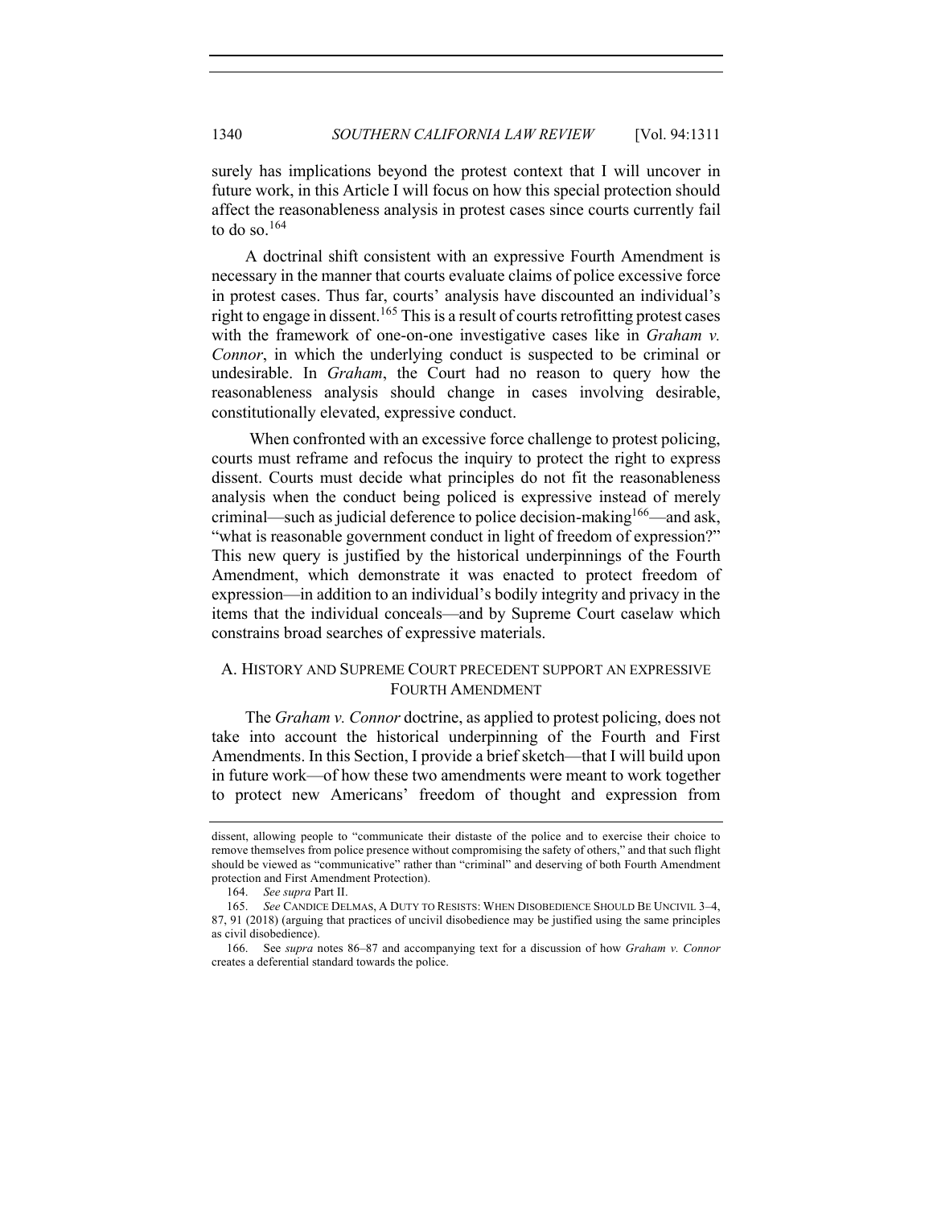surely has implications beyond the protest context that I will uncover in future work, in this Article I will focus on how this special protection should affect the reasonableness analysis in protest cases since courts currently fail to do so.[164]

A doctrinal shift consistent with an expressive Fourth Amendment is necessary in the manner that courts evaluate claims of police excessive force in protest cases. Thus far, courts' analysis have discounted an individual's right to engage in dissent.[165] This is a result of courts retrofitting protest cases with the framework of one-on-one investigative cases like in *Graham v. Connor*, in which the underlying conduct is suspected to be criminal or undesirable. In *Graham*, the Court had no reason to query how the reasonableness analysis should change in cases involving desirable, constitutionally elevated, expressive conduct.

When confronted with an excessive force challenge to protest policing, courts must reframe and refocus the inquiry to protect the right to express dissent. Courts must decide what principles do not fit the reasonableness analysis when the conduct being policed is expressive instead of merely criminal—such as judicial deference to police decision-making[166]—and ask, "what is reasonable government conduct in light of freedom of expression?" This new query is justified by the historical underpinnings of the Fourth Amendment, which demonstrate it was enacted to protect freedom of expression—in addition to an individual's bodily integrity and privacy in the items that the individual conceals—and by Supreme Court caselaw which constrains broad searches of expressive materials.

### A. HISTORY AND SUPREME COURT PRECEDENT SUPPORT AN EXPRESSIVE FOURTH AMENDMENT

The *Graham v. Connor* doctrine, as applied to protest policing, does not take into account the historical underpinning of the Fourth and First Amendments. In this Section, I provide a brief sketch—that I will build upon in future work—of how these two amendments were meant to work together to protect new Americans' freedom of thought and expression from

---

dissent, allowing people to "communicate their distaste of the police and to exercise their choice to remove themselves from police presence without compromising the safety of others," and that such flight should be viewed as "communicative" rather than "criminal" and deserving of both Fourth Amendment protection and First Amendment Protection).

164. *See supra* Part II.

165. *See* CANDICE DELMAS, A DUTY TO RESISTS: WHEN DISOBEDIENCE SHOULD BE UNCIVIL 3–4, 87, 91 (2018) (arguing that practices of uncivil disobedience may be justified using the same principles as civil disobedience).

166. See *supra* notes 86–87 and accompanying text for a discussion of how *Graham v. Connor* creates a deferential standard towards the police.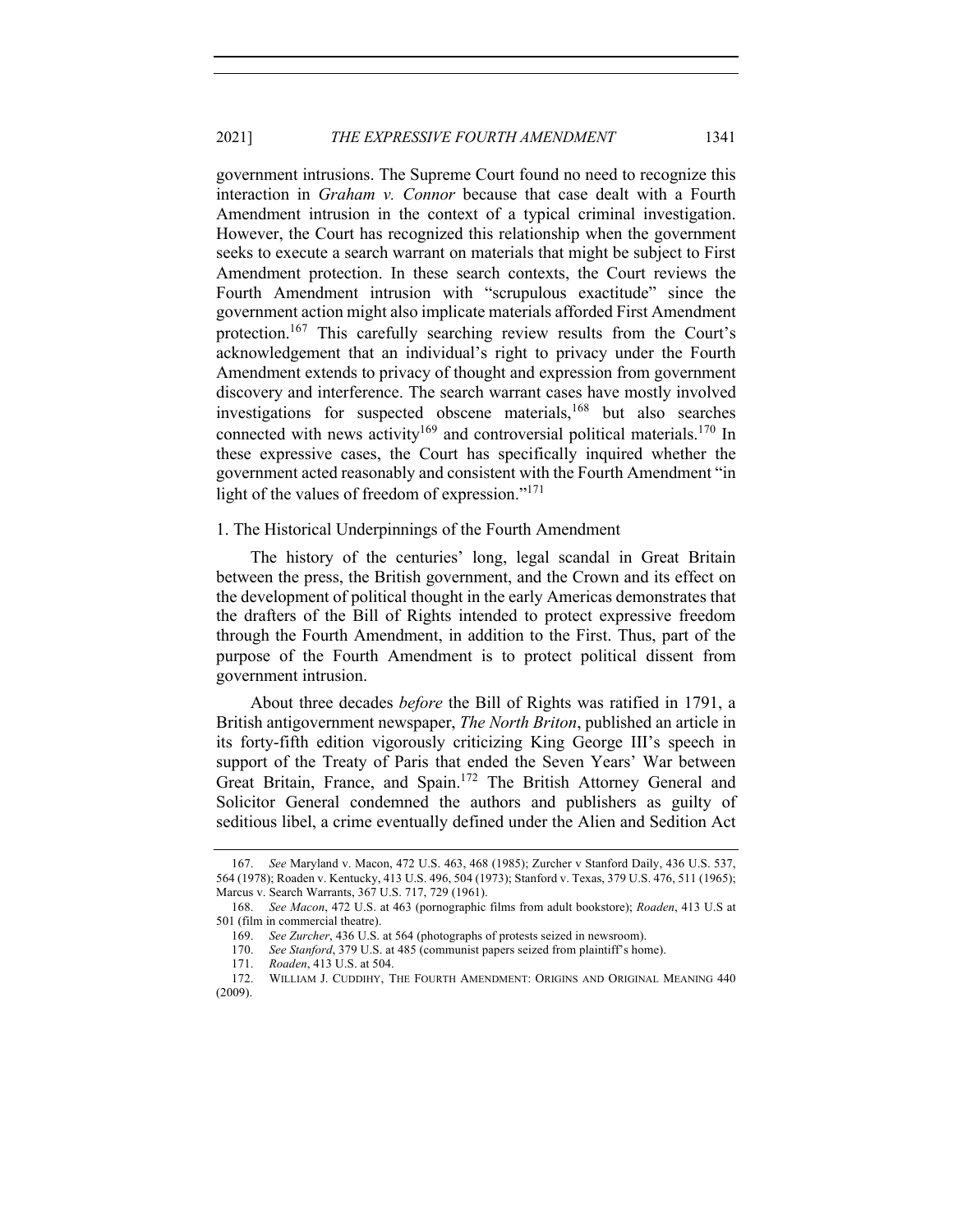government intrusions. The Supreme Court found no need to recognize this interaction in *Graham v. Connor* because that case dealt with a Fourth Amendment intrusion in the context of a typical criminal investigation. However, the Court has recognized this relationship when the government seeks to execute a search warrant on materials that might be subject to First Amendment protection. In these search contexts, the Court reviews the Fourth Amendment intrusion with "scrupulous exactitude" since the government action might also implicate materials afforded First Amendment protection.[167] This carefully searching review results from the Court's acknowledgement that an individual's right to privacy under the Fourth Amendment extends to privacy of thought and expression from government discovery and interference. The search warrant cases have mostly involved investigations for suspected obscene materials,[168] but also searches connected with news activity[169] and controversial political materials.[170] In these expressive cases, the Court has specifically inquired whether the government acted reasonably and consistent with the Fourth Amendment "in light of the values of freedom of expression."[171]

### 1. The Historical Underpinnings of the Fourth Amendment

The history of the centuries' long, legal scandal in Great Britain between the press, the British government, and the Crown and its effect on the development of political thought in the early Americas demonstrates that the drafters of the Bill of Rights intended to protect expressive freedom through the Fourth Amendment, in addition to the First. Thus, part of the purpose of the Fourth Amendment is to protect political dissent from government intrusion.

About three decades *before* the Bill of Rights was ratified in 1791, a British antigovernment newspaper, *The North Briton*, published an article in its forty-fifth edition vigorously criticizing King George III's speech in support of the Treaty of Paris that ended the Seven Years' War between Great Britain, France, and Spain.[172] The British Attorney General and Solicitor General condemned the authors and publishers as guilty of seditious libel, a crime eventually defined under the Alien and Sedition Act

---

167. *See* Maryland v. Macon, 472 U.S. 463, 468 (1985); Zurcher v Stanford Daily, 436 U.S. 537, 564 (1978); Roaden v. Kentucky, 413 U.S. 496, 504 (1973); Stanford v. Texas, 379 U.S. 476, 511 (1965); Marcus v. Search Warrants, 367 U.S. 717, 729 (1961).

168. *See Macon*, 472 U.S. at 463 (pornographic films from adult bookstore); *Roaden*, 413 U.S at 501 (film in commercial theatre).

169. *See Zurcher*, 436 U.S. at 564 (photographs of protests seized in newsroom).

170. *See Stanford*, 379 U.S. at 485 (communist papers seized from plaintiff's home).

171. *Roaden*, 413 U.S. at 504.

172. WILLIAM J. CUDDIHY, THE FOURTH AMENDMENT: ORIGINS AND ORIGINAL MEANING 440 (2009).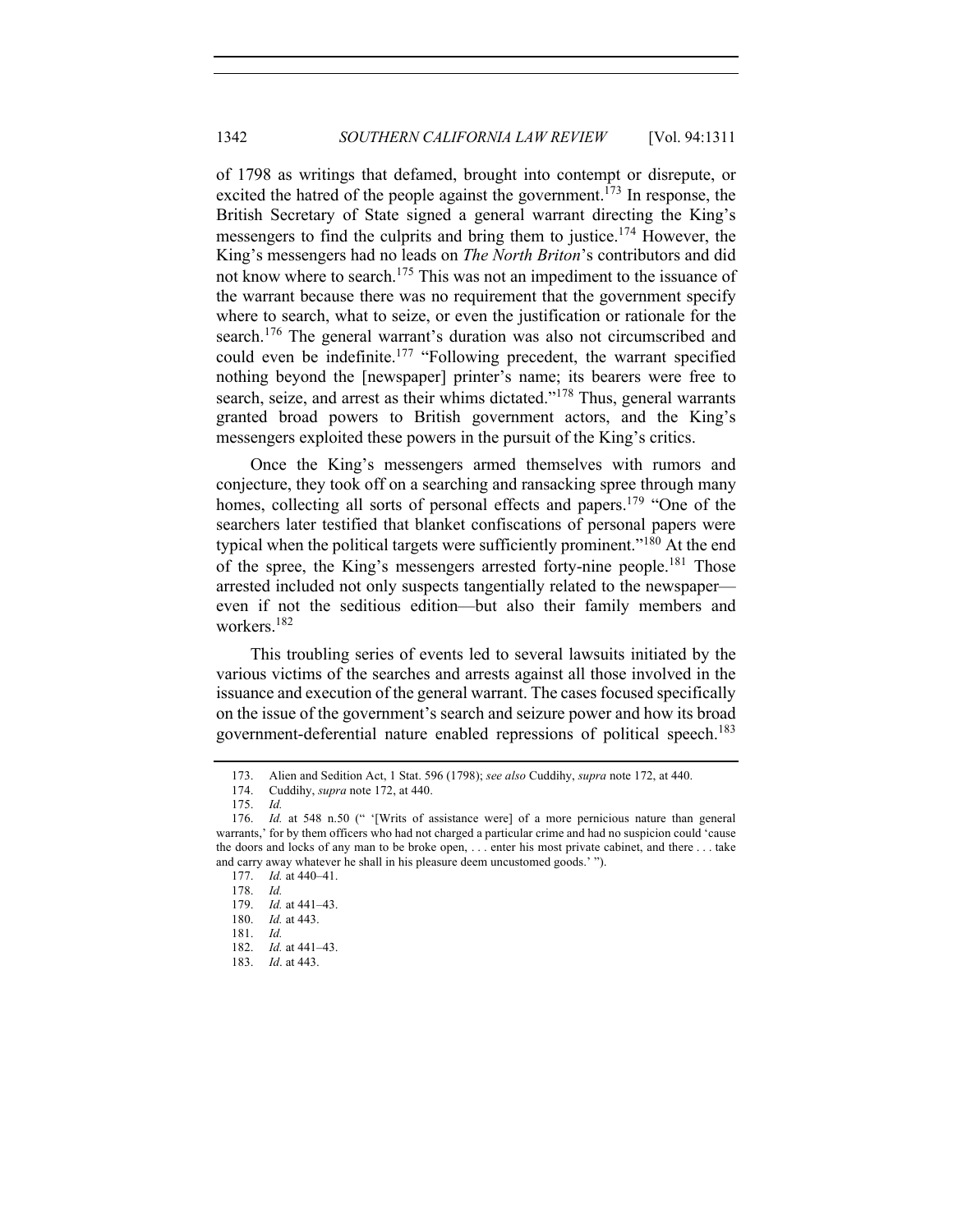of 1798 as writings that defamed, brought into contempt or disrepute, or excited the hatred of the people against the government.[173] In response, the British Secretary of State signed a general warrant directing the King's messengers to find the culprits and bring them to justice.[174] However, the King's messengers had no leads on *The North Briton*'s contributors and did not know where to search.[175] This was not an impediment to the issuance of the warrant because there was no requirement that the government specify where to search, what to seize, or even the justification or rationale for the search.[176] The general warrant's duration was also not circumscribed and could even be indefinite.[177] "Following precedent, the warrant specified nothing beyond the [newspaper] printer's name; its bearers were free to search, seize, and arrest as their whims dictated."[178] Thus, general warrants granted broad powers to British government actors, and the King's messengers exploited these powers in the pursuit of the King's critics.

Once the King's messengers armed themselves with rumors and conjecture, they took off on a searching and ransacking spree through many homes, collecting all sorts of personal effects and papers.[179] "One of the searchers later testified that blanket confiscations of personal papers were typical when the political targets were sufficiently prominent."[180] At the end of the spree, the King's messengers arrested forty-nine people.[181] Those arrested included not only suspects tangentially related to the newspaper—even if not the seditious edition—but also their family members and workers.[182]

This troubling series of events led to several lawsuits initiated by the various victims of the searches and arrests against all those involved in the issuance and execution of the general warrant. The cases focused specifically on the issue of the government's search and seizure power and how its broad government-deferential nature enabled repressions of political speech.[183]

173. Alien and Sedition Act, 1 Stat. 596 (1798); *see also* Cuddihy, *supra* note 172, at 440.

174. Cuddihy, *supra* note 172, at 440.

175. *Id.*

176. *Id.* at 548 n.50 (" '[Writs of assistance were] of a more pernicious nature than general warrants,' for by them officers who had not charged a particular crime and had no suspicion could 'cause the doors and locks of any man to be broke open, . . . enter his most private cabinet, and there . . . take and carry away whatever he shall in his pleasure deem uncustomed goods.' ").

177. *Id.* at 440–41.

178. *Id.*

179. *Id.* at 441–43.

180. *Id.* at 443.

181. *Id.*

182. *Id.* at 441–43.

183. *Id*. at 443.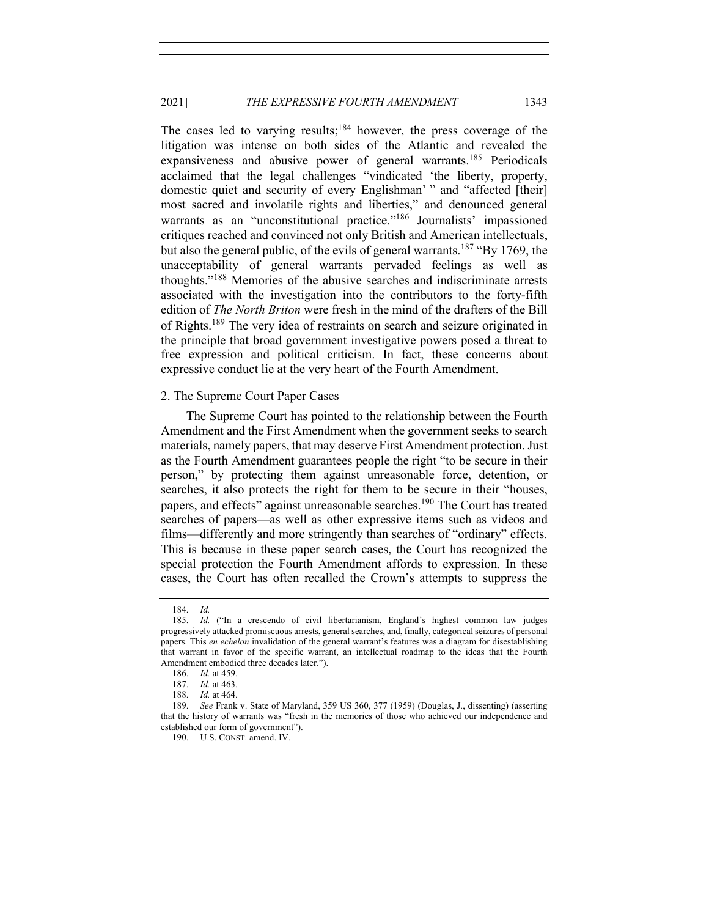The cases led to varying results;[184] however, the press coverage of the litigation was intense on both sides of the Atlantic and revealed the expansiveness and abusive power of general warrants.[185] Periodicals acclaimed that the legal challenges "vindicated 'the liberty, property, domestic quiet and security of every Englishman' " and "affected [their] most sacred and involatile rights and liberties," and denounced general warrants as an "unconstitutional practice."[186] Journalists' impassioned critiques reached and convinced not only British and American intellectuals, but also the general public, of the evils of general warrants.[187] "By 1769, the unacceptability of general warrants pervaded feelings as well as thoughts."[188] Memories of the abusive searches and indiscriminate arrests associated with the investigation into the contributors to the forty-fifth edition of *The North Briton* were fresh in the mind of the drafters of the Bill of Rights.[189] The very idea of restraints on search and seizure originated in the principle that broad government investigative powers posed a threat to free expression and political criticism. In fact, these concerns about expressive conduct lie at the very heart of the Fourth Amendment.

2. The Supreme Court Paper Cases

The Supreme Court has pointed to the relationship between the Fourth Amendment and the First Amendment when the government seeks to search materials, namely papers, that may deserve First Amendment protection. Just as the Fourth Amendment guarantees people the right "to be secure in their person," by protecting them against unreasonable force, detention, or searches, it also protects the right for them to be secure in their "houses, papers, and effects" against unreasonable searches.[190] The Court has treated searches of papers—as well as other expressive items such as videos and films—differently and more stringently than searches of "ordinary" effects. This is because in these paper search cases, the Court has recognized the special protection the Fourth Amendment affords to expression. In these cases, the Court has often recalled the Crown's attempts to suppress the

---

184. *Id.*

185. *Id.* ("In a crescendo of civil libertarianism, England's highest common law judges progressively attacked promiscuous arrests, general searches, and, finally, categorical seizures of personal papers. This *en echelon* invalidation of the general warrant's features was a diagram for disestablishing that warrant in favor of the specific warrant, an intellectual roadmap to the ideas that the Fourth Amendment embodied three decades later.").

186. *Id.* at 459.

187. *Id.* at 463.

188. *Id.* at 464.

189. *See* Frank v. State of Maryland, 359 US 360, 377 (1959) (Douglas, J., dissenting) (asserting that the history of warrants was "fresh in the memories of those who achieved our independence and established our form of government").

190. U.S. CONST. amend. IV.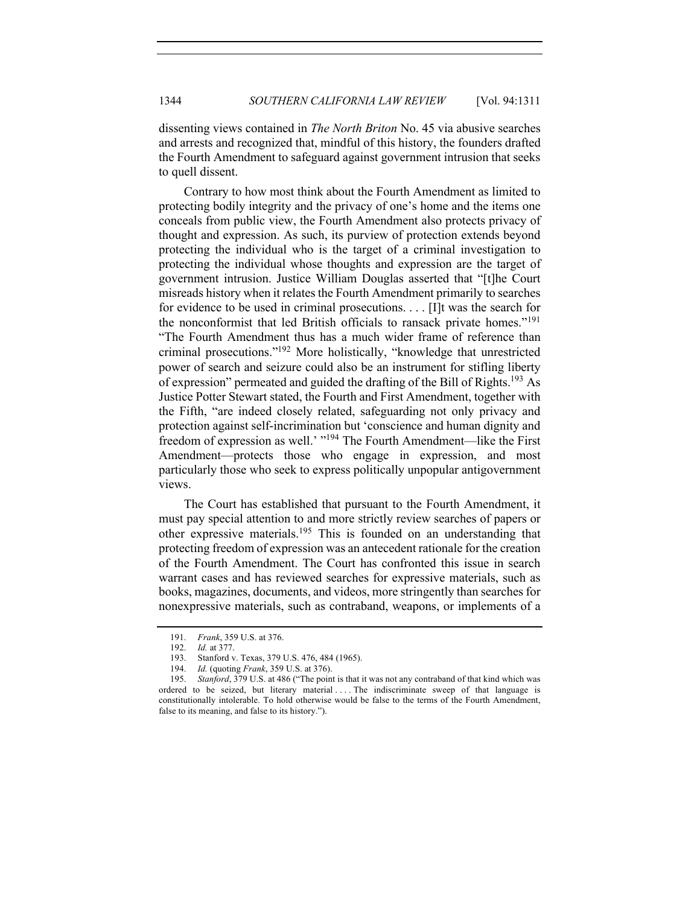dissenting views contained in *The North Briton* No. 45 via abusive searches and arrests and recognized that, mindful of this history, the founders drafted the Fourth Amendment to safeguard against government intrusion that seeks to quell dissent.

Contrary to how most think about the Fourth Amendment as limited to protecting bodily integrity and the privacy of one's home and the items one conceals from public view, the Fourth Amendment also protects privacy of thought and expression. As such, its purview of protection extends beyond protecting the individual who is the target of a criminal investigation to protecting the individual whose thoughts and expression are the target of government intrusion. Justice William Douglas asserted that "[t]he Court misreads history when it relates the Fourth Amendment primarily to searches for evidence to be used in criminal prosecutions. . . . [I]t was the search for the nonconformist that led British officials to ransack private homes."[191] "The Fourth Amendment thus has a much wider frame of reference than criminal prosecutions."[192] More holistically, "knowledge that unrestricted power of search and seizure could also be an instrument for stifling liberty of expression" permeated and guided the drafting of the Bill of Rights.[193] As Justice Potter Stewart stated, the Fourth and First Amendment, together with the Fifth, "are indeed closely related, safeguarding not only privacy and protection against self-incrimination but 'conscience and human dignity and freedom of expression as well.' "[194] The Fourth Amendment—like the First Amendment—protects those who engage in expression, and most particularly those who seek to express politically unpopular antigovernment views.

The Court has established that pursuant to the Fourth Amendment, it must pay special attention to and more strictly review searches of papers or other expressive materials.[195] This is founded on an understanding that protecting freedom of expression was an antecedent rationale for the creation of the Fourth Amendment. The Court has confronted this issue in search warrant cases and has reviewed searches for expressive materials, such as books, magazines, documents, and videos, more stringently than searches for nonexpressive materials, such as contraband, weapons, or implements of a

191. *Frank*, 359 U.S. at 376.

192. *Id.* at 377.

193. Stanford v. Texas, 379 U.S. 476, 484 (1965).

194. *Id.* (quoting *Frank*, 359 U.S. at 376).

195. *Stanford*, 379 U.S. at 486 ("The point is that it was not any contraband of that kind which was ordered to be seized, but literary material . . . . The indiscriminate sweep of that language is constitutionally intolerable. To hold otherwise would be false to the terms of the Fourth Amendment, false to its meaning, and false to its history.").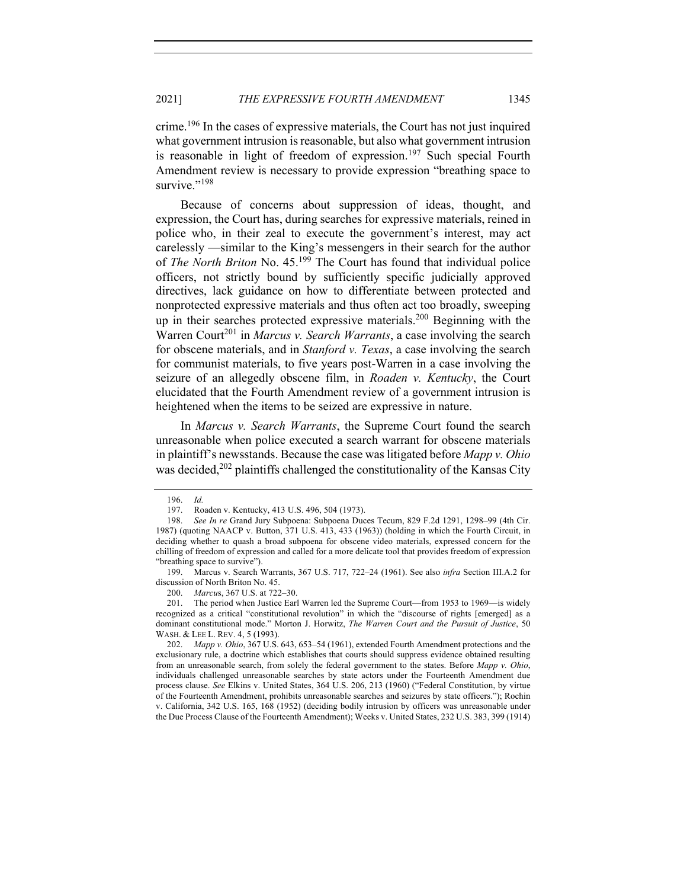crime.[196] In the cases of expressive materials, the Court has not just inquired what government intrusion is reasonable, but also what government intrusion is reasonable in light of freedom of expression.[197] Such special Fourth Amendment review is necessary to provide expression "breathing space to survive."[198]

Because of concerns about suppression of ideas, thought, and expression, the Court has, during searches for expressive materials, reined in police who, in their zeal to execute the government's interest, may act carelessly —similar to the King's messengers in their search for the author of *The North Briton* No. 45.[199] The Court has found that individual police officers, not strictly bound by sufficiently specific judicially approved directives, lack guidance on how to differentiate between protected and nonprotected expressive materials and thus often act too broadly, sweeping up in their searches protected expressive materials.[200] Beginning with the Warren Court[201] in *Marcus v. Search Warrants*, a case involving the search for obscene materials, and in *Stanford v. Texas*, a case involving the search for communist materials, to five years post-Warren in a case involving the seizure of an allegedly obscene film, in *Roaden v. Kentucky*, the Court elucidated that the Fourth Amendment review of a government intrusion is heightened when the items to be seized are expressive in nature.

In *Marcus v. Search Warrants*, the Supreme Court found the search unreasonable when police executed a search warrant for obscene materials in plaintiff's newsstands. Because the case was litigated before *Mapp v. Ohio* was decided,[202] plaintiffs challenged the constitutionality of the Kansas City

---

196. *Id.*

197. Roaden v. Kentucky, 413 U.S. 496, 504 (1973).

198. *See In re* Grand Jury Subpoena: Subpoena Duces Tecum, 829 F.2d 1291, 1298–99 (4th Cir. 1987) (quoting NAACP v. Button, 371 U.S. 413, 433 (1963)) (holding in which the Fourth Circuit, in deciding whether to quash a broad subpoena for obscene video materials, expressed concern for the chilling of freedom of expression and called for a more delicate tool that provides freedom of expression "breathing space to survive").

199. Marcus v. Search Warrants, 367 U.S. 717, 722–24 (1961). See also *infra* Section III.A.2 for discussion of North Briton No. 45.

200. *Marcus*, 367 U.S. at 722–30.

201. The period when Justice Earl Warren led the Supreme Court—from 1953 to 1969—is widely recognized as a critical "constitutional revolution" in which the "discourse of rights [emerged] as a dominant constitutional mode." Morton J. Horwitz, *The Warren Court and the Pursuit of Justice*, 50 WASH. & LEE L. REV. 4, 5 (1993).

202. *Mapp v. Ohio*, 367 U.S. 643, 653–54 (1961), extended Fourth Amendment protections and the exclusionary rule, a doctrine which establishes that courts should suppress evidence obtained resulting from an unreasonable search, from solely the federal government to the states. Before *Mapp v. Ohio*, individuals challenged unreasonable searches by state actors under the Fourteenth Amendment due process clause. *See* Elkins v. United States, 364 U.S. 206, 213 (1960) ("Federal Constitution, by virtue of the Fourteenth Amendment, prohibits unreasonable searches and seizures by state officers."); Rochin v. California, 342 U.S. 165, 168 (1952) (deciding bodily intrusion by officers was unreasonable under the Due Process Clause of the Fourteenth Amendment); Weeks v. United States, 232 U.S. 383, 399 (1914)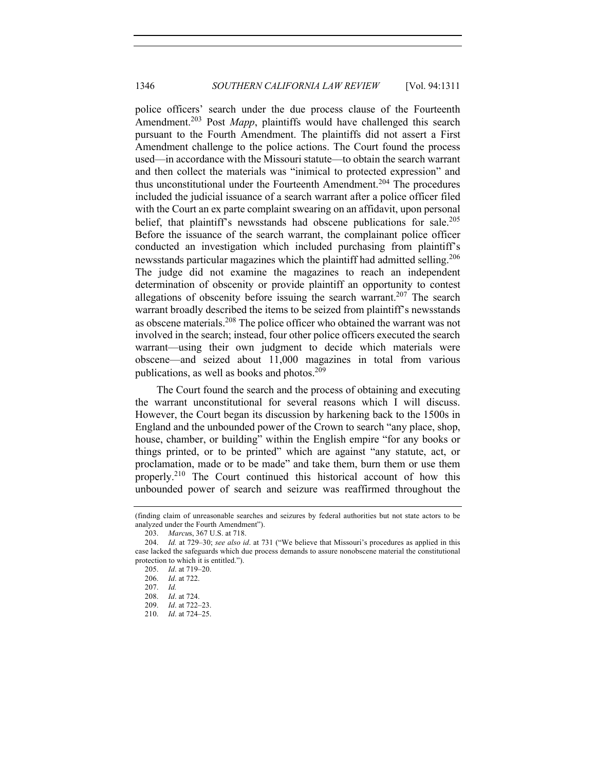police officers' search under the due process clause of the Fourteenth Amendment.[203] Post *Mapp*, plaintiffs would have challenged this search pursuant to the Fourth Amendment. The plaintiffs did not assert a First Amendment challenge to the police actions. The Court found the process used—in accordance with the Missouri statute—to obtain the search warrant and then collect the materials was "inimical to protected expression" and thus unconstitutional under the Fourteenth Amendment.[204] The procedures included the judicial issuance of a search warrant after a police officer filed with the Court an ex parte complaint swearing on an affidavit, upon personal belief, that plaintiff's newsstands had obscene publications for sale.[205] Before the issuance of the search warrant, the complainant police officer conducted an investigation which included purchasing from plaintiff's newsstands particular magazines which the plaintiff had admitted selling.[206] The judge did not examine the magazines to reach an independent determination of obscenity or provide plaintiff an opportunity to contest allegations of obscenity before issuing the search warrant.[207] The search warrant broadly described the items to be seized from plaintiff's newsstands as obscene materials.[208] The police officer who obtained the warrant was not involved in the search; instead, four other police officers executed the search warrant—using their own judgment to decide which materials were obscene—and seized about 11,000 magazines in total from various publications, as well as books and photos.[209]

The Court found the search and the process of obtaining and executing the warrant unconstitutional for several reasons which I will discuss. However, the Court began its discussion by harkening back to the 1500s in England and the unbounded power of the Crown to search "any place, shop, house, chamber, or building" within the English empire "for any books or things printed, or to be printed" which are against "any statute, act, or proclamation, made or to be made" and take them, burn them or use them properly.[210] The Court continued this historical account of how this unbounded power of search and seizure was reaffirmed throughout the

(finding claim of unreasonable searches and seizures by federal authorities but not state actors to be analyzed under the Fourth Amendment").

203. *Marcus*, 367 U.S. at 718.

204. *Id.* at 729–30; *see also id*. at 731 ("We believe that Missouri's procedures as applied in this case lacked the safeguards which due process demands to assure nonobscene material the constitutional protection to which it is entitled.").

205. *Id*. at 719–20.

206. *Id*. at 722.

207. *Id.*

208. *Id*. at 724.

209. *Id*. at 722–23.

210. *Id*. at 724–25.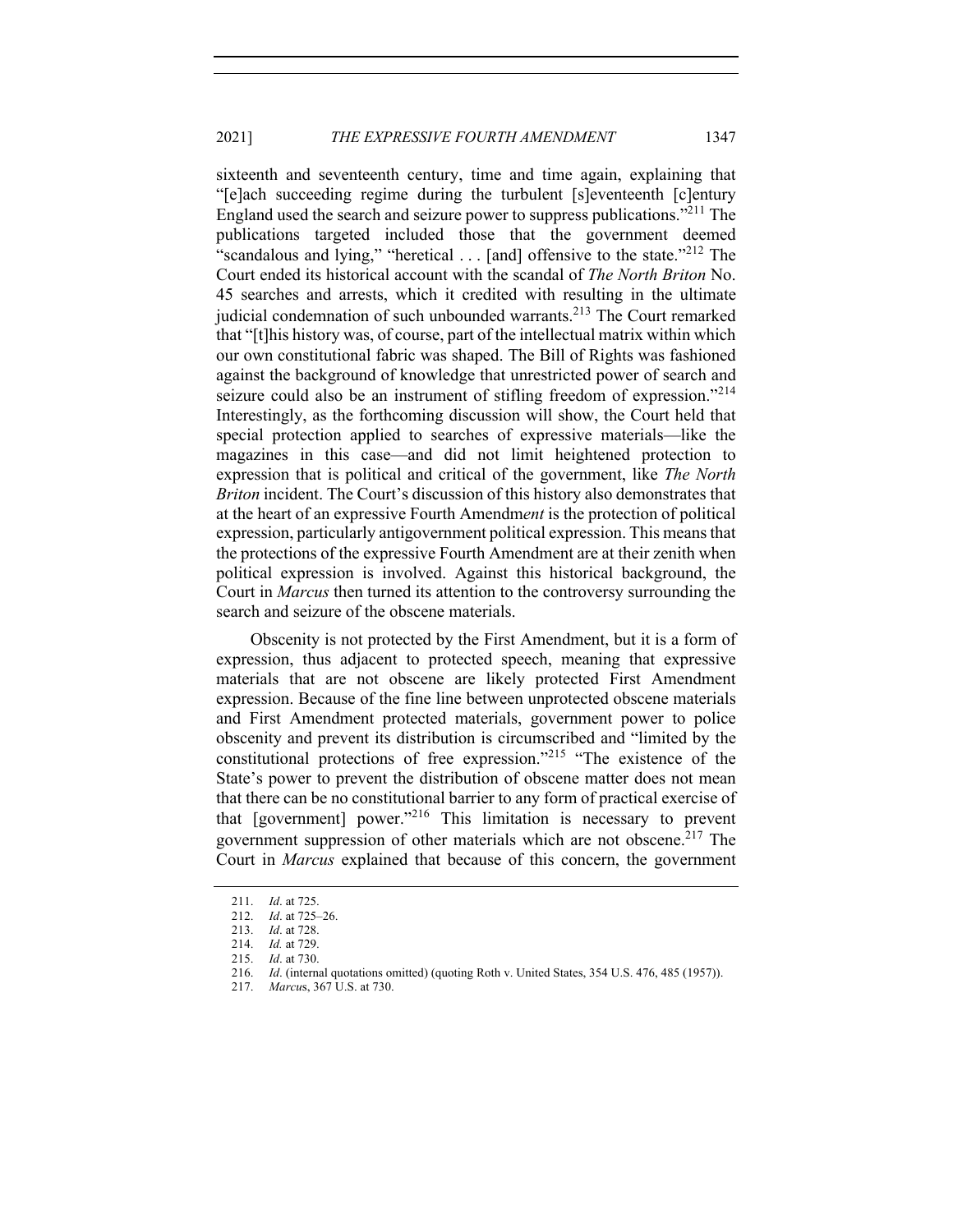sixteenth and seventeenth century, time and time again, explaining that "[e]ach succeeding regime during the turbulent [s]eventeenth [c]entury England used the search and seizure power to suppress publications."[211] The publications targeted included those that the government deemed "scandalous and lying," "heretical . . . [and] offensive to the state."[212] The Court ended its historical account with the scandal of *The North Briton* No. 45 searches and arrests, which it credited with resulting in the ultimate judicial condemnation of such unbounded warrants.[213] The Court remarked that "[t]his history was, of course, part of the intellectual matrix within which our own constitutional fabric was shaped. The Bill of Rights was fashioned against the background of knowledge that unrestricted power of search and seizure could also be an instrument of stifling freedom of expression."[214] Interestingly, as the forthcoming discussion will show, the Court held that special protection applied to searches of expressive materials—like the magazines in this case—and did not limit heightened protection to expression that is political and critical of the government, like *The North Briton* incident. The Court's discussion of this history also demonstrates that at the heart of an expressive Fourth Amendm*ent* is the protection of political expression, particularly antigovernment political expression. This means that the protections of the expressive Fourth Amendment are at their zenith when political expression is involved. Against this historical background, the Court in *Marcus* then turned its attention to the controversy surrounding the search and seizure of the obscene materials.

Obscenity is not protected by the First Amendment, but it is a form of expression, thus adjacent to protected speech, meaning that expressive materials that are not obscene are likely protected First Amendment expression. Because of the fine line between unprotected obscene materials and First Amendment protected materials, government power to police obscenity and prevent its distribution is circumscribed and "limited by the constitutional protections of free expression."[215] "The existence of the State's power to prevent the distribution of obscene matter does not mean that there can be no constitutional barrier to any form of practical exercise of that [government] power."[216] This limitation is necessary to prevent government suppression of other materials which are not obscene.[217] The Court in *Marcus* explained that because of this concern, the government

211. *Id*. at 725.
212. *Id*. at 725–26.
213. *Id*. at 728.
214. *Id.* at 729.
215. *Id*. at 730.
216. *Id*. (internal quotations omitted) (quoting Roth v. United States, 354 U.S. 476, 485 (1957)).
217. *Marcus*, 367 U.S. at 730.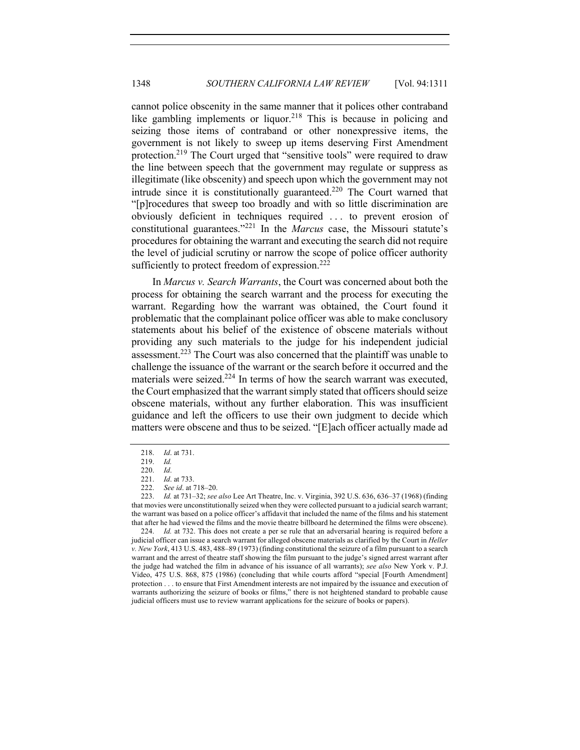cannot police obscenity in the same manner that it polices other contraband like gambling implements or liquor.[218] This is because in policing and seizing those items of contraband or other nonexpressive items, the government is not likely to sweep up items deserving First Amendment protection.[219] The Court urged that "sensitive tools" were required to draw the line between speech that the government may regulate or suppress as illegitimate (like obscenity) and speech upon which the government may not intrude since it is constitutionally guaranteed.[220] The Court warned that "[p]rocedures that sweep too broadly and with so little discrimination are obviously deficient in techniques required . . . to prevent erosion of constitutional guarantees."[221] In the *Marcus* case, the Missouri statute's procedures for obtaining the warrant and executing the search did not require the level of judicial scrutiny or narrow the scope of police officer authority sufficiently to protect freedom of expression.[222]

In *Marcus v. Search Warrants*, the Court was concerned about both the process for obtaining the search warrant and the process for executing the warrant. Regarding how the warrant was obtained, the Court found it problematic that the complainant police officer was able to make conclusory statements about his belief of the existence of obscene materials without providing any such materials to the judge for his independent judicial assessment.[223] The Court was also concerned that the plaintiff was unable to challenge the issuance of the warrant or the search before it occurred and the materials were seized.[224] In terms of how the search warrant was executed, the Court emphasized that the warrant simply stated that officers should seize obscene materials, without any further elaboration. This was insufficient guidance and left the officers to use their own judgment to decide which matters were obscene and thus to be seized. "[E]ach officer actually made ad

---

218. *Id*. at 731.

219. *Id.*

220. *Id*.

221. *Id*. at 733.

222. *See id*. at 718–20.

223. *Id.* at 731–32; *see also* Lee Art Theatre, Inc. v. Virginia, 392 U.S. 636, 636–37 (1968) (finding that movies were unconstitutionally seized when they were collected pursuant to a judicial search warrant; the warrant was based on a police officer's affidavit that included the name of the films and his statement that after he had viewed the films and the movie theatre billboard he determined the films were obscene).

224. *Id.* at 732. This does not create a per se rule that an adversarial hearing is required before a judicial officer can issue a search warrant for alleged obscene materials as clarified by the Court in *Heller v. New York*, 413 U.S. 483, 488–89 (1973) (finding constitutional the seizure of a film pursuant to a search warrant and the arrest of theatre staff showing the film pursuant to the judge's signed arrest warrant after the judge had watched the film in advance of his issuance of all warrants); *see also* New York v. P.J. Video, 475 U.S. 868, 875 (1986) (concluding that while courts afford "special [Fourth Amendment] protection . . . to ensure that First Amendment interests are not impaired by the issuance and execution of warrants authorizing the seizure of books or films," there is not heightened standard to probable cause judicial officers must use to review warrant applications for the seizure of books or papers).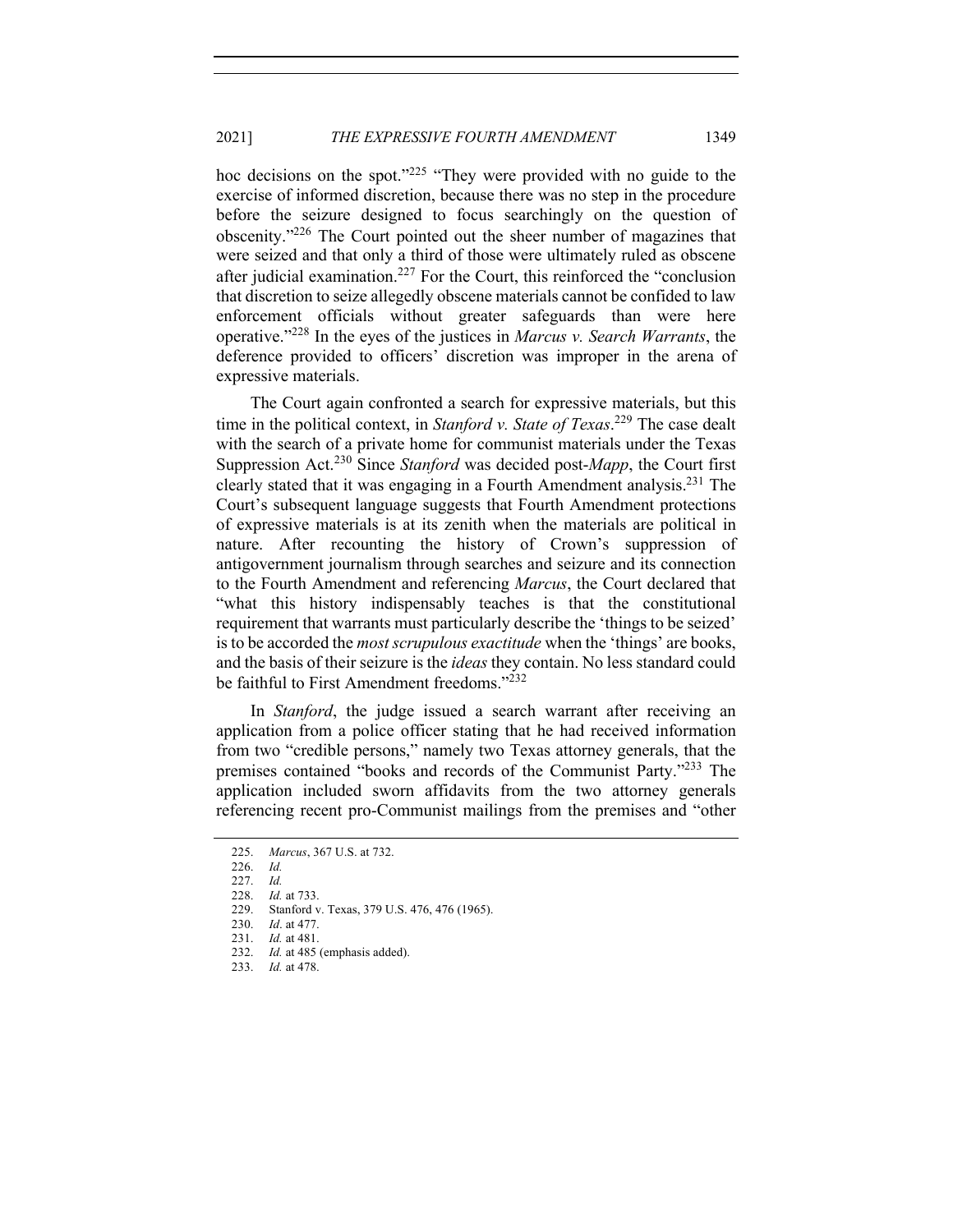hoc decisions on the spot."[225] "They were provided with no guide to the exercise of informed discretion, because there was no step in the procedure before the seizure designed to focus searchingly on the question of obscenity."[226] The Court pointed out the sheer number of magazines that were seized and that only a third of those were ultimately ruled as obscene after judicial examination.[227] For the Court, this reinforced the "conclusion that discretion to seize allegedly obscene materials cannot be confided to law enforcement officials without greater safeguards than were here operative."[228] In the eyes of the justices in *Marcus v. Search Warrants*, the deference provided to officers' discretion was improper in the arena of expressive materials.

The Court again confronted a search for expressive materials, but this time in the political context, in *Stanford v. State of Texas*.[229] The case dealt with the search of a private home for communist materials under the Texas Suppression Act.[230] Since *Stanford* was decided post-*Mapp*, the Court first clearly stated that it was engaging in a Fourth Amendment analysis.[231] The Court's subsequent language suggests that Fourth Amendment protections of expressive materials is at its zenith when the materials are political in nature. After recounting the history of Crown's suppression of antigovernment journalism through searches and seizure and its connection to the Fourth Amendment and referencing *Marcus*, the Court declared that "what this history indispensably teaches is that the constitutional requirement that warrants must particularly describe the 'things to be seized' is to be accorded the *most scrupulous exactitude* when the 'things' are books, and the basis of their seizure is the *ideas* they contain. No less standard could be faithful to First Amendment freedoms."[232]

In *Stanford*, the judge issued a search warrant after receiving an application from a police officer stating that he had received information from two "credible persons," namely two Texas attorney generals, that the premises contained "books and records of the Communist Party."[233] The application included sworn affidavits from the two attorney generals referencing recent pro-Communist mailings from the premises and "other

225. *Marcus*, 367 U.S. at 732.
226. *Id.*
227. *Id.*
228. *Id.* at 733.
229. Stanford v. Texas, 379 U.S. 476, 476 (1965).
230. *Id*. at 477.
231. *Id.* at 481.
232. *Id.* at 485 (emphasis added).
233. *Id.* at 478.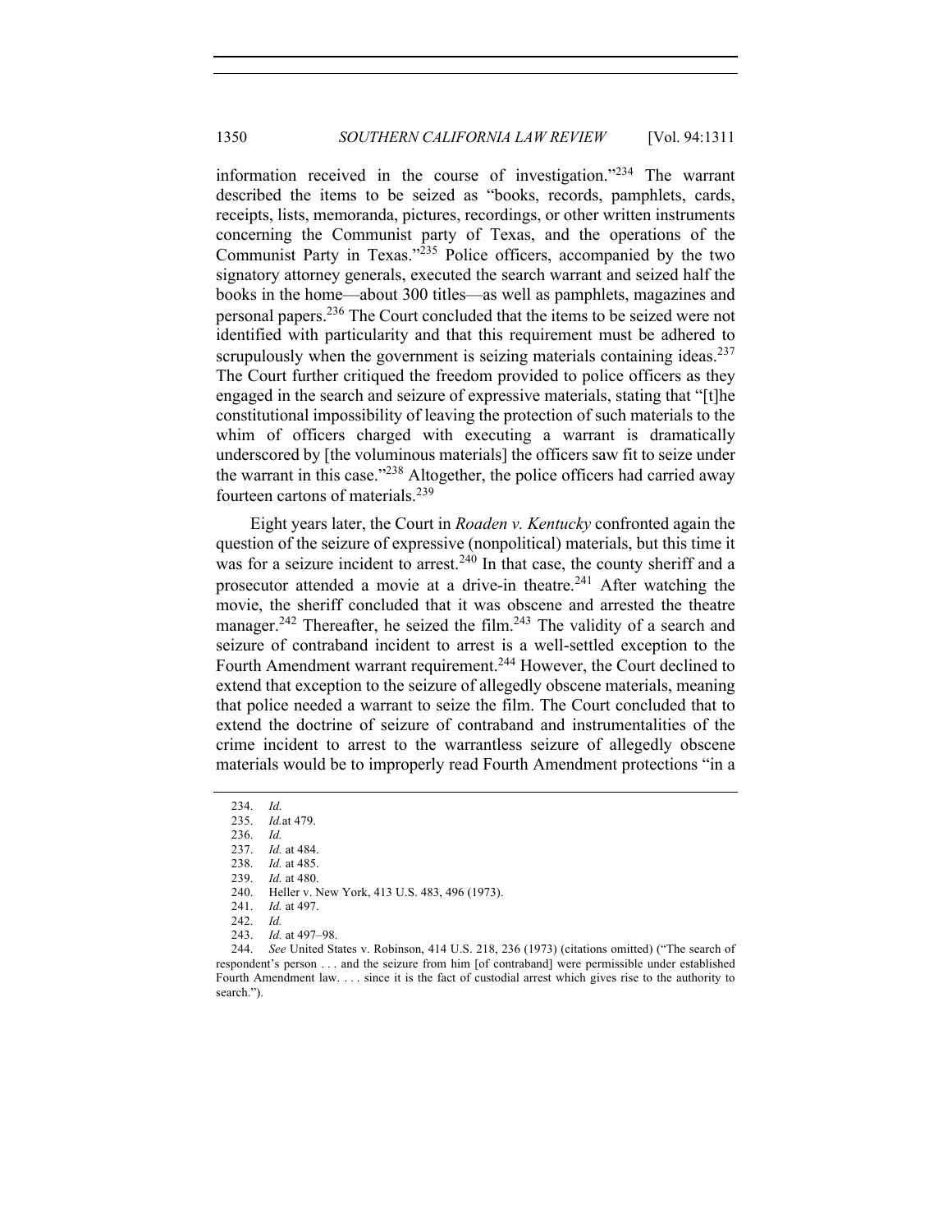information received in the course of investigation."[234] The warrant described the items to be seized as "books, records, pamphlets, cards, receipts, lists, memoranda, pictures, recordings, or other written instruments concerning the Communist party of Texas, and the operations of the Communist Party in Texas."[235] Police officers, accompanied by the two signatory attorney generals, executed the search warrant and seized half the books in the home—about 300 titles—as well as pamphlets, magazines and personal papers.[236] The Court concluded that the items to be seized were not identified with particularity and that this requirement must be adhered to scrupulously when the government is seizing materials containing ideas.[237] The Court further critiqued the freedom provided to police officers as they engaged in the search and seizure of expressive materials, stating that "[t]he constitutional impossibility of leaving the protection of such materials to the whim of officers charged with executing a warrant is dramatically underscored by [the voluminous materials] the officers saw fit to seize under the warrant in this case."[238] Altogether, the police officers had carried away fourteen cartons of materials.[239]

Eight years later, the Court in *Roaden v. Kentucky* confronted again the question of the seizure of expressive (nonpolitical) materials, but this time it was for a seizure incident to arrest.[240] In that case, the county sheriff and a prosecutor attended a movie at a drive-in theatre.[241] After watching the movie, the sheriff concluded that it was obscene and arrested the theatre manager.[242] Thereafter, he seized the film.[243] The validity of a search and seizure of contraband incident to arrest is a well-settled exception to the Fourth Amendment warrant requirement.[244] However, the Court declined to extend that exception to the seizure of allegedly obscene materials, meaning that police needed a warrant to seize the film. The Court concluded that to extend the doctrine of seizure of contraband and instrumentalities of the crime incident to arrest to the warrantless seizure of allegedly obscene materials would be to improperly read Fourth Amendment protections "in a

---

234. *Id.*

235. *Id.*at 479.

236. *Id.*

237. *Id.* at 484.

238. *Id.* at 485.

239. *Id.* at 480.

240. Heller v. New York, 413 U.S. 483, 496 (1973).

241. *Id.* at 497.

242. *Id.*

243. *Id.* at 497–98.

244. *See* United States v. Robinson, 414 U.S. 218, 236 (1973) (citations omitted) ("The search of respondent's person . . . and the seizure from him [of contraband] were permissible under established Fourth Amendment law. . . . since it is the fact of custodial arrest which gives rise to the authority to search.").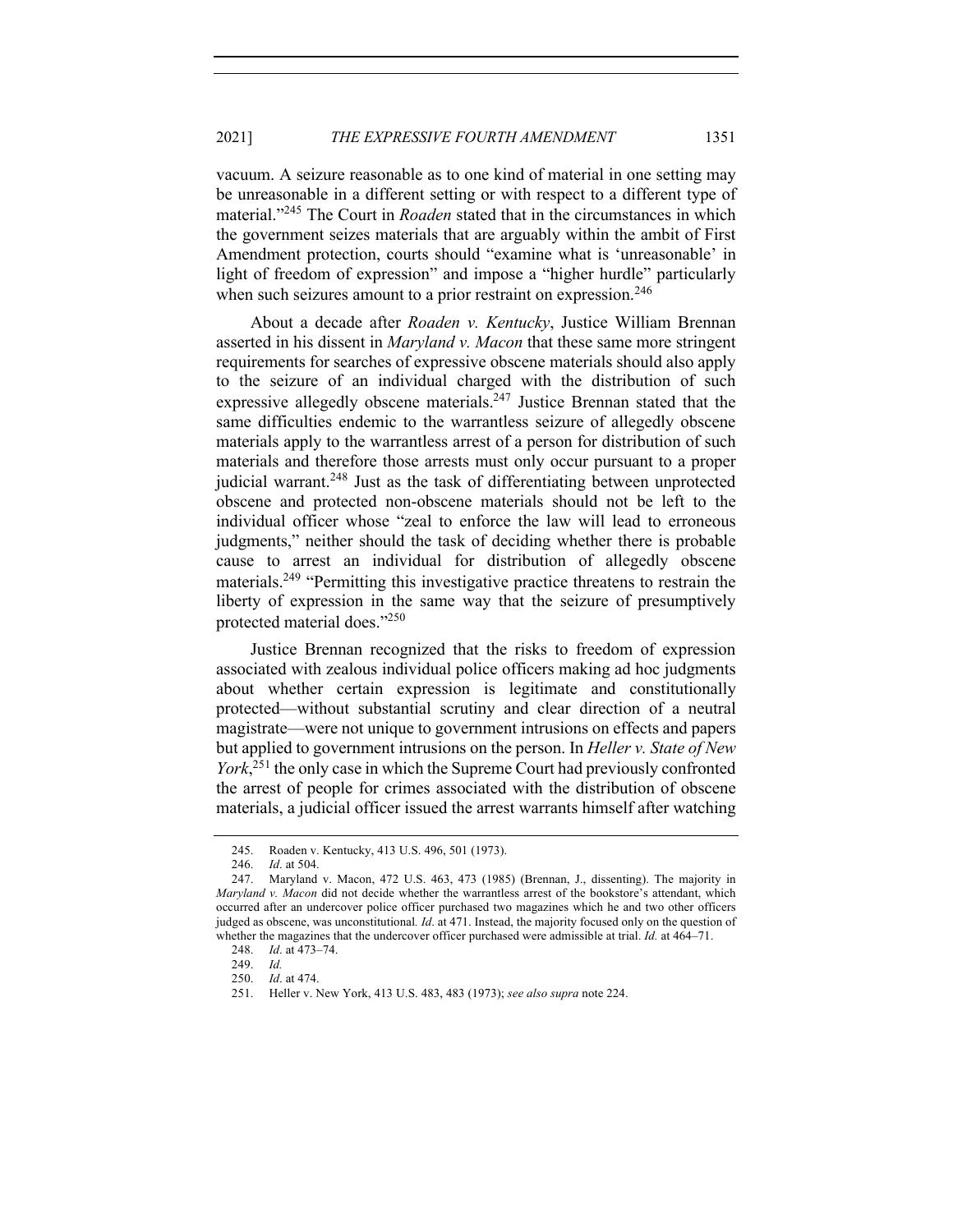vacuum. A seizure reasonable as to one kind of material in one setting may be unreasonable in a different setting or with respect to a different type of material."[245] The Court in *Roaden* stated that in the circumstances in which the government seizes materials that are arguably within the ambit of First Amendment protection, courts should "examine what is 'unreasonable' in light of freedom of expression" and impose a "higher hurdle" particularly when such seizures amount to a prior restraint on expression.[246]

About a decade after *Roaden v. Kentucky*, Justice William Brennan asserted in his dissent in *Maryland v. Macon* that these same more stringent requirements for searches of expressive obscene materials should also apply to the seizure of an individual charged with the distribution of such expressive allegedly obscene materials.[247] Justice Brennan stated that the same difficulties endemic to the warrantless seizure of allegedly obscene materials apply to the warrantless arrest of a person for distribution of such materials and therefore those arrests must only occur pursuant to a proper judicial warrant.[248] Just as the task of differentiating between unprotected obscene and protected non-obscene materials should not be left to the individual officer whose "zeal to enforce the law will lead to erroneous judgments," neither should the task of deciding whether there is probable cause to arrest an individual for distribution of allegedly obscene materials.[249] "Permitting this investigative practice threatens to restrain the liberty of expression in the same way that the seizure of presumptively protected material does."[250]

Justice Brennan recognized that the risks to freedom of expression associated with zealous individual police officers making ad hoc judgments about whether certain expression is legitimate and constitutionally protected—without substantial scrutiny and clear direction of a neutral magistrate—were not unique to government intrusions on effects and papers but applied to government intrusions on the person. In *Heller v. State of New York*,[251] the only case in which the Supreme Court had previously confronted the arrest of people for crimes associated with the distribution of obscene materials, a judicial officer issued the arrest warrants himself after watching

---

245. Roaden v. Kentucky, 413 U.S. 496, 501 (1973).

246. *Id*. at 504.

247. Maryland v. Macon, 472 U.S. 463, 473 (1985) (Brennan, J., dissenting). The majority in *Maryland v. Macon* did not decide whether the warrantless arrest of the bookstore's attendant, which occurred after an undercover police officer purchased two magazines which he and two other officers judged as obscene, was unconstitutional. *Id*. at 471. Instead, the majority focused only on the question of whether the magazines that the undercover officer purchased were admissible at trial. *Id.* at 464–71.

248. *Id*. at 473–74.

249. *Id.*

250. *Id*. at 474.

251. Heller v. New York, 413 U.S. 483, 483 (1973); *see also supra* note 224.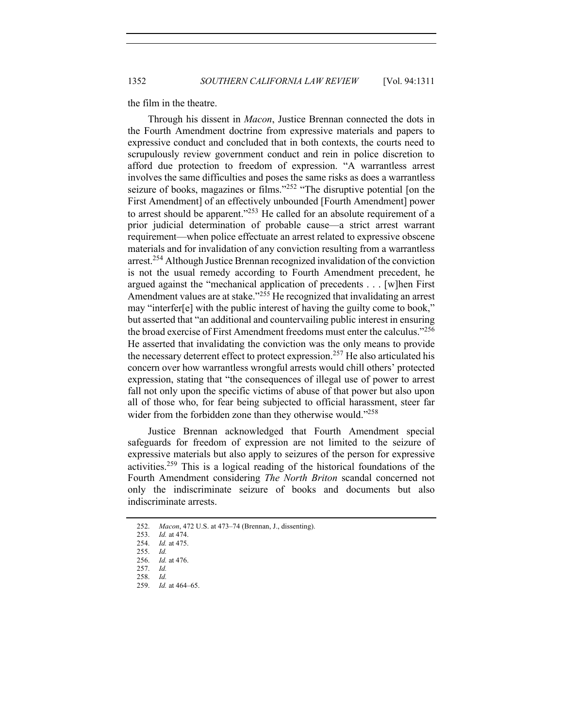the film in the theatre.

Through his dissent in *Macon*, Justice Brennan connected the dots in the Fourth Amendment doctrine from expressive materials and papers to expressive conduct and concluded that in both contexts, the courts need to scrupulously review government conduct and rein in police discretion to afford due protection to freedom of expression. "A warrantless arrest involves the same difficulties and poses the same risks as does a warrantless seizure of books, magazines or films."[252] "The disruptive potential [on the First Amendment] of an effectively unbounded [Fourth Amendment] power to arrest should be apparent."[253] He called for an absolute requirement of a prior judicial determination of probable cause—a strict arrest warrant requirement—when police effectuate an arrest related to expressive obscene materials and for invalidation of any conviction resulting from a warrantless arrest.[254] Although Justice Brennan recognized invalidation of the conviction is not the usual remedy according to Fourth Amendment precedent, he argued against the "mechanical application of precedents . . . [w]hen First Amendment values are at stake."[255] He recognized that invalidating an arrest may "interfer[e] with the public interest of having the guilty come to book," but asserted that "an additional and countervailing public interest in ensuring the broad exercise of First Amendment freedoms must enter the calculus."[256] He asserted that invalidating the conviction was the only means to provide the necessary deterrent effect to protect expression.[257] He also articulated his concern over how warrantless wrongful arrests would chill others' protected expression, stating that "the consequences of illegal use of power to arrest fall not only upon the specific victims of abuse of that power but also upon all of those who, for fear being subjected to official harassment, steer far wider from the forbidden zone than they otherwise would."[258]

Justice Brennan acknowledged that Fourth Amendment special safeguards for freedom of expression are not limited to the seizure of expressive materials but also apply to seizures of the person for expressive activities.[259] This is a logical reading of the historical foundations of the Fourth Amendment considering *The North Briton* scandal concerned not only the indiscriminate seizure of books and documents but also indiscriminate arrests.

252. *Macon*, 472 U.S. at 473–74 (Brennan, J., dissenting).
253. *Id.* at 474.
254. *Id.* at 475.
255. *Id.*
256. *Id.* at 476.
257. *Id.*
258. *Id.*
259. *Id.* at 464–65.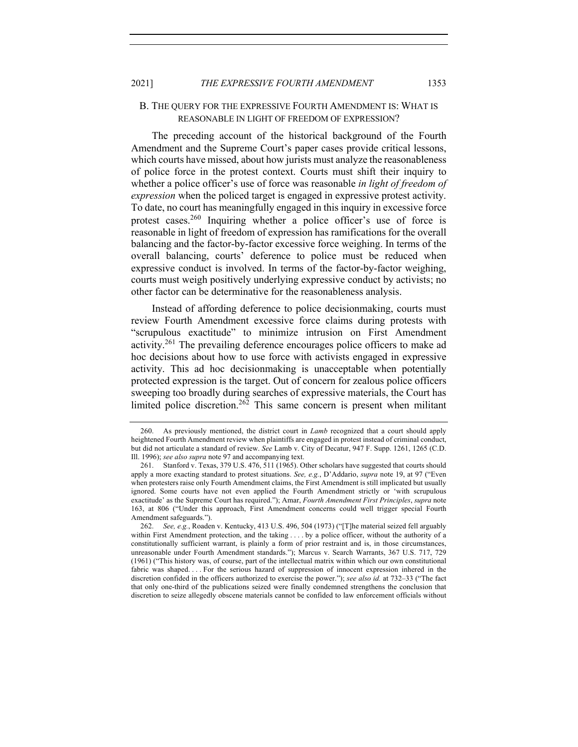## B. THE QUERY FOR THE EXPRESSIVE FOURTH AMENDMENT IS: WHAT IS REASONABLE IN LIGHT OF FREEDOM OF EXPRESSION?

The preceding account of the historical background of the Fourth Amendment and the Supreme Court's paper cases provide critical lessons, which courts have missed, about how jurists must analyze the reasonableness of police force in the protest context. Courts must shift their inquiry to whether a police officer's use of force was reasonable *in light of freedom of expression* when the policed target is engaged in expressive protest activity. To date, no court has meaningfully engaged in this inquiry in excessive force protest cases.[260] Inquiring whether a police officer's use of force is reasonable in light of freedom of expression has ramifications for the overall balancing and the factor-by-factor excessive force weighing. In terms of the overall balancing, courts' deference to police must be reduced when expressive conduct is involved. In terms of the factor-by-factor weighing, courts must weigh positively underlying expressive conduct by activists; no other factor can be determinative for the reasonableness analysis.

Instead of affording deference to police decisionmaking, courts must review Fourth Amendment excessive force claims during protests with "scrupulous exactitude" to minimize intrusion on First Amendment activity.[261] The prevailing deference encourages police officers to make ad hoc decisions about how to use force with activists engaged in expressive activity. This ad hoc decisionmaking is unacceptable when potentially protected expression is the target. Out of concern for zealous police officers sweeping too broadly during searches of expressive materials, the Court has limited police discretion.[262] This same concern is present when militant

---

260. As previously mentioned, the district court in *Lamb* recognized that a court should apply heightened Fourth Amendment review when plaintiffs are engaged in protest instead of criminal conduct, but did not articulate a standard of review. *See* Lamb v. City of Decatur, 947 F. Supp. 1261, 1265 (C.D. Ill. 1996); *see also supra* note 97 and accompanying text.

261. Stanford v. Texas, 379 U.S. 476, 511 (1965). Other scholars have suggested that courts should apply a more exacting standard to protest situations. *See, e.g.*, D'Addario, *supra* note 19, at 97 ("Even when protesters raise only Fourth Amendment claims, the First Amendment is still implicated but usually ignored. Some courts have not even applied the Fourth Amendment strictly or 'with scrupulous exactitude' as the Supreme Court has required."); Amar, *Fourth Amendment First Principles*, *supra* note 163, at 806 ("Under this approach, First Amendment concerns could well trigger special Fourth Amendment safeguards.").

262. *See, e.g.*, Roaden v. Kentucky, 413 U.S. 496, 504 (1973) ("[T]he material seized fell arguably within First Amendment protection, and the taking . . . . by a police officer, without the authority of a constitutionally sufficient warrant, is plainly a form of prior restraint and is, in those circumstances, unreasonable under Fourth Amendment standards."); Marcus v. Search Warrants, 367 U.S. 717, 729 (1961) ("This history was, of course, part of the intellectual matrix within which our own constitutional fabric was shaped. . . . For the serious hazard of suppression of innocent expression inhered in the discretion confided in the officers authorized to exercise the power."); *see also id.* at 732–33 ("The fact that only one-third of the publications seized were finally condemned strengthens the conclusion that discretion to seize allegedly obscene materials cannot be confided to law enforcement officials without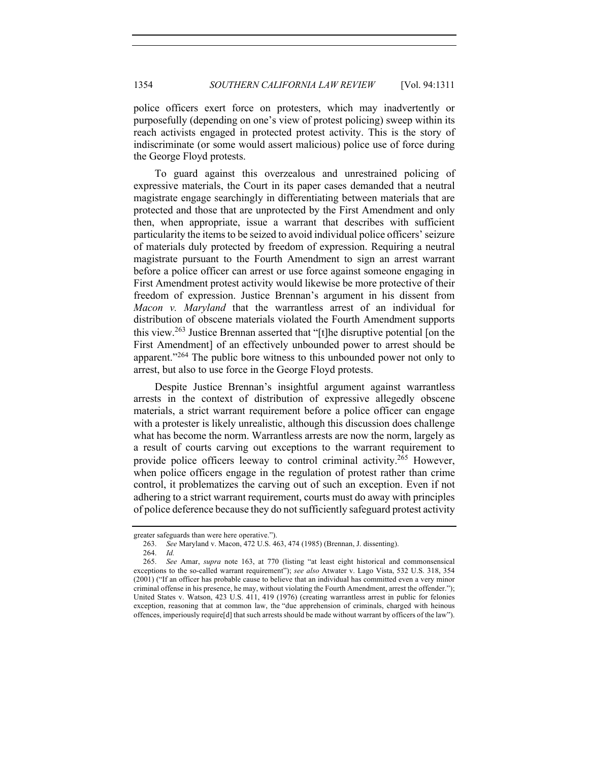police officers exert force on protesters, which may inadvertently or purposefully (depending on one's view of protest policing) sweep within its reach activists engaged in protected protest activity. This is the story of indiscriminate (or some would assert malicious) police use of force during the George Floyd protests.

To guard against this overzealous and unrestrained policing of expressive materials, the Court in its paper cases demanded that a neutral magistrate engage searchingly in differentiating between materials that are protected and those that are unprotected by the First Amendment and only then, when appropriate, issue a warrant that describes with sufficient particularity the items to be seized to avoid individual police officers' seizure of materials duly protected by freedom of expression. Requiring a neutral magistrate pursuant to the Fourth Amendment to sign an arrest warrant before a police officer can arrest or use force against someone engaging in First Amendment protest activity would likewise be more protective of their freedom of expression. Justice Brennan's argument in his dissent from *Macon v. Maryland* that the warrantless arrest of an individual for distribution of obscene materials violated the Fourth Amendment supports this view.[263] Justice Brennan asserted that "[t]he disruptive potential [on the First Amendment] of an effectively unbounded power to arrest should be apparent."[264] The public bore witness to this unbounded power not only to arrest, but also to use force in the George Floyd protests.

Despite Justice Brennan's insightful argument against warrantless arrests in the context of distribution of expressive allegedly obscene materials, a strict warrant requirement before a police officer can engage with a protester is likely unrealistic, although this discussion does challenge what has become the norm. Warrantless arrests are now the norm, largely as a result of courts carving out exceptions to the warrant requirement to provide police officers leeway to control criminal activity.[265] However, when police officers engage in the regulation of protest rather than crime control, it problematizes the carving out of such an exception. Even if not adhering to a strict warrant requirement, courts must do away with principles of police deference because they do not sufficiently safeguard protest activity

greater safeguards than were here operative.").

263. *See* Maryland v. Macon, 472 U.S. 463, 474 (1985) (Brennan, J. dissenting).

264. *Id.*

265. *See* Amar, *supra* note 163, at 770 (listing "at least eight historical and commonsensical exceptions to the so-called warrant requirement"); *see also* Atwater v. Lago Vista, 532 U.S. 318, 354 (2001) ("If an officer has probable cause to believe that an individual has committed even a very minor criminal offense in his presence, he may, without violating the Fourth Amendment, arrest the offender."); United States v. Watson, 423 U.S. 411, 419 (1976) (creating warrantless arrest in public for felonies exception, reasoning that at common law, the "due apprehension of criminals, charged with heinous offences, imperiously require[d] that such arrests should be made without warrant by officers of the law").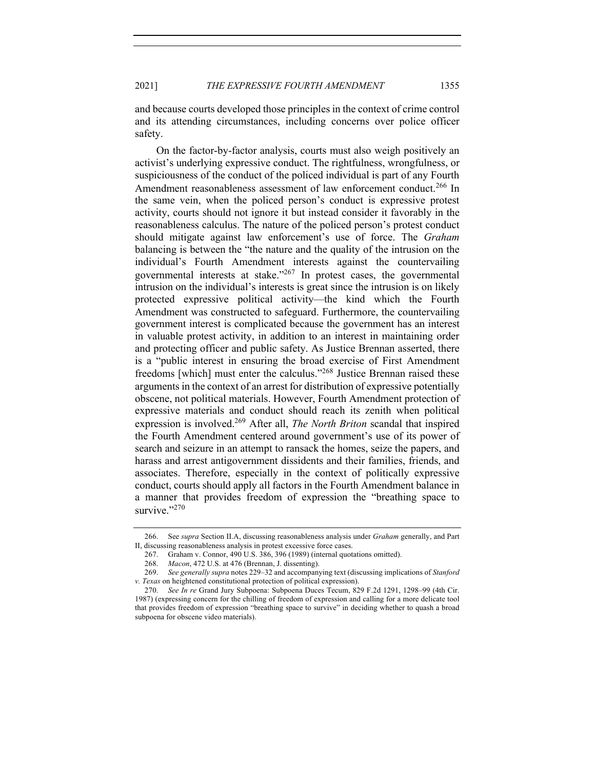and because courts developed those principles in the context of crime control and its attending circumstances, including concerns over police officer safety.

On the factor-by-factor analysis, courts must also weigh positively an activist's underlying expressive conduct. The rightfulness, wrongfulness, or suspiciousness of the conduct of the policed individual is part of any Fourth Amendment reasonableness assessment of law enforcement conduct.[266] In the same vein, when the policed person's conduct is expressive protest activity, courts should not ignore it but instead consider it favorably in the reasonableness calculus. The nature of the policed person's protest conduct should mitigate against law enforcement's use of force. The *Graham* balancing is between the "the nature and the quality of the intrusion on the individual's Fourth Amendment interests against the countervailing governmental interests at stake."[267] In protest cases, the governmental intrusion on the individual's interests is great since the intrusion is on likely protected expressive political activity—the kind which the Fourth Amendment was constructed to safeguard. Furthermore, the countervailing government interest is complicated because the government has an interest in valuable protest activity, in addition to an interest in maintaining order and protecting officer and public safety. As Justice Brennan asserted, there is a "public interest in ensuring the broad exercise of First Amendment freedoms [which] must enter the calculus."[268] Justice Brennan raised these arguments in the context of an arrest for distribution of expressive potentially obscene, not political materials. However, Fourth Amendment protection of expressive materials and conduct should reach its zenith when political expression is involved.[269] After all, *The North Briton* scandal that inspired the Fourth Amendment centered around government's use of its power of search and seizure in an attempt to ransack the homes, seize the papers, and harass and arrest antigovernment dissidents and their families, friends, and associates. Therefore, especially in the context of politically expressive conduct, courts should apply all factors in the Fourth Amendment balance in a manner that provides freedom of expression the "breathing space to survive."[270]

---

266. See *supra* Section II.A, discussing reasonableness analysis under *Graham* generally, and Part II, discussing reasonableness analysis in protest excessive force cases.

267. Graham v. Connor, 490 U.S. 386, 396 (1989) (internal quotations omitted).

268. *Macon*, 472 U.S. at 476 (Brennan, J. dissenting).

269. *See generally supra* notes 229–32 and accompanying text (discussing implications of *Stanford v. Texas* on heightened constitutional protection of political expression).

270. *See In re* Grand Jury Subpoena: Subpoena Duces Tecum, 829 F.2d 1291, 1298–99 (4th Cir. 1987) (expressing concern for the chilling of freedom of expression and calling for a more delicate tool that provides freedom of expression "breathing space to survive" in deciding whether to quash a broad subpoena for obscene video materials).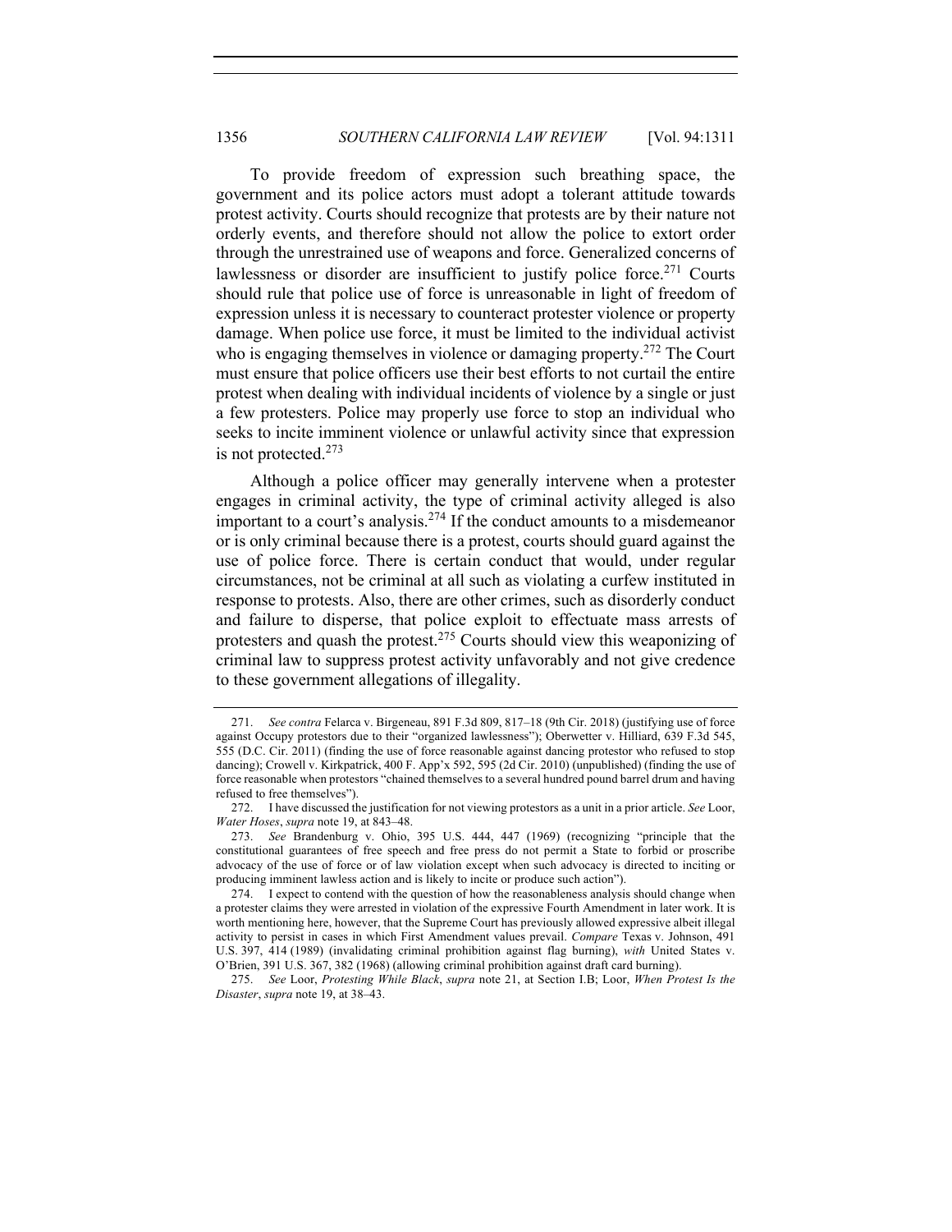To provide freedom of expression such breathing space, the government and its police actors must adopt a tolerant attitude towards protest activity. Courts should recognize that protests are by their nature not orderly events, and therefore should not allow the police to extort order through the unrestrained use of weapons and force. Generalized concerns of lawlessness or disorder are insufficient to justify police force.[271] Courts should rule that police use of force is unreasonable in light of freedom of expression unless it is necessary to counteract protester violence or property damage. When police use force, it must be limited to the individual activist who is engaging themselves in violence or damaging property.[272] The Court must ensure that police officers use their best efforts to not curtail the entire protest when dealing with individual incidents of violence by a single or just a few protesters. Police may properly use force to stop an individual who seeks to incite imminent violence or unlawful activity since that expression is not protected.[273]

Although a police officer may generally intervene when a protester engages in criminal activity, the type of criminal activity alleged is also important to a court's analysis.[274] If the conduct amounts to a misdemeanor or is only criminal because there is a protest, courts should guard against the use of police force. There is certain conduct that would, under regular circumstances, not be criminal at all such as violating a curfew instituted in response to protests. Also, there are other crimes, such as disorderly conduct and failure to disperse, that police exploit to effectuate mass arrests of protesters and quash the protest.[275] Courts should view this weaponizing of criminal law to suppress protest activity unfavorably and not give credence to these government allegations of illegality.

---

271. *See contra* Felarca v. Birgeneau, 891 F.3d 809, 817–18 (9th Cir. 2018) (justifying use of force against Occupy protestors due to their "organized lawlessness"); Oberwetter v. Hilliard, 639 F.3d 545, 555 (D.C. Cir. 2011) (finding the use of force reasonable against dancing protestor who refused to stop dancing); Crowell v. Kirkpatrick, 400 F. App'x 592, 595 (2d Cir. 2010) (unpublished) (finding the use of force reasonable when protestors "chained themselves to a several hundred pound barrel drum and having refused to free themselves").

272. I have discussed the justification for not viewing protestors as a unit in a prior article. *See* Loor, *Water Hoses*, *supra* note 19, at 843–48.

273. *See* Brandenburg v. Ohio, 395 U.S. 444, 447 (1969) (recognizing "principle that the constitutional guarantees of free speech and free press do not permit a State to forbid or proscribe advocacy of the use of force or of law violation except when such advocacy is directed to inciting or producing imminent lawless action and is likely to incite or produce such action").

274. I expect to contend with the question of how the reasonableness analysis should change when a protester claims they were arrested in violation of the expressive Fourth Amendment in later work. It is worth mentioning here, however, that the Supreme Court has previously allowed expressive albeit illegal activity to persist in cases in which First Amendment values prevail. *Compare* Texas v. Johnson, 491 U.S. 397, 414 (1989) (invalidating criminal prohibition against flag burning), *with* United States v. O'Brien, 391 U.S. 367, 382 (1968) (allowing criminal prohibition against draft card burning).

275. *See* Loor, *Protesting While Black*, *supra* note 21, at Section I.B; Loor, *When Protest Is the Disaster*, *supra* note 19, at 38–43.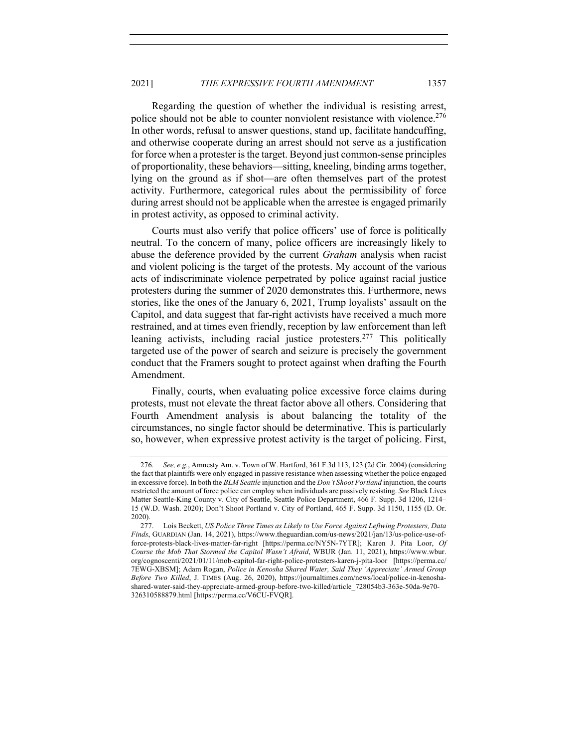Regarding the question of whether the individual is resisting arrest, police should not be able to counter nonviolent resistance with violence.[276] In other words, refusal to answer questions, stand up, facilitate handcuffing, and otherwise cooperate during an arrest should not serve as a justification for force when a protester is the target. Beyond just common-sense principles of proportionality, these behaviors—sitting, kneeling, binding arms together, lying on the ground as if shot—are often themselves part of the protest activity. Furthermore, categorical rules about the permissibility of force during arrest should not be applicable when the arrestee is engaged primarily in protest activity, as opposed to criminal activity.

Courts must also verify that police officers' use of force is politically neutral. To the concern of many, police officers are increasingly likely to abuse the deference provided by the current *Graham* analysis when racist and violent policing is the target of the protests. My account of the various acts of indiscriminate violence perpetrated by police against racial justice protesters during the summer of 2020 demonstrates this. Furthermore, news stories, like the ones of the January 6, 2021, Trump loyalists' assault on the Capitol, and data suggest that far-right activists have received a much more restrained, and at times even friendly, reception by law enforcement than left leaning activists, including racial justice protesters.[277] This politically targeted use of the power of search and seizure is precisely the government conduct that the Framers sought to protect against when drafting the Fourth Amendment.

Finally, courts, when evaluating police excessive force claims during protests, must not elevate the threat factor above all others. Considering that Fourth Amendment analysis is about balancing the totality of the circumstances, no single factor should be determinative. This is particularly so, however, when expressive protest activity is the target of policing. First,

---

276. *See, e.g.*, Amnesty Am. v. Town of W. Hartford, 361 F.3d 113, 123 (2d Cir. 2004) (considering the fact that plaintiffs were only engaged in passive resistance when assessing whether the police engaged in excessive force). In both the *BLM Seattle* injunction and the *Don't Shoot Portland* injunction, the courts restricted the amount of force police can employ when individuals are passively resisting. *See* Black Lives Matter Seattle-King County v. City of Seattle, Seattle Police Department, 466 F. Supp. 3d 1206, 1214–15 (W.D. Wash. 2020); Don't Shoot Portland v. City of Portland, 465 F. Supp. 3d 1150, 1155 (D. Or. 2020).

277. Lois Beckett, *US Police Three Times as Likely to Use Force Against Leftwing Protesters, Data Finds*, GUARDIAN (Jan. 14, 2021), https://www.theguardian.com/us-news/2021/jan/13/us-police-use-of-force-protests-black-lives-matter-far-right [https://perma.cc/NY5N-7YTR]; Karen J. Pita Loor, *Of Course the Mob That Stormed the Capitol Wasn't Afraid*, WBUR (Jan. 11, 2021), https://www.wbur.org/cognoscenti/2021/01/11/mob-capitol-far-right-police-protesters-karen-j-pita-loor [https://perma.cc/7EWG-XBSM]; Adam Rogan, *Police in Kenosha Shared Water, Said They 'Appreciate' Armed Group Before Two Killed*, J. TIMES (Aug. 26, 2020), https://journaltimes.com/news/local/police-in-kenosha-shared-water-said-they-appreciate-armed-group-before-two-killed/article_728054b3-363e-50da-9e70-326310588879.html [https://perma.cc/V6CU-FVQR].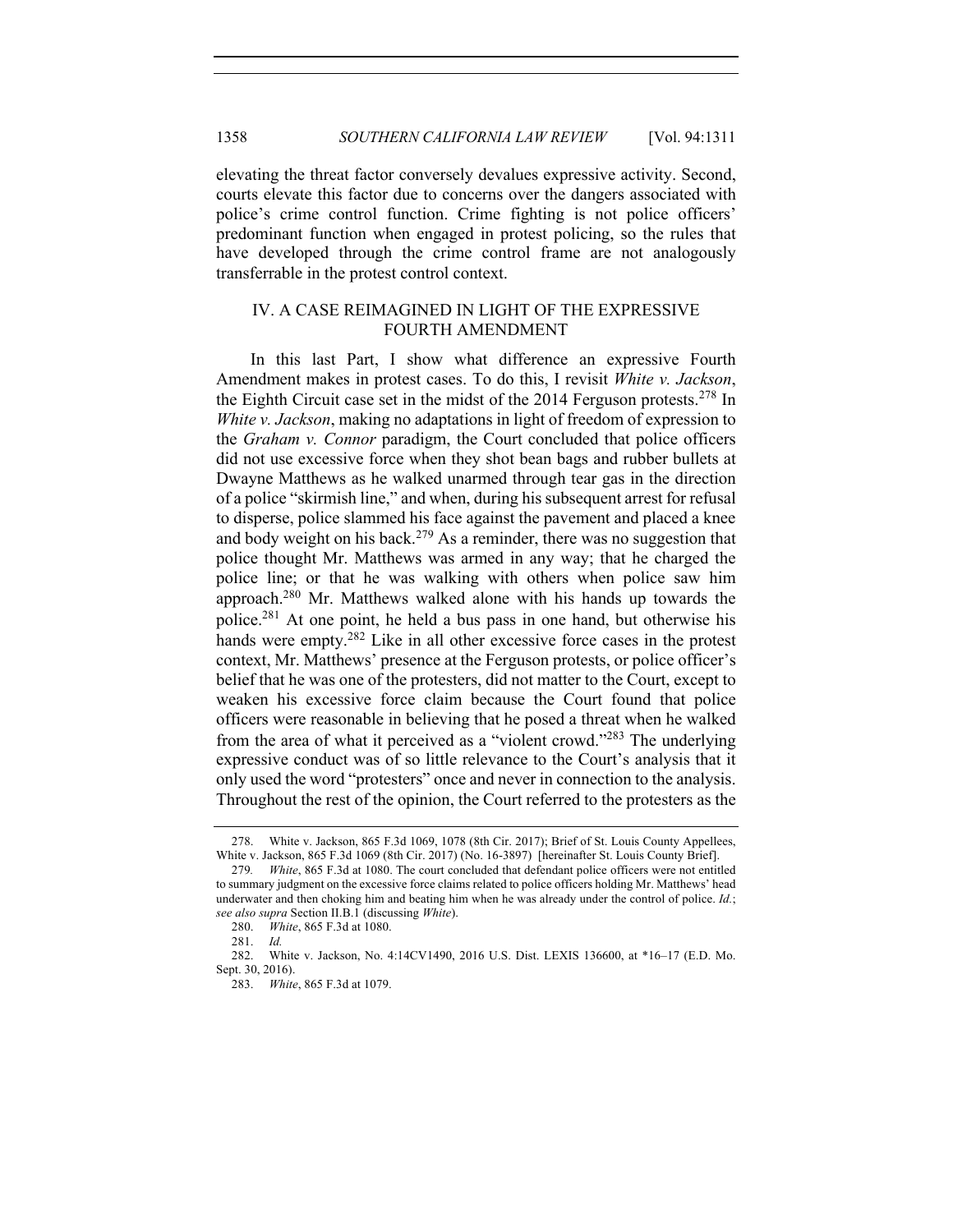elevating the threat factor conversely devalues expressive activity. Second, courts elevate this factor due to concerns over the dangers associated with police's crime control function. Crime fighting is not police officers' predominant function when engaged in protest policing, so the rules that have developed through the crime control frame are not analogously transferrable in the protest control context.

## IV. A CASE REIMAGINED IN LIGHT OF THE EXPRESSIVE FOURTH AMENDMENT

In this last Part, I show what difference an expressive Fourth Amendment makes in protest cases. To do this, I revisit *White v. Jackson*, the Eighth Circuit case set in the midst of the 2014 Ferguson protests.[278] In *White v. Jackson*, making no adaptations in light of freedom of expression to the *Graham v. Connor* paradigm, the Court concluded that police officers did not use excessive force when they shot bean bags and rubber bullets at Dwayne Matthews as he walked unarmed through tear gas in the direction of a police "skirmish line," and when, during his subsequent arrest for refusal to disperse, police slammed his face against the pavement and placed a knee and body weight on his back.[279] As a reminder, there was no suggestion that police thought Mr. Matthews was armed in any way; that he charged the police line; or that he was walking with others when police saw him approach.[280] Mr. Matthews walked alone with his hands up towards the police.[281] At one point, he held a bus pass in one hand, but otherwise his hands were empty.[282] Like in all other excessive force cases in the protest context, Mr. Matthews' presence at the Ferguson protests, or police officer's belief that he was one of the protesters, did not matter to the Court, except to weaken his excessive force claim because the Court found that police officers were reasonable in believing that he posed a threat when he walked from the area of what it perceived as a "violent crowd."[283] The underlying expressive conduct was of so little relevance to the Court's analysis that it only used the word "protesters" once and never in connection to the analysis. Throughout the rest of the opinion, the Court referred to the protesters as the

---

278. White v. Jackson, 865 F.3d 1069, 1078 (8th Cir. 2017); Brief of St. Louis County Appellees, White v. Jackson, 865 F.3d 1069 (8th Cir. 2017) (No. 16-3897) [hereinafter St. Louis County Brief].

279. *White*, 865 F.3d at 1080. The court concluded that defendant police officers were not entitled to summary judgment on the excessive force claims related to police officers holding Mr. Matthews' head underwater and then choking him and beating him when he was already under the control of police. *Id.*; *see also supra* Section II.B.1 (discussing *White*).

280. *White*, 865 F.3d at 1080.

281. *Id.*

282. White v. Jackson, No. 4:14CV1490, 2016 U.S. Dist. LEXIS 136600, at *16–17 (E.D. Mo. Sept. 30, 2016).

283. *White*, 865 F.3d at 1079.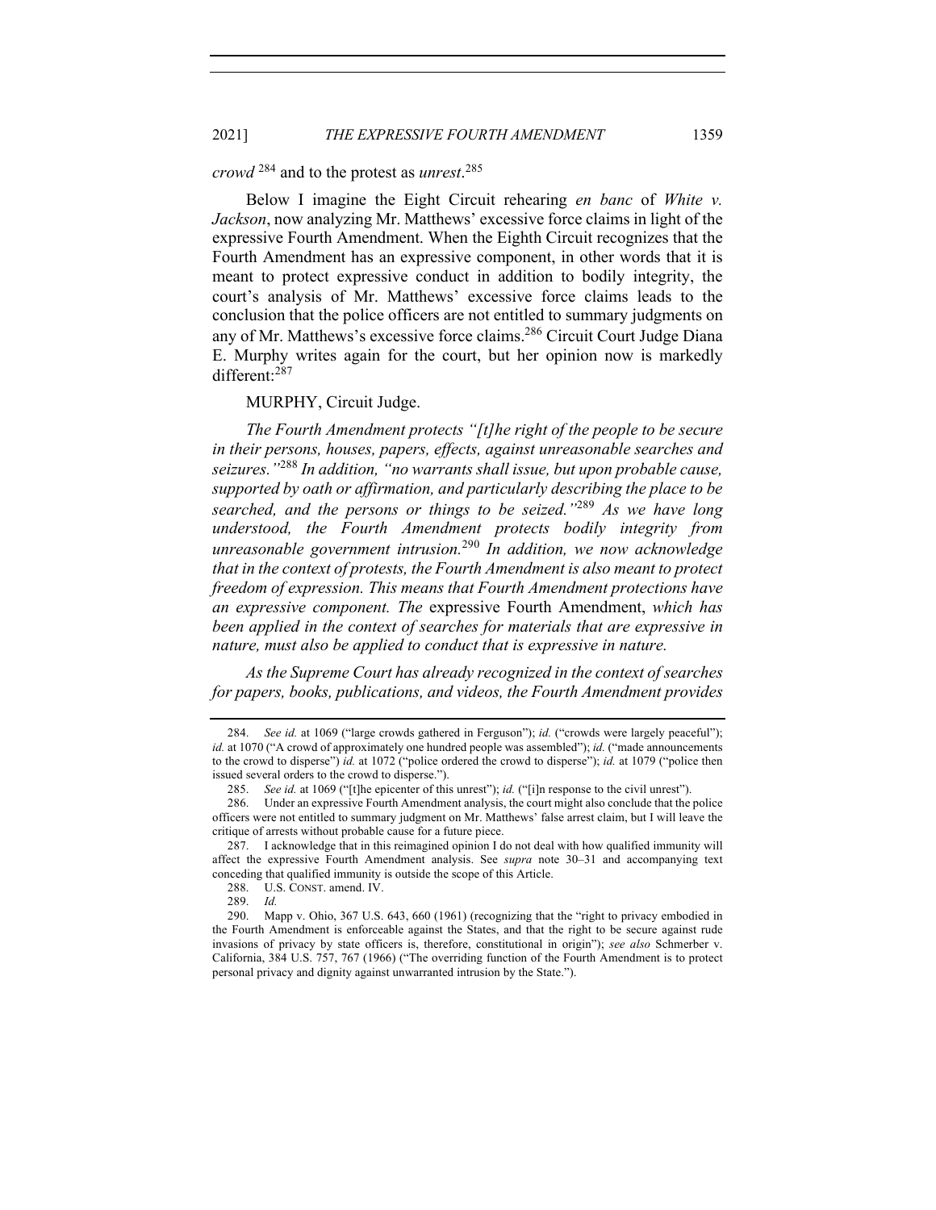*crowd* [284] and to the protest as *unrest*.[285]

Below I imagine the Eight Circuit rehearing *en banc* of *White v. Jackson*, now analyzing Mr. Matthews' excessive force claims in light of the expressive Fourth Amendment. When the Eighth Circuit recognizes that the Fourth Amendment has an expressive component, in other words that it is meant to protect expressive conduct in addition to bodily integrity, the court's analysis of Mr. Matthews' excessive force claims leads to the conclusion that the police officers are not entitled to summary judgments on any of Mr. Matthews's excessive force claims.[286] Circuit Court Judge Diana E. Murphy writes again for the court, but her opinion now is markedly different:[287]

MURPHY, Circuit Judge.

*The Fourth Amendment protects "[t]he right of the people to be secure in their persons, houses, papers, effects, against unreasonable searches and seizures."*[288] *In addition, "no warrants shall issue, but upon probable cause, supported by oath or affirmation, and particularly describing the place to be searched, and the persons or things to be seized."*[289] *As we have long understood, the Fourth Amendment protects bodily integrity from unreasonable government intrusion.*[290] *In addition, we now acknowledge that in the context of protests, the Fourth Amendment is also meant to protect freedom of expression. This means that Fourth Amendment protections have an expressive component. The* expressive Fourth Amendment, *which has been applied in the context of searches for materials that are expressive in nature, must also be applied to conduct that is expressive in nature.*

*As the Supreme Court has already recognized in the context of searches for papers, books, publications, and videos, the Fourth Amendment provides*

---

284. *See id.* at 1069 ("large crowds gathered in Ferguson"); *id.* ("crowds were largely peaceful"); *id.* at 1070 ("A crowd of approximately one hundred people was assembled"); *id.* ("made announcements to the crowd to disperse") *id.* at 1072 ("police ordered the crowd to disperse"); *id.* at 1079 ("police then issued several orders to the crowd to disperse.").

285. *See id.* at 1069 ("[t]he epicenter of this unrest"); *id.* ("[i]n response to the civil unrest").

286. Under an expressive Fourth Amendment analysis, the court might also conclude that the police officers were not entitled to summary judgment on Mr. Matthews' false arrest claim, but I will leave the critique of arrests without probable cause for a future piece.

287. I acknowledge that in this reimagined opinion I do not deal with how qualified immunity will affect the expressive Fourth Amendment analysis. See *supra* note 30–31 and accompanying text conceding that qualified immunity is outside the scope of this Article.

288. U.S. CONST. amend. IV.

289. *Id.*

290. Mapp v. Ohio, 367 U.S. 643, 660 (1961) (recognizing that the "right to privacy embodied in the Fourth Amendment is enforceable against the States, and that the right to be secure against rude invasions of privacy by state officers is, therefore, constitutional in origin"); *see also* Schmerber v. California, 384 U.S. 757, 767 (1966) ("The overriding function of the Fourth Amendment is to protect personal privacy and dignity against unwarranted intrusion by the State.").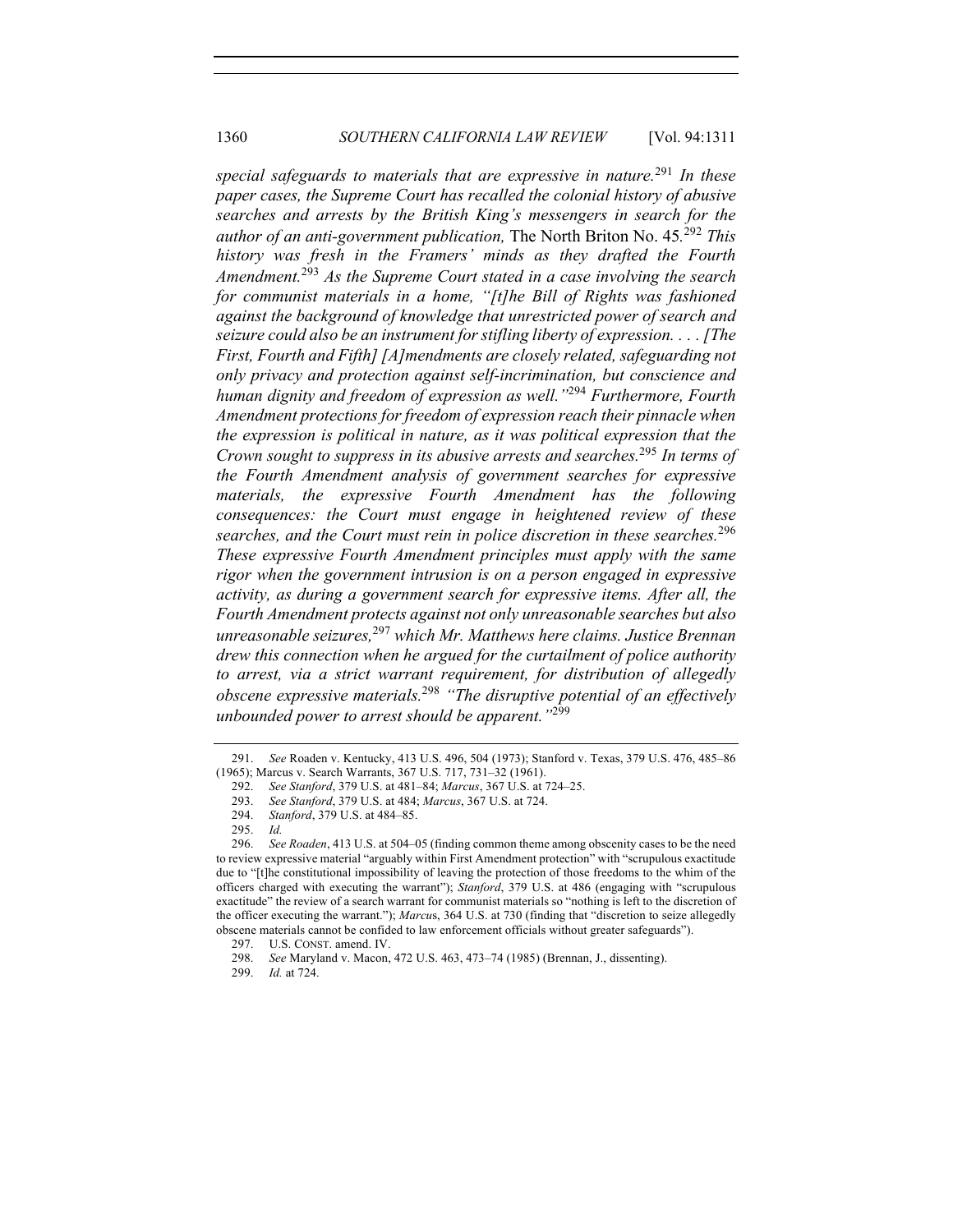*special safeguards to materials that are expressive in nature.*[291] *In these paper cases, the Supreme Court has recalled the colonial history of abusive searches and arrests by the British King's messengers in search for the author of an anti-government publication,* The North Briton No. 45.[292] *This history was fresh in the Framers' minds as they drafted the Fourth Amendment.*[293] *As the Supreme Court stated in a case involving the search for communist materials in a home, "[t]he Bill of Rights was fashioned against the background of knowledge that unrestricted power of search and seizure could also be an instrument for stifling liberty of expression. . . . [The First, Fourth and Fifth] [A]mendments are closely related, safeguarding not only privacy and protection against self-incrimination, but conscience and human dignity and freedom of expression as well."*[294] *Furthermore, Fourth Amendment protections for freedom of expression reach their pinnacle when the expression is political in nature, as it was political expression that the Crown sought to suppress in its abusive arrests and searches.*[295] *In terms of the Fourth Amendment analysis of government searches for expressive materials, the expressive Fourth Amendment has the following consequences: the Court must engage in heightened review of these searches, and the Court must rein in police discretion in these searches.*[296] *These expressive Fourth Amendment principles must apply with the same rigor when the government intrusion is on a person engaged in expressive activity, as during a government search for expressive items. After all, the Fourth Amendment protects against not only unreasonable searches but also unreasonable seizures,*[297] *which Mr. Matthews here claims. Justice Brennan drew this connection when he argued for the curtailment of police authority to arrest, via a strict warrant requirement, for distribution of allegedly obscene expressive materials.*[298] *"The disruptive potential of an effectively unbounded power to arrest should be apparent."*[299]

291. *See* Roaden v. Kentucky, 413 U.S. 496, 504 (1973); Stanford v. Texas, 379 U.S. 476, 485–86 (1965); Marcus v. Search Warrants, 367 U.S. 717, 731–32 (1961).

292. *See Stanford*, 379 U.S. at 481–84; *Marcus*, 367 U.S. at 724–25.

293. *See Stanford*, 379 U.S. at 484; *Marcus*, 367 U.S. at 724.

294. *Stanford*, 379 U.S. at 484–85.

295. *Id.*

296. *See Roaden*, 413 U.S. at 504–05 (finding common theme among obscenity cases to be the need to review expressive material "arguably within First Amendment protection" with "scrupulous exactitude due to "[t]he constitutional impossibility of leaving the protection of those freedoms to the whim of the officers charged with executing the warrant"); *Stanford*, 379 U.S. at 486 (engaging with "scrupulous exactitude" the review of a search warrant for communist materials so "nothing is left to the discretion of the officer executing the warrant."); *Marcus*, 364 U.S. at 730 (finding that "discretion to seize allegedly obscene materials cannot be confided to law enforcement officials without greater safeguards").

297. U.S. CONST. amend. IV.

298. *See* Maryland v. Macon, 472 U.S. 463, 473–74 (1985) (Brennan, J., dissenting).

299. *Id.* at 724.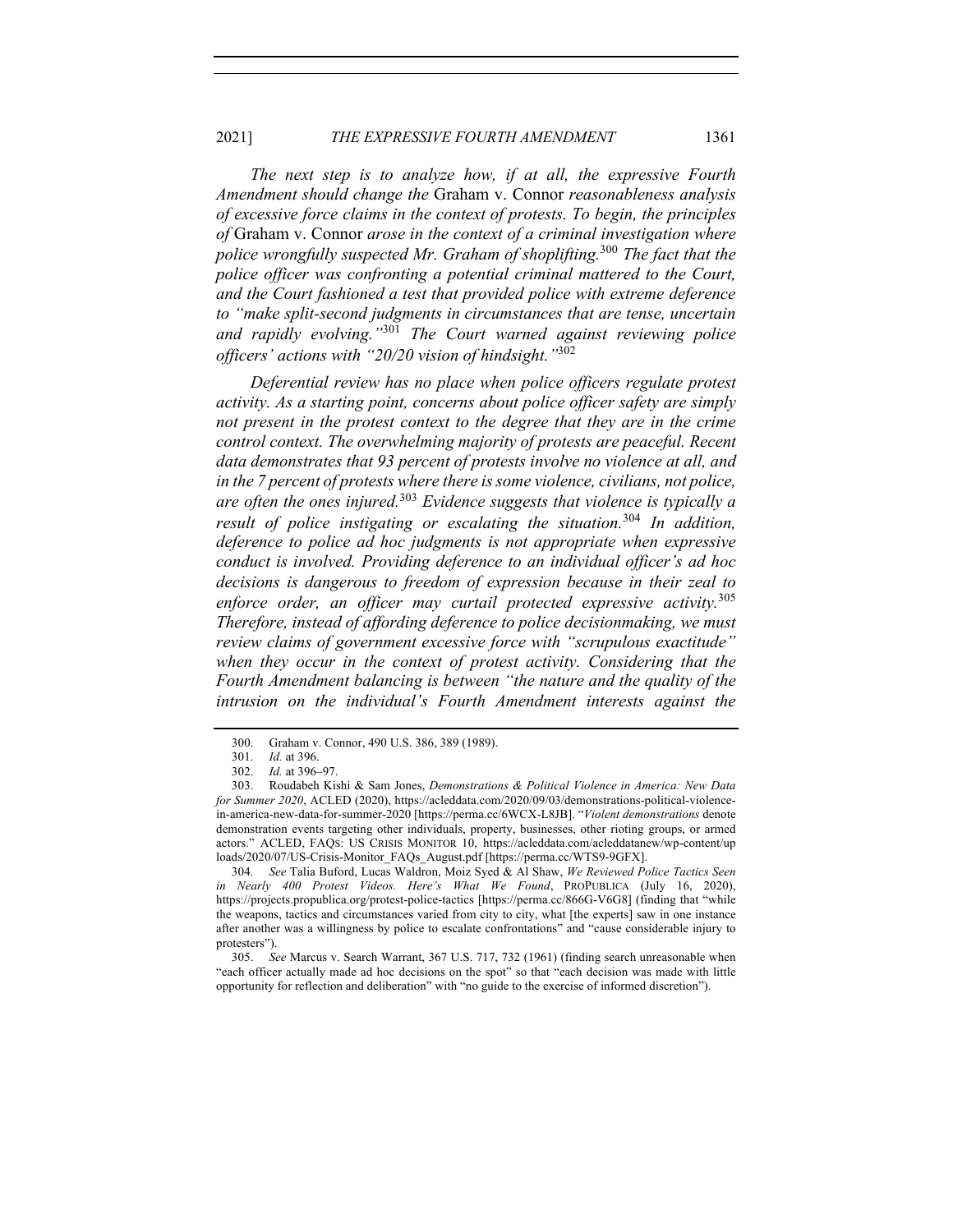*The next step is to analyze how, if at all, the expressive Fourth Amendment should change the* Graham v. Connor *reasonableness analysis of excessive force claims in the context of protests. To begin, the principles of* Graham v. Connor *arose in the context of a criminal investigation where police wrongfully suspected Mr. Graham of shoplifting.*[300] *The fact that the police officer was confronting a potential criminal mattered to the Court, and the Court fashioned a test that provided police with extreme deference to "make split-second judgments in circumstances that are tense, uncertain and rapidly evolving."*[301] *The Court warned against reviewing police officers' actions with "20/20 vision of hindsight."*[302]

*Deferential review has no place when police officers regulate protest activity. As a starting point, concerns about police officer safety are simply not present in the protest context to the degree that they are in the crime control context. The overwhelming majority of protests are peaceful. Recent data demonstrates that 93 percent of protests involve no violence at all, and in the 7 percent of protests where there is some violence, civilians, not police, are often the ones injured.*[303] *Evidence suggests that violence is typically a result of police instigating or escalating the situation.*[304] *In addition, deference to police ad hoc judgments is not appropriate when expressive conduct is involved. Providing deference to an individual officer's ad hoc decisions is dangerous to freedom of expression because in their zeal to enforce order, an officer may curtail protected expressive activity.*[305] *Therefore, instead of affording deference to police decisionmaking, we must review claims of government excessive force with "scrupulous exactitude" when they occur in the context of protest activity. Considering that the Fourth Amendment balancing is between "the nature and the quality of the intrusion on the individual's Fourth Amendment interests against the*

---

300. Graham v. Connor, 490 U.S. 386, 389 (1989).

301. *Id.* at 396.

302. *Id.* at 396–97.

303. Roudabeh Kishi & Sam Jones, *Demonstrations & Political Violence in America: New Data for Summer 2020*, ACLED (2020), https://acleddata.com/2020/09/03/demonstrations-political-violence-in-america-new-data-for-summer-2020 [https://perma.cc/6WCX-L8JB]. "*Violent demonstrations* denote demonstration events targeting other individuals, property, businesses, other rioting groups, or armed actors." ACLED, FAQS: US CRISIS MONITOR 10, https://acleddata.com/acleddatanew/wp-content/uploads/2020/07/US-Crisis-Monitor_FAQs_August.pdf [https://perma.cc/WTS9-9GFX].

304. *See* Talia Buford, Lucas Waldron, Moiz Syed & Al Shaw, *We Reviewed Police Tactics Seen in Nearly 400 Protest Videos. Here's What We Found*, PROPUBLICA (July 16, 2020), https://projects.propublica.org/protest-police-tactics [https://perma.cc/866G-V6G8] (finding that "while the weapons, tactics and circumstances varied from city to city, what [the experts] saw in one instance after another was a willingness by police to escalate confrontations" and "cause considerable injury to protesters").

305. *See* Marcus v. Search Warrant, 367 U.S. 717, 732 (1961) (finding search unreasonable when "each officer actually made ad hoc decisions on the spot" so that "each decision was made with little opportunity for reflection and deliberation" with "no guide to the exercise of informed discretion").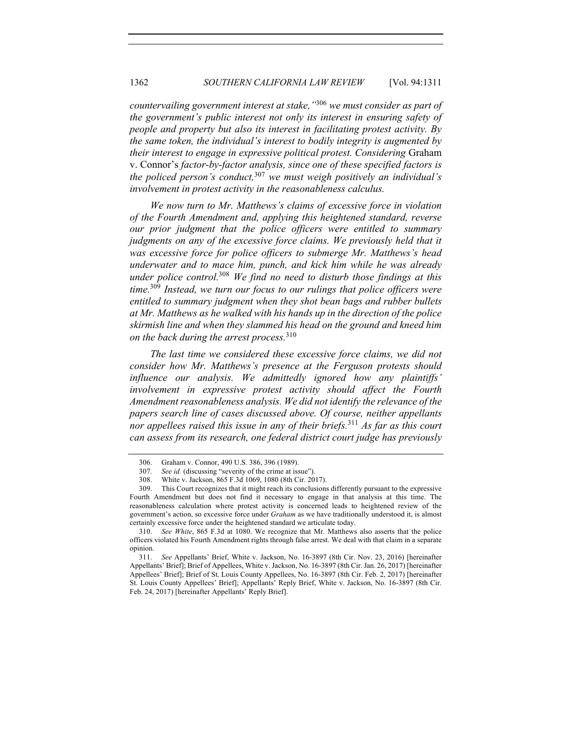*countervailing government interest at stake,"*[306] *we must consider as part of the government's public interest not only its interest in ensuring safety of people and property but also its interest in facilitating protest activity. By the same token, the individual's interest to bodily integrity is augmented by their interest to engage in expressive political protest. Considering* Graham v. Connor's *factor-by-factor analysis, since one of these specified factors is the policed person's conduct,*[307] *we must weigh positively an individual's involvement in protest activity in the reasonableness calculus.*

*We now turn to Mr. Matthews's claims of excessive force in violation of the Fourth Amendment and, applying this heightened standard, reverse our prior judgment that the police officers were entitled to summary judgments on any of the excessive force claims. We previously held that it was excessive force for police officers to submerge Mr. Matthews's head underwater and to mace him, punch, and kick him while he was already under police control.*[308] *We find no need to disturb those findings at this time.*[309] *Instead, we turn our focus to our rulings that police officers were entitled to summary judgment when they shot bean bags and rubber bullets at Mr. Matthews as he walked with his hands up in the direction of the police skirmish line and when they slammed his head on the ground and kneed him on the back during the arrest process.*[310]

*The last time we considered these excessive force claims, we did not consider how Mr. Matthews's presence at the Ferguson protests should influence our analysis. We admittedly ignored how any plaintiffs' involvement in expressive protest activity should affect the Fourth Amendment reasonableness analysis. We did not identify the relevance of the papers search line of cases discussed above. Of course, neither appellants nor appellees raised this issue in any of their briefs.*[311] *As far as this court can assess from its research, one federal district court judge has previously*

---

306. Graham v. Connor, 490 U.S. 386, 396 (1989).

307. *See id.* (discussing "severity of the crime at issue").

308. White v. Jackson, 865 F.3d 1069, 1080 (8th Cir. 2017).

309. This Court recognizes that it might reach its conclusions differently pursuant to the expressive Fourth Amendment but does not find it necessary to engage in that analysis at this time. The reasonableness calculation where protest activity is concerned leads to heightened review of the government's action, so excessive force under *Graham* as we have traditionally understood it, is almost certainly excessive force under the heightened standard we articulate today.

310. *See White*, 865 F.3d at 1080. We recognize that Mr. Matthews also asserts that the police officers violated his Fourth Amendment rights through false arrest. We deal with that claim in a separate opinion.

311. *See* Appellants' Brief, White v. Jackson, No. 16-3897 (8th Cir. Nov. 23, 2016) [hereinafter Appellants' Brief]; Brief of Appellees, White v. Jackson, No. 16-3897 (8th Cir. Jan. 26, 2017) [hereinafter Appellees' Brief]; Brief of St. Louis County Appellees, No. 16-3897 (8th Cir. Feb. 2, 2017) [hereinafter St. Louis County Appellees' Brief]; Appellants' Reply Brief, White v. Jackson, No. 16-3897 (8th Cir. Feb. 24, 2017) [hereinafter Appellants' Reply Brief].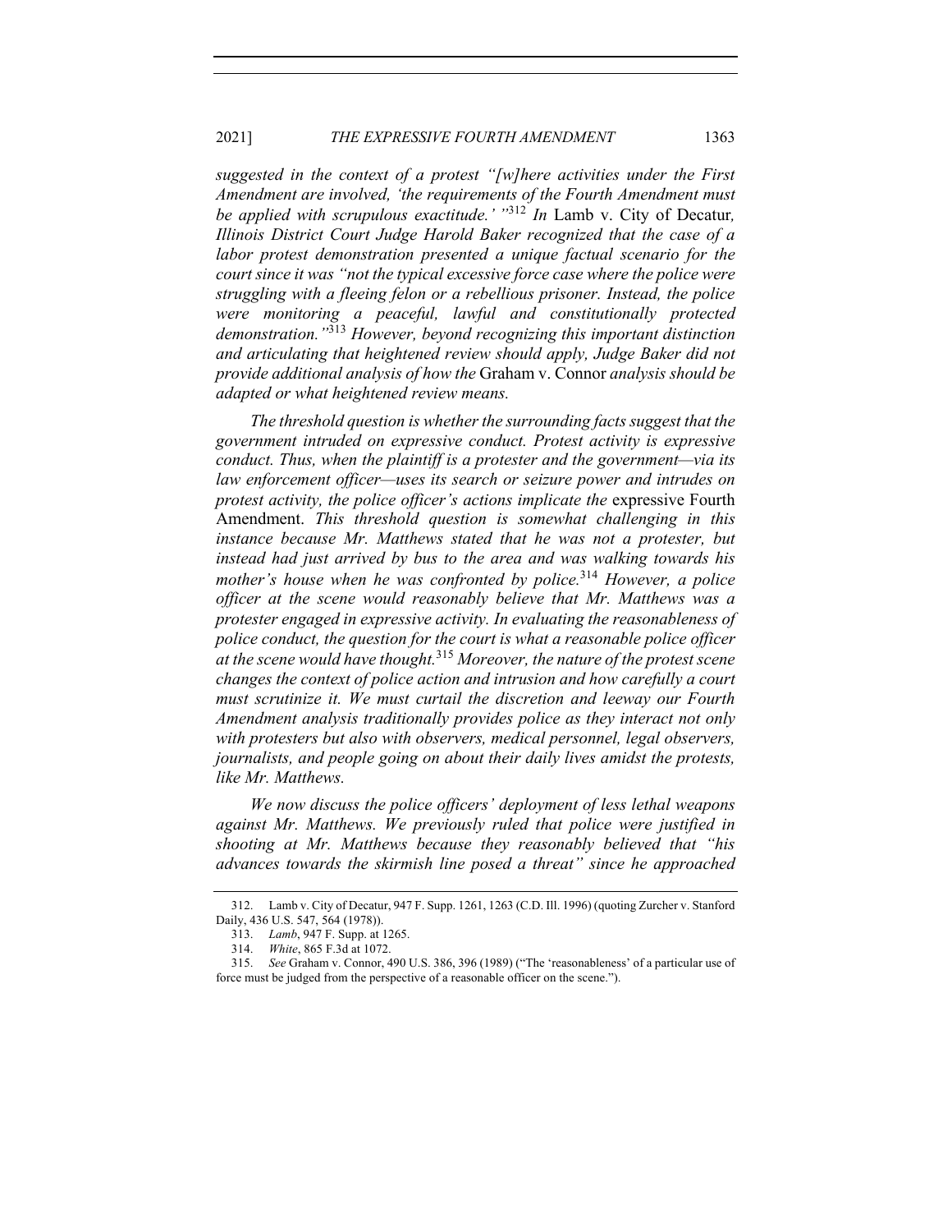*suggested in the context of a protest "[w]here activities under the First Amendment are involved, 'the requirements of the Fourth Amendment must be applied with scrupulous exactitude.' "*[312] *In* Lamb v. City of Decatur*, Illinois District Court Judge Harold Baker recognized that the case of a labor protest demonstration presented a unique factual scenario for the court since it was "not the typical excessive force case where the police were struggling with a fleeing felon or a rebellious prisoner. Instead, the police were monitoring a peaceful, lawful and constitutionally protected demonstration."*[313] *However, beyond recognizing this important distinction and articulating that heightened review should apply, Judge Baker did not provide additional analysis of how the* Graham v. Connor *analysis should be adapted or what heightened review means.*

*The threshold question is whether the surrounding facts suggest that the government intruded on expressive conduct. Protest activity is expressive conduct. Thus, when the plaintiff is a protester and the government—via its law enforcement officer—uses its search or seizure power and intrudes on protest activity, the police officer's actions implicate the* expressive Fourth Amendment. *This threshold question is somewhat challenging in this instance because Mr. Matthews stated that he was not a protester, but instead had just arrived by bus to the area and was walking towards his mother's house when he was confronted by police.*[314] *However, a police officer at the scene would reasonably believe that Mr. Matthews was a protester engaged in expressive activity. In evaluating the reasonableness of police conduct, the question for the court is what a reasonable police officer at the scene would have thought.*[315] *Moreover, the nature of the protest scene changes the context of police action and intrusion and how carefully a court must scrutinize it. We must curtail the discretion and leeway our Fourth Amendment analysis traditionally provides police as they interact not only with protesters but also with observers, medical personnel, legal observers, journalists, and people going on about their daily lives amidst the protests, like Mr. Matthews.*

*We now discuss the police officers' deployment of less lethal weapons against Mr. Matthews. We previously ruled that police were justified in shooting at Mr. Matthews because they reasonably believed that "his advances towards the skirmish line posed a threat" since he approached*

---

312. Lamb v. City of Decatur, 947 F. Supp. 1261, 1263 (C.D. Ill. 1996) (quoting Zurcher v. Stanford Daily, 436 U.S. 547, 564 (1978)).

313. *Lamb*, 947 F. Supp. at 1265.

314. *White*, 865 F.3d at 1072.

315. *See* Graham v. Connor, 490 U.S. 386, 396 (1989) ("The 'reasonableness' of a particular use of force must be judged from the perspective of a reasonable officer on the scene.").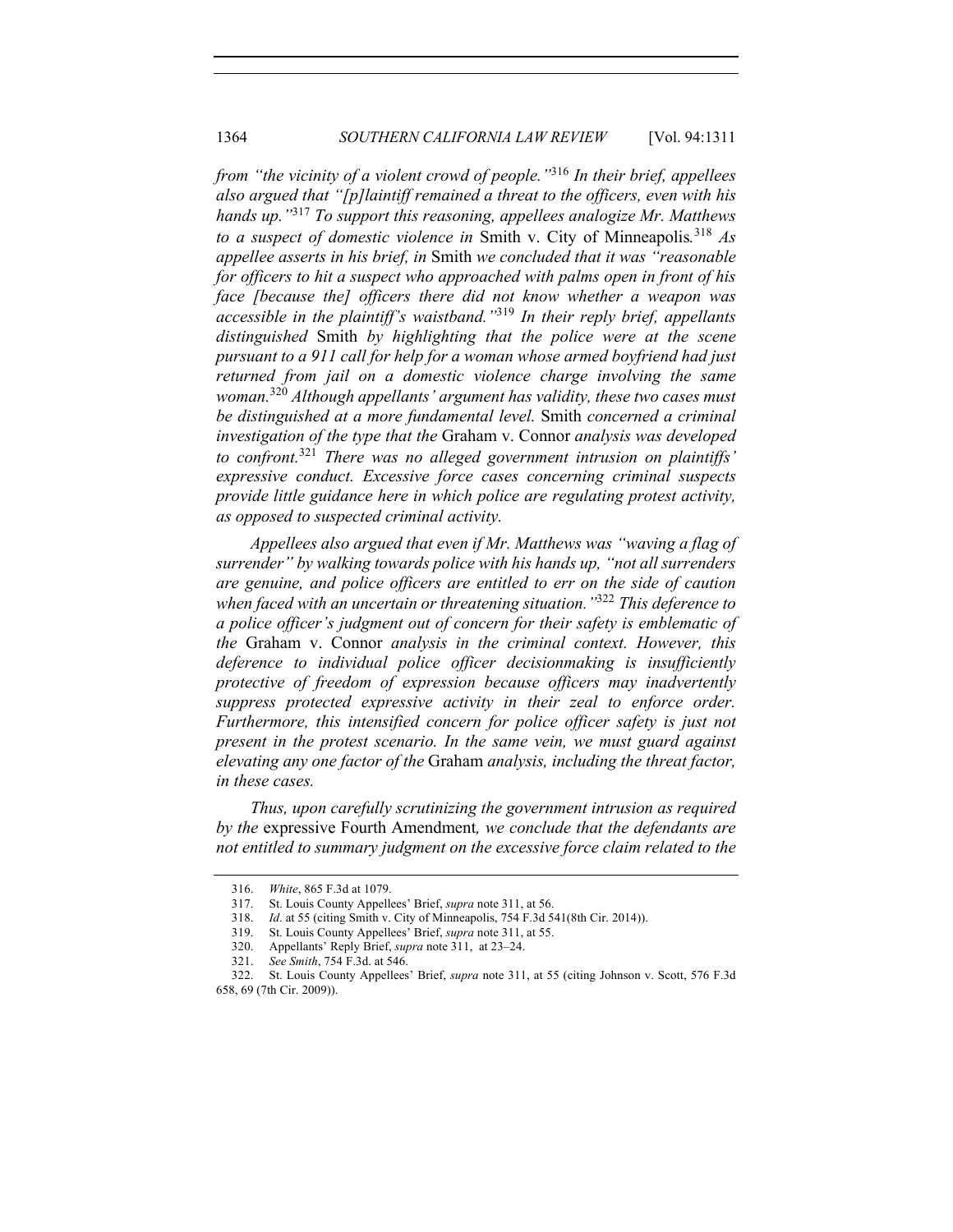*from "the vicinity of a violent crowd of people."*[316] *In their brief, appellees also argued that "[p]laintiff remained a threat to the officers, even with his hands up."*[317] *To support this reasoning, appellees analogize Mr. Matthews to a suspect of domestic violence in* Smith v. City of Minneapolis*.*[318] *As appellee asserts in his brief, in* Smith *we concluded that it was "reasonable for officers to hit a suspect who approached with palms open in front of his face [because the] officers there did not know whether a weapon was accessible in the plaintiff's waistband."*[319] *In their reply brief, appellants distinguished* Smith *by highlighting that the police were at the scene pursuant to a 911 call for help for a woman whose armed boyfriend had just returned from jail on a domestic violence charge involving the same woman.*[320] *Although appellants' argument has validity, these two cases must be distinguished at a more fundamental level.* Smith *concerned a criminal investigation of the type that the* Graham v. Connor *analysis was developed to confront.*[321] *There was no alleged government intrusion on plaintiffs' expressive conduct. Excessive force cases concerning criminal suspects provide little guidance here in which police are regulating protest activity, as opposed to suspected criminal activity.*

*Appellees also argued that even if Mr. Matthews was "waving a flag of surrender" by walking towards police with his hands up, "not all surrenders are genuine, and police officers are entitled to err on the side of caution when faced with an uncertain or threatening situation."*[322] *This deference to a police officer's judgment out of concern for their safety is emblematic of the* Graham v. Connor *analysis in the criminal context. However, this deference to individual police officer decisionmaking is insufficiently protective of freedom of expression because officers may inadvertently suppress protected expressive activity in their zeal to enforce order. Furthermore, this intensified concern for police officer safety is just not present in the protest scenario. In the same vein, we must guard against elevating any one factor of the* Graham *analysis, including the threat factor, in these cases.*

*Thus, upon carefully scrutinizing the government intrusion as required by the* expressive Fourth Amendment*, we conclude that the defendants are not entitled to summary judgment on the excessive force claim related to the*

---

316. *White*, 865 F.3d at 1079.

317. St. Louis County Appellees' Brief, *supra* note 311, at 56.

318. *Id*. at 55 (citing Smith v. City of Minneapolis, 754 F.3d 541(8th Cir. 2014)).

319. St. Louis County Appellees' Brief, *supra* note 311, at 55.

320. Appellants' Reply Brief, *supra* note 311, at 23–24.

321. *See Smith*, 754 F.3d. at 546.

322. St. Louis County Appellees' Brief, *supra* note 311, at 55 (citing Johnson v. Scott, 576 F.3d 658, 69 (7th Cir. 2009)).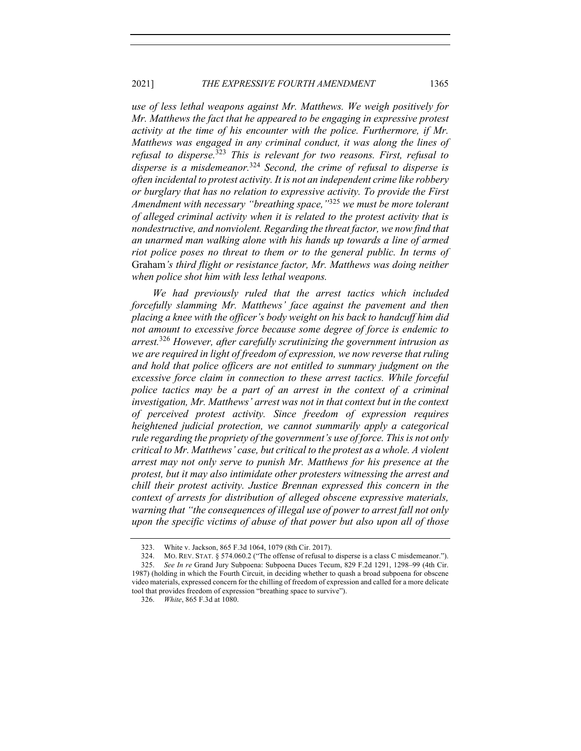*use of less lethal weapons against Mr. Matthews. We weigh positively for Mr. Matthews the fact that he appeared to be engaging in expressive protest activity at the time of his encounter with the police. Furthermore, if Mr. Matthews was engaged in any criminal conduct, it was along the lines of refusal to disperse.*[323] *This is relevant for two reasons. First, refusal to disperse is a misdemeanor.*[324] *Second, the crime of refusal to disperse is often incidental to protest activity. It is not an independent crime like robbery or burglary that has no relation to expressive activity. To provide the First Amendment with necessary "breathing space,"*[325] *we must be more tolerant of alleged criminal activity when it is related to the protest activity that is nondestructive, and nonviolent. Regarding the threat factor, we now find that an unarmed man walking alone with his hands up towards a line of armed riot police poses no threat to them or to the general public. In terms of* Graham*'s third flight or resistance factor, Mr. Matthews was doing neither when police shot him with less lethal weapons.*

*We had previously ruled that the arrest tactics which included forcefully slamming Mr. Matthews' face against the pavement and then placing a knee with the officer's body weight on his back to handcuff him did not amount to excessive force because some degree of force is endemic to arrest.*[326] *However, after carefully scrutinizing the government intrusion as we are required in light of freedom of expression, we now reverse that ruling and hold that police officers are not entitled to summary judgment on the excessive force claim in connection to these arrest tactics. While forceful police tactics may be a part of an arrest in the context of a criminal investigation, Mr. Matthews' arrest was not in that context but in the context of perceived protest activity. Since freedom of expression requires heightened judicial protection, we cannot summarily apply a categorical rule regarding the propriety of the government's use of force. This is not only critical to Mr. Matthews' case, but critical to the protest as a whole. A violent arrest may not only serve to punish Mr. Matthews for his presence at the protest, but it may also intimidate other protesters witnessing the arrest and chill their protest activity. Justice Brennan expressed this concern in the context of arrests for distribution of alleged obscene expressive materials, warning that "the consequences of illegal use of power to arrest fall not only upon the specific victims of abuse of that power but also upon all of those*

---

323. White v. Jackson, 865 F.3d 1064, 1079 (8th Cir. 2017).

324. MO. REV. STAT. § 574.060.2 ("The offense of refusal to disperse is a class C misdemeanor.").

325. *See In re* Grand Jury Subpoena: Subpoena Duces Tecum, 829 F.2d 1291, 1298–99 (4th Cir. 1987) (holding in which the Fourth Circuit, in deciding whether to quash a broad subpoena for obscene video materials, expressed concern for the chilling of freedom of expression and called for a more delicate tool that provides freedom of expression "breathing space to survive").

326. *White*, 865 F.3d at 1080.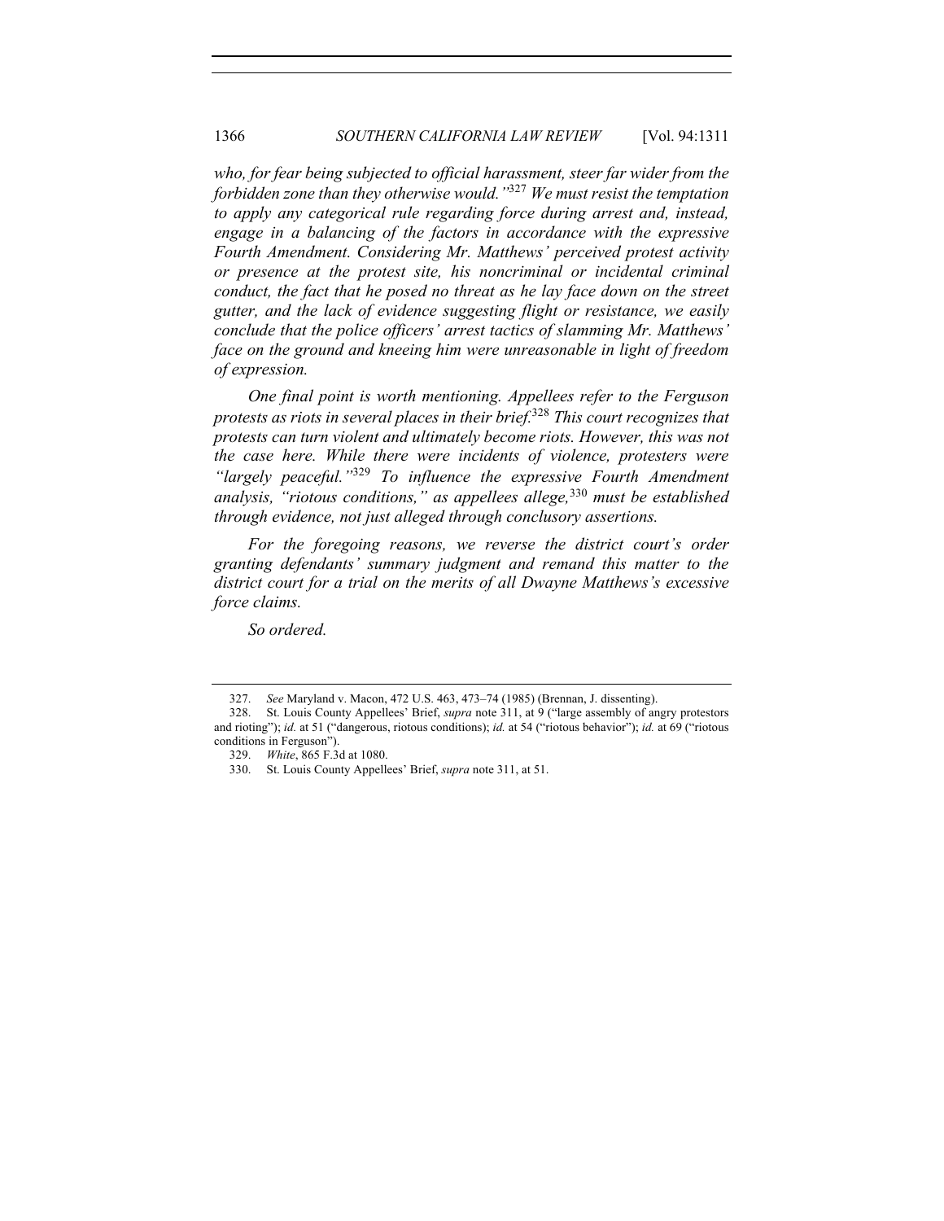*who, for fear being subjected to official harassment, steer far wider from the forbidden zone than they otherwise would."*[327] *We must resist the temptation to apply any categorical rule regarding force during arrest and, instead, engage in a balancing of the factors in accordance with the expressive Fourth Amendment. Considering Mr. Matthews' perceived protest activity or presence at the protest site, his noncriminal or incidental criminal conduct, the fact that he posed no threat as he lay face down on the street gutter, and the lack of evidence suggesting flight or resistance, we easily conclude that the police officers' arrest tactics of slamming Mr. Matthews' face on the ground and kneeing him were unreasonable in light of freedom of expression.*

*One final point is worth mentioning. Appellees refer to the Ferguson protests as riots in several places in their brief.*[328] *This court recognizes that protests can turn violent and ultimately become riots. However, this was not the case here. While there were incidents of violence, protesters were "largely peaceful."*[329] *To influence the expressive Fourth Amendment analysis, "riotous conditions," as appellees allege,*[330] *must be established through evidence, not just alleged through conclusory assertions.*

*For the foregoing reasons, we reverse the district court's order granting defendants' summary judgment and remand this matter to the district court for a trial on the merits of all Dwayne Matthews's excessive force claims.*

*So ordered.*

---

327. *See* Maryland v. Macon, 472 U.S. 463, 473–74 (1985) (Brennan, J. dissenting).

328. St. Louis County Appellees' Brief, *supra* note 311, at 9 ("large assembly of angry protestors and rioting"); *id.* at 51 ("dangerous, riotous conditions); *id.* at 54 ("riotous behavior"); *id.* at 69 ("riotous conditions in Ferguson").

329. *White*, 865 F.3d at 1080.

330. St. Louis County Appellees' Brief, *supra* note 311, at 51.